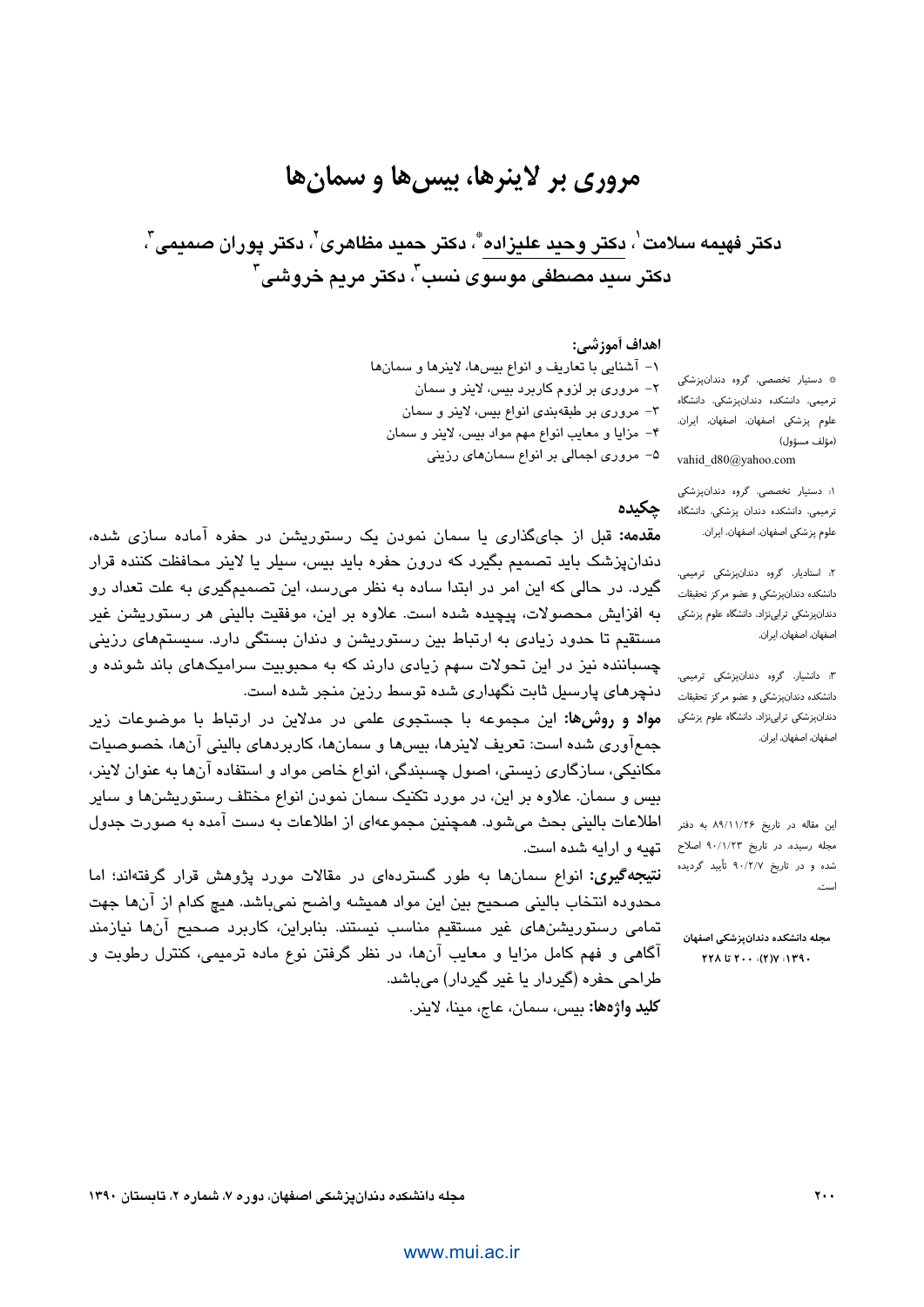# مروری بر لاینرها، بیس‌ها و سمان‌ها

**دکتر فهیمه سلامت[۱]، دکتر وحید علیزاده[*]، دکتر حمید مظاهری[۲]، دکتر پوران صمیمی[۳]، دکتر سید مصطفی موسوی نسب[۳]، دکتر مریم خروشی[۳]**

* دستیار تخصصی، گروه دندانپزشکی ترمیمی، دانشکده دندانپزشکی، دانشگاه علوم پزشکی اصفهان، اصفهان، ایران. (مؤلف مسؤول)
vahid_d80@yahoo.com

۱: دستیار تخصصی، گروه دندانپزشکی ترمیمی، دانشکده دندان پزشکی، دانشگاه علوم پزشکی اصفهان، اصفهان، ایران.

۲: استادیار، گروه دندانپزشکی ترمیمی، دانشکده دندانپزشکی و عضو مرکز تحقیقات دندانپزشکی ترابی‌نژاد، دانشگاه علوم پزشکی اصفهان، اصفهان، ایران.

۳: دانشیار، گروه دندانپزشکی ترمیمی، دانشکده دندانپزشکی و عضو مرکز تحقیقات دندانپزشکی ترابی‌نژاد، دانشگاه علوم پزشکی اصفهان، اصفهان، ایران.

این مقاله در تاریخ ۸۹/۱۱/۲۶ به دفتر مجله رسیده، در تاریخ ۹۰/۱/۲۳ اصلاح شده و در تاریخ ۹۰/۲/۷ تأیید گردیده است.

مجله دانشکده دندانپزشکی اصفهان
۱۳۹۰؛ ۷(۲): ۲۰۰ تا ۲۲۸

**اهداف آموزشی:**

۱- آشنایی با تعاریف و انواع بیس‌ها، لاینرها و سمان‌ها
۲- مروری بر لزوم کاربرد بیس، لاینر و سمان
۳- مروری بر طبقه‌بندی انواع بیس، لاینر و سمان
۴- مزایا و معایب انواع مهم مواد بیس، لاینر و سمان
۵- مروری اجمالی بر انواع سمان‌های رزینی

## چکیده

**مقدمه:** قبل از جای‌گذاری یا سمان نمودن یک رستوریشن در حفره آماده سازی شده، دندان‌پزشک باید تصمیم بگیرد که درون حفره باید بیس، سیلر یا لاینر محافظت کننده قرار گیرد. در حالی که این امر در ابتدا ساده به نظر می‌رسد، این تصمیم‌گیری به علت تعداد رو به افزایش محصولات، پیچیده شده است. علاوه بر این، موفقیت بالینی هر رستوریشن غیر مستقیم تا حدود زیادی به ارتباط بین رستوریشن و دندان بستگی دارد. سیستم‌های رزینی چسباننده نیز در این تحولات سهم زیادی دارند که به محبوبیت سرامیک‌های باند شونده و دنچرهای پارسیل ثابت نگهداری شده توسط رزین منجر شده است.

**مواد و روش‌ها:** این مجموعه با جستجوی علمی در مدلاین در ارتباط با موضوعات زیر جمع‌آوری شده است: تعریف لاینرها، بیس‌ها و سمان‌ها، کاربردهای بالینی آن‌ها، خصوصیات مکانیکی، سازگاری زیستی، اصول چسبندگی، انواع خاص مواد و استفاده آن‌ها به عنوان لاینر، بیس و سمان. علاوه بر این، در مورد تکنیک سمان نمودن انواع مختلف رستوریشن‌ها و سایر اطلاعات بالینی بحث می‌شود. همچنین مجموعه‌ای از اطلاعات به دست آمده به صورت جدول تهیه و ارایه شده است.

**نتیجه‌گیری:** انواع سمان‌ها به طور گسترده‌ای در مقالات مورد پژوهش قرار گرفته‌اند؛ اما محدوده انتخاب بالینی صحیح بین این مواد همیشه واضح نمی‌باشد. هیچ کدام از آن‌ها جهت تمامی رستوریشن‌های غیر مستقیم مناسب نیستند. بنابراین، کاربرد صحیح آن‌ها نیازمند آگاهی و فهم کامل مزایا و معایب آن‌ها، در نظر گرفتن نوع ماده ترمیمی، کنترل رطوبت و طراحی حفره (گیردار یا غیر گیردار) می‌باشد.

**کلید واژه‌ها:** بیس، سمان، عاج، مینا، لاینر.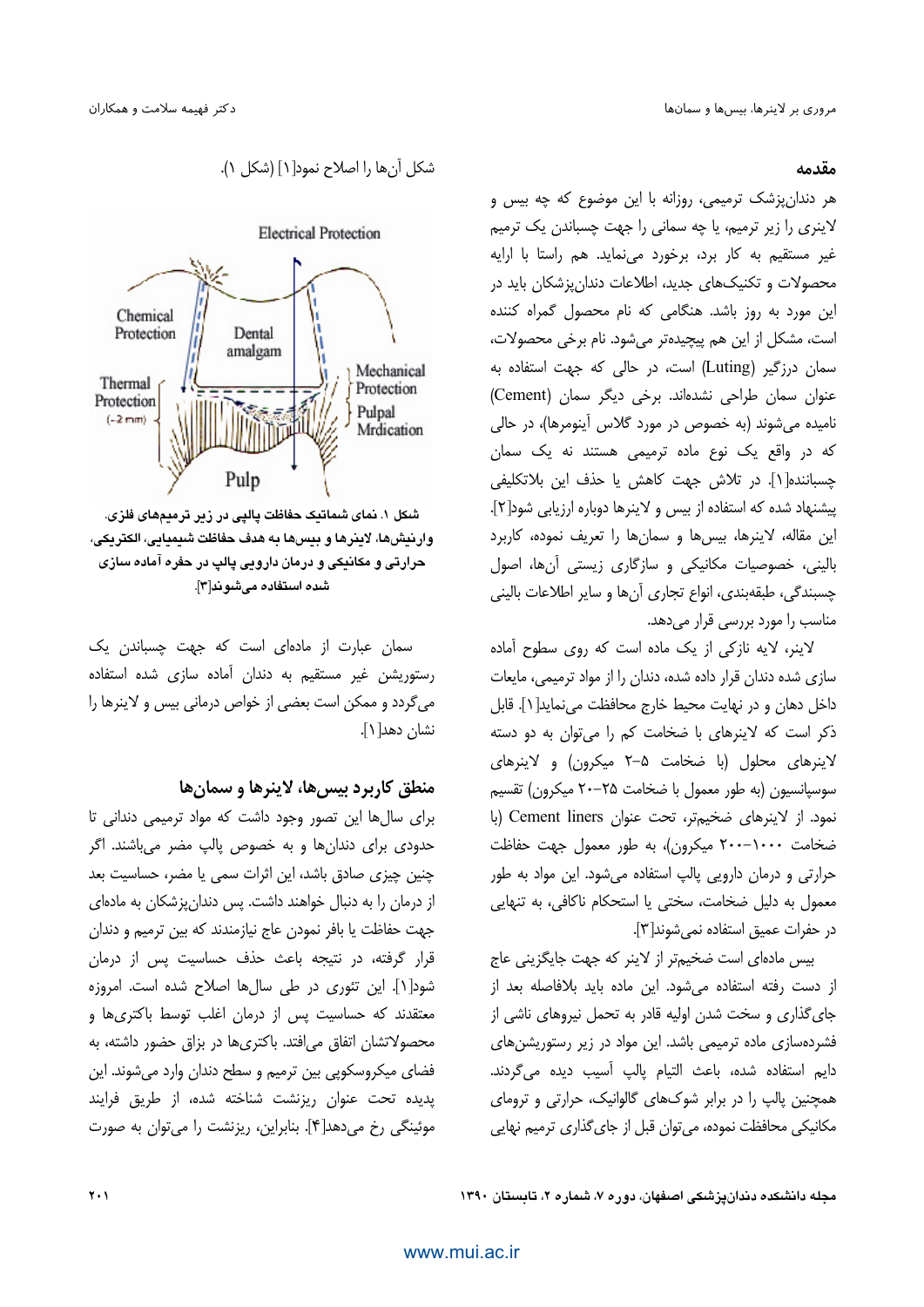## مقدمه

هر دندان‌پزشک ترمیمی، روزانه با این موضوع که چه بیس و لاینری را زیر ترمیم، یا چه سمانی را جهت چسباندن یک ترمیم غیر مستقیم به کار برد، برخورد می‌نماید. هم راستا با ارایه محصولات و تکنیک‌های جدید، اطلاعات دندان‌پزشکان باید در این مورد به روز باشد. هنگامی که نام محصول گمراه کننده است، مشکل از این هم پیچیده‌تر می‌شود. نام برخی محصولات، سمان درزگیر (Luting) است، در حالی که جهت استفاده به عنوان سمان طراحی نشده‌اند. برخی دیگر سمان (Cement) نامیده می‌شوند (به خصوص در مورد گلاس آینومرها)، در حالی که در واقع یک نوع ماده ترمیمی هستند نه یک سمان چسباننده[1]. در تلاش جهت کاهش یا حذف این بلاتکلیفی پیشنهاد شده که استفاده از بیس و لاینرها دوباره ارزیابی شود[2]. این مقاله، لاینرها، بیس‌ها و سمان‌ها را تعریف نموده، کاربرد بالینی، خصوصیات مکانیکی و سازگاری زیستی آن‌ها، اصول چسبندگی، طبقه‌بندی، انواع تجاری آن‌ها و سایر اطلاعات بالینی مناسب را مورد بررسی قرار می‌دهد.

لاینر، لایه نازکی از یک ماده است که روی سطوح آماده سازی شده دندان قرار داده شده، دندان را از مواد ترمیمی، مایعات داخل دهان و در نهایت محیط خارج محافظت می‌نماید[1]. قابل ذکر است که لاینرهای با ضخامت کم را می‌توان به دو دسته لاینرهای محلول (با ضخامت ۵–۲ میکرون) و لاینرهای سوسپانسیون (به طور معمول با ضخامت ۲۵–۲۰ میکرون) تقسیم نمود. از لاینرهای ضخیم‌تر، تحت عنوان Cement liners (با ضخامت ۱۰۰۰–۲۰۰ میکرون)، به طور معمول جهت حفاظت حرارتی و درمان دارویی پالپ استفاده می‌شود. این مواد به طور معمول به دلیل ضخامت، سختی یا استحکام ناکافی، به تنهایی در حفرات عمیق استفاده نمی‌شوند[3].

بیس ماده‌ای است ضخیم‌تر از لاینر که جهت جایگزینی عاج از دست رفته استفاده می‌شود. این ماده باید بلافاصله بعد از جای‌گذاری و سخت شدن اولیه قادر به تحمل نیروهای ناشی از فشرده‌سازی ماده ترمیمی باشد. این مواد در زیر رستوریشن‌های دایم استفاده شده، باعث التیام پالپ آسیب دیده می‌گردند. همچنین پالپ را در برابر شوک‌های گالوانیک، حرارتی و ترومای مکانیکی محافظت نموده، می‌توان قبل از جای‌گذاری ترمیم نهایی شکل آن‌ها را اصلاح نمود[1] (شکل ۱).

**شکل ۱. نمای شماتیک حفاظت پالپی در زیر ترمیم‌های فلزی. وارنیش‌ها، لاینرها و بیس‌ها به هدف حفاظت شیمیایی، الکتریکی، حرارتی و مکانیکی و درمان دارویی پالپ در حفره آماده سازی شده استفاده می‌شوند[3].**

سمان عبارت از ماده‌ای است که جهت چسباندن یک رستوریشن غیر مستقیم به دندان آماده سازی شده استفاده می‌گردد و ممکن است بعضی از خواص درمانی بیس و لاینرها را نشان دهد[1].

## منطق کاربرد بیس‌ها، لاینرها و سمان‌ها

برای سال‌ها این تصور وجود داشت که مواد ترمیمی دندانی تا حدودی برای دندان‌ها و به خصوص پالپ مضر می‌باشند. اگر چنین چیزی صادق باشد، این اثرات سمی یا مضر، حساسیت بعد از درمان را به دنبال خواهند داشت. پس دندان‌پزشکان به ماده‌ای جهت حفاظت یا بافر نمودن عاج نیازمندند که بین ترمیم و دندان قرار گرفته، در نتیجه باعث حذف حساسیت پس از درمان شود[1]. این تئوری در طی سال‌ها اصلاح شده است. امروزه معتقدند که حساسیت پس از درمان اغلب توسط باکتری‌ها و محصولاتشان اتفاق می‌افتد. باکتری‌ها در بزاق حضور داشته، به فضای میکروسکوپی بین ترمیم و سطح دندان وارد می‌شوند. این پدیده تحت عنوان ریزنشت شناخته شده، از طریق فرایند موئینگی رخ می‌دهد[4]. بنابراین، ریزنشت را می‌توان به صورت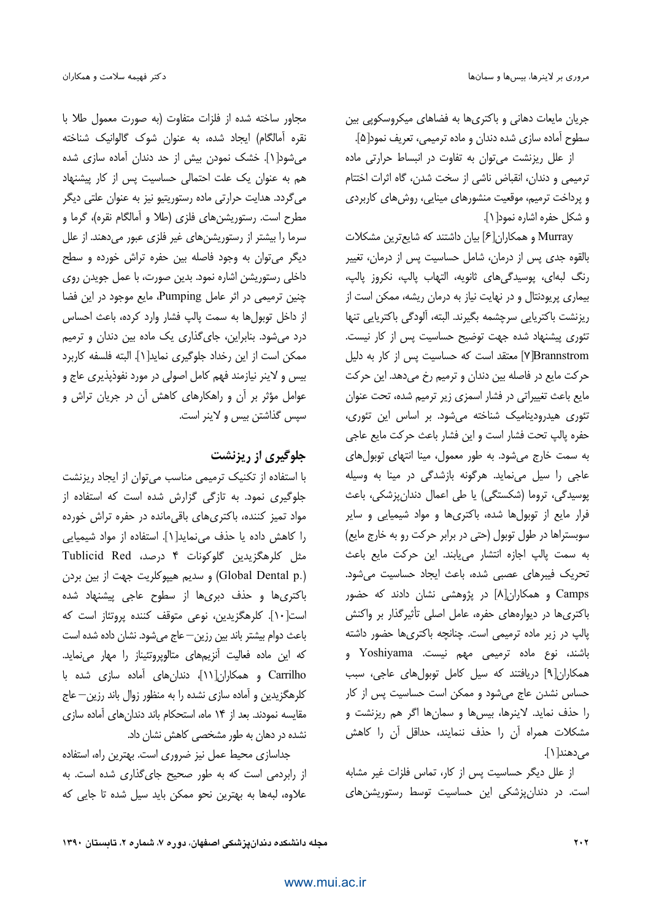جریان مایعات دهانی و باکتری‌ها به فضاهای میکروسکوپی بین سطوح آماده سازی شده دندان و ماده ترمیمی، تعریف نمود[۵].

از علل ریزنشت می‌توان به تفاوت در انبساط حرارتی ماده ترمیمی و دندان، انقباض ناشی از سخت شدن، گاه اثرات اختتام و پرداخت ترمیم، موقعیت منشورهای مینایی، روش‌های کاربردی و شکل حفره اشاره نمود[۱].

Murray و همکاران[۶] بیان داشتند که شایع‌ترین مشکلات بالقوه جدی پس از درمان، شامل حساسیت پس از درمان، تغییر رنگ لبه‌ای، پوسیدگی‌های ثانویه، التهاب پالپ، نکروز پالپ، بیماری پریودنتال و در نهایت نیاز به درمان ریشه، ممکن است از ریزنشت باکتریایی سرچشمه بگیرند. البته، آلودگی باکتریایی تنها تئوری پیشنهاد شده جهت توضیح حساسیت پس از کار نیست. Brannstrom[۷] معتقد است که حساسیت پس از کار به دلیل حرکت مایع در فاصله بین دندان و ترمیم رخ می‌دهد. این حرکت مایع باعث تغییراتی در فشار اسمزی زیر ترمیم شده، تحت عنوان تئوری هیدرودینامیک شناخته می‌شود. بر اساس این تئوری، حفره پالپ تحت فشار است و این فشار باعث حرکت مایع عاجی به سمت خارج می‌شود. به طور معمول، مینا انتهای توبول‌های عاجی را سیل می‌نماید. هرگونه بازشدگی در مینا به وسیله پوسیدگی، تروما (شکستگی) یا طی اعمال دندان‌پزشکی، باعث فرار مایع از توبول‌ها شده، باکتری‌ها و مواد شیمیایی و سایر سوبستراها در طول توبول (حتی در برابر حرکت رو به خارج مایع) به سمت پالپ اجازه انتشار می‌یابند. این حرکت مایع باعث تحریک فیبرهای عصبی شده، باعث ایجاد حساسیت می‌شود. Camps و همکاران[۸] در پژوهشی نشان دادند که حضور باکتری‌ها در دیواره‌های حفره، عامل اصلی تأثیرگذار بر واکنش پالپ در زیر ماده ترمیمی است. چنانچه باکتری‌ها حضور داشته باشند، نوع ماده ترمیمی مهم نیست. Yoshiyama و همکاران[۹] دریافتند که سیل کامل توبول‌های عاجی، سبب حساس نشدن عاج می‌شود و ممکن است حساسیت پس از کار را حذف نماید. لاینرها، بیس‌ها و سمان‌ها اگر هم ریزنشت و مشکلات همراه آن را حذف ننمایند، حداقل آن را کاهش می‌دهند[۱].

از علل دیگر حساسیت پس از کار، تماس فلزات غیر مشابه است. در دندان‌پزشکی این حساسیت توسط رستوریشن‌های مجاور ساخته شده از فلزات متفاوت (به صورت معمول طلا با نقره آمالگام) ایجاد شده، به عنوان شوک گالوانیک شناخته می‌شود[۱]. خشک نمودن بیش از حد دندان آماده سازی شده هم به عنوان یک علت احتمالی حساسیت پس از کار پیشنهاد می‌گردد. هدایت حرارتی ماده رستوریتیو نیز به عنوان علتی دیگر مطرح است. رستوریشن‌های فلزی (طلا و آمالگام نقره)، گرما و سرما را بیشتر از رستوریشن‌های غیر فلزی عبور می‌دهند. از علل دیگر می‌توان به وجود فاصله بین حفره تراش خورده و سطح داخلی رستوریشن اشاره نمود. بدین صورت، با عمل جویدن روی چنین ترمیمی در اثر عامل Pumping، مایع موجود در این فضا از داخل توبول‌ها به سمت پالپ فشار وارد کرده، باعث احساس درد می‌شود. بنابراین، جای‌گذاری یک ماده بین دندان و ترمیم ممکن است از این رخداد جلوگیری نماید[۱]. البته فلسفه کاربرد بیس و لاینر نیازمند فهم کامل اصولی در مورد نفوذپذیری عاج و عوامل مؤثر بر آن و راهکارهای کاهش آن در جریان تراش و سپس گذاشتن بیس و لاینر است.

## جلوگیری از ریزنشت

با استفاده از تکنیک ترمیمی مناسب می‌توان از ایجاد ریزنشت جلوگیری نمود. به تازگی گزارش شده است که استفاده از مواد تمیز کننده، باکتری‌های باقی‌مانده در حفره تراش خورده را کاهش داده یا حذف می‌نماید[۱]. استفاده از مواد شیمیایی مثل کلرهگزیدین گلوکونات ۴ درصد، Tublicid Red (Global Dental p.) و سدیم هیپوکلریت جهت از بین بردن باکتری‌ها و حذف دبری‌ها از سطوح عاجی پیشنهاد شده است[۱۰]. کلرهگزیدین، نوعی متوقف کننده پروتئاز است که باعث دوام بیشتر باند بین رزین–عاج می‌شود. نشان داده شده است که این ماده فعالیت آنزیم‌های متالوپروتئیناز را مهار می‌نماید. Carrilho و همکاران[۱۱]، دندان‌های آماده سازی شده با کلرهگزیدین و آماده سازی نشده را به منظور زوال باند رزین–عاج مقایسه نمودند. بعد از ۱۴ ماه، استحکام باند دندان‌های آماده سازی نشده در دهان به طور مشخصی کاهش نشان داد.

جداسازی محیط عمل نیز ضروری است. بهترین راه، استفاده از رابردمی است که به طور صحیح جای‌گذاری شده است. به علاوه، لبه‌ها به بهترین نحو ممکن باید سیل شده تا جایی که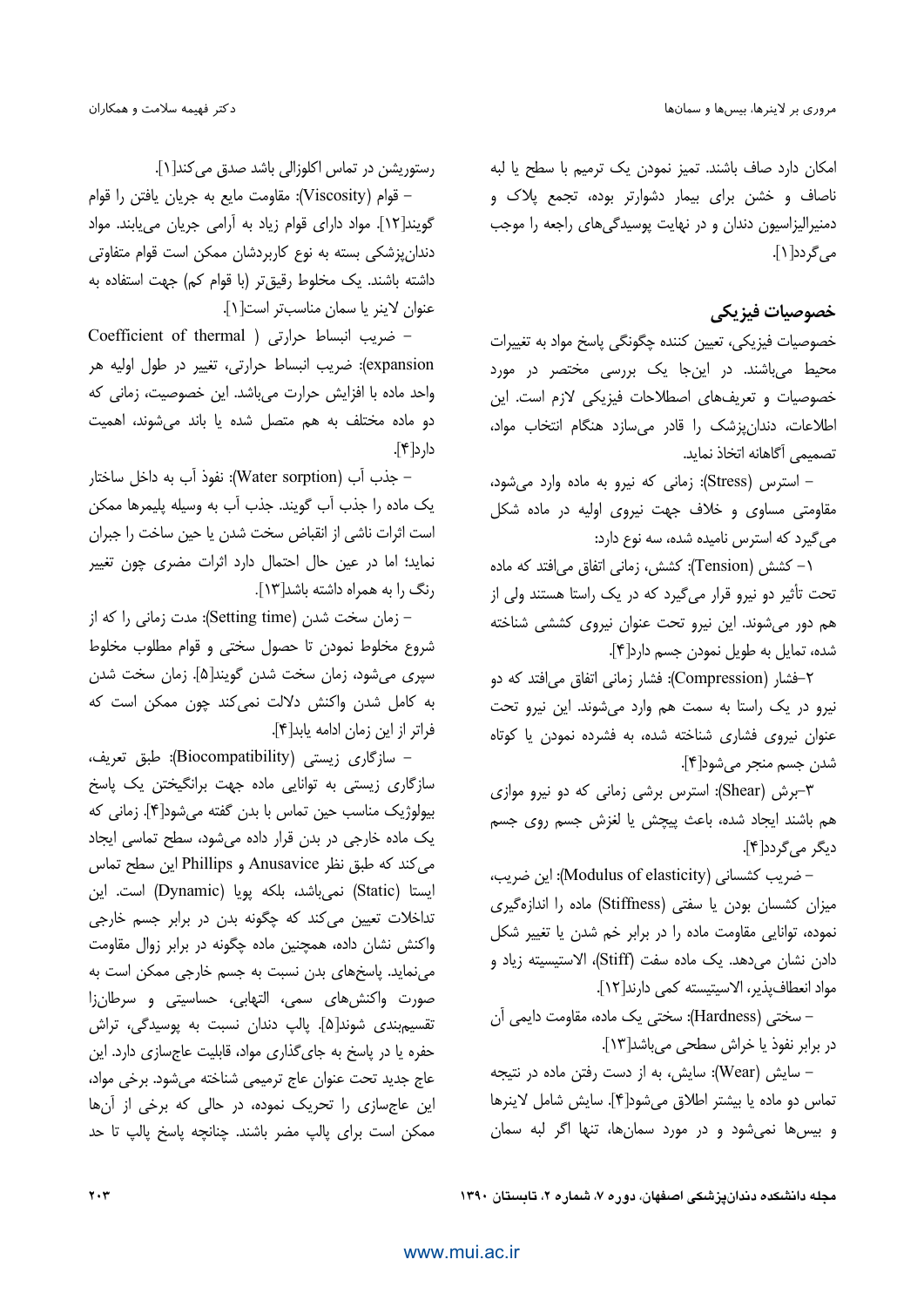امکان دارد صاف باشند. تمیز نمودن یک ترمیم با سطح یا لبه ناصاف و خشن برای بیمار دشوارتر بوده، تجمع پلاک و دمنیرالیزاسیون دندان و در نهایت پوسیدگی‌های راجعه را موجب می‌گردد[۱].

## خصوصیات فیزیکی

خصوصیات فیزیکی، تعیین کننده چگونگی پاسخ مواد به تغییرات محیط می‌باشند. در اینجا یک بررسی مختصر در مورد خصوصیات و تعریف‌های اصطلاحات فیزیکی لازم است. این اطلاعات، دندانپزشک را قادر می‌سازد هنگام انتخاب مواد، تصمیمی آگاهانه اتخاذ نماید.

– استرس (Stress): زمانی که نیرو به ماده وارد می‌شود، مقاومتی مساوی و خلاف جهت نیروی اولیه در ماده شکل می‌گیرد که استرس نامیده شده، سه نوع دارد:

۱– کشش (Tension): کشش، زمانی اتفاق می‌افتد که ماده تحت تأثیر دو نیرو قرار می‌گیرد که در یک راستا هستند ولی از هم دور می‌شوند. این نیرو تحت عنوان نیروی کششی شناخته شده، تمایل به طویل نمودن جسم دارد[۴].

۲–فشار (Compression): فشار زمانی اتفاق می‌افتد که دو نیرو در یک راستا به سمت هم وارد می‌شوند. این نیرو تحت عنوان نیروی فشاری شناخته شده، به فشرده نمودن یا کوتاه شدن جسم منجر می‌شود[۴].

۳–برش (Shear): استرس برشی زمانی که دو نیرو موازی هم باشند ایجاد شده، باعث پیچش یا لغزش جسم روی جسم دیگر می‌گردد[۴].

– ضریب کشسانی (Modulus of elasticity): این ضریب، میزان کشسان بودن یا سفتی (Stiffness) ماده را اندازه‌گیری نموده، توانایی مقاومت ماده را در برابر خم شدن یا تغییر شکل دادن نشان می‌دهد. یک ماده سفت (Stiff)، الاستیسیته زیاد و مواد انعطاف‌پذیر، الاستیسته کمی دارند[۱۲].

– سختی (Hardness): سختی یک ماده، مقاومت دایمی آن در برابر نفوذ یا خراش سطحی می‌باشد[۱۳].

– سایش (Wear): سایش، به از دست رفتن ماده در نتیجه تماس دو ماده یا بیشتر اطلاق می‌شود[۴]. سایش شامل لاینرها و بیس‌ها نمی‌شود و در مورد سمان‌ها، تنها اگر لبه سمان رستوریشن در تماس اکلوزالی باشد صدق می‌کند[۱].

– قوام (Viscosity): مقاومت مایع به جریان یافتن را قوام گویند[۱۲]. مواد دارای قوام زیاد به آرامی جریان می‌یابند. مواد دندانپزشکی بسته به نوع کاربردشان ممکن است قوام متفاوتی داشته باشند. یک مخلوط رقیق‌تر (با قوام کم) جهت استفاده به عنوان لاینر یا سمان مناسب‌تر است[۱].

– ضریب انبساط حرارتی ( Coefficient of thermal expansion): ضریب انبساط حرارتی، تغییر در طول اولیه هر واحد ماده با افزایش حرارت می‌باشد. این خصوصیت، زمانی که دو ماده مختلف به هم متصل شده یا باند می‌شوند، اهمیت دارد[۴].

– جذب آب (Water sorption): نفوذ آب به داخل ساختار یک ماده را جذب آب گویند. جذب آب به وسیله پلیمرها ممکن است اثرات ناشی از انقباض سخت شدن یا حین ساخت را جبران نماید؛ اما در عین حال احتمال دارد اثرات مضری چون تغییر رنگ را به همراه داشته باشد[۱۳].

– زمان سخت شدن (Setting time): مدت زمانی را که از شروع مخلوط نمودن تا حصول سختی و قوام مطلوب مخلوط سپری می‌شود، زمان سخت شدن گویند[۵]. زمان سخت شدن به کامل شدن واکنش دلالت نمی‌کند چون ممکن است که فراتر از این زمان ادامه یابد[۴].

– سازگاری زیستی (Biocompatibility): طبق تعریف، سازگاری زیستی به توانایی ماده جهت برانگیختن یک پاسخ بیولوژیک مناسب حین تماس با بدن گفته می‌شود[۴]. زمانی که یک ماده خارجی در بدن قرار داده می‌شود، سطح تماسی ایجاد می‌کند که طبق نظر Anusavice و Phillips این سطح تماس ایستا (Static) نمی‌باشد، بلکه پویا (Dynamic) است. این تداخلات تعیین می‌کند که چگونه بدن در برابر جسم خارجی واکنش نشان داده، همچنین ماده چگونه در برابر زوال مقاومت می‌نماید. پاسخ‌های بدن نسبت به جسم خارجی ممکن است به صورت واکنش‌های سمی، التهابی، حساسیتی و سرطان‌زا تقسیم‌بندی شوند[۵]. پالپ دندان نسبت به پوسیدگی، تراش حفره یا در پاسخ به جای‌گذاری مواد، قابلیت عاج‌سازی دارد. این عاج جدید تحت عنوان عاج ترمیمی شناخته می‌شود. برخی مواد، این عاج‌سازی را تحریک نموده، در حالی که برخی از آن‌ها ممکن است برای پالپ مضر باشند. چنانچه پاسخ پالپ تا حد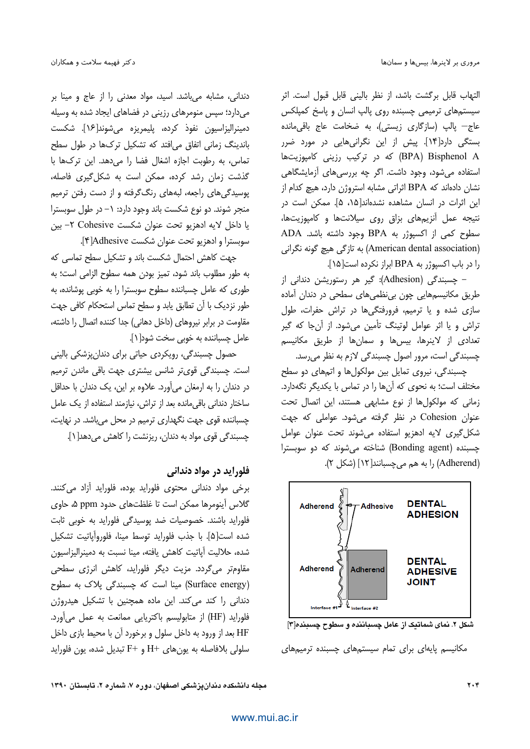التهاب قابل برگشت باشد، از نظر بالینی قابل قبول است. اثر سیستم‌های ترمیمی چسبنده روی پالپ انسان و پاسخ کمپلکس عاج– پالپ (سازگاری زیستی)، به ضخامت عاج باقی‌مانده بستگی دارد[۱۴]. پیش از این نگرانی‌هایی در مورد ضرر Bisphenol A (BPA) که در ترکیب رزینی کامپوزیت‌ها استفاده می‌شود، وجود داشت. اگر چه بررسی‌های آزمایشگاهی نشان داده‌اند که BPA اثراتی مشابه استروژن دارد، هیچ کدام از این اثرات در انسان مشاهده نشده‌اند[۱۵، ۵]. ممکن است در نتیجه عمل آنزیم‌های بزاق روی سیلانت‌ها و کامپوزیت‌ها، سطوح کمی از اکسپوژر به BPA وجود داشته باشد. ADA (American dental association) به تازگی هیچ گونه نگرانی را در باب اکسپوژر به BPA ابراز نکرده است[۱۵].

– چسبندگی (Adhesion): گیر هر رستوریشن دندانی از طریق مکانیسم‌هایی چون بی‌نظمی‌های سطحی در دندان آماده سازی شده و یا ترمیم، فرورفتگی‌ها در تراش حفرات، طول تراش و یا اثر عوامل لوتینگ تأمین می‌شود. از آن‌جا که گیر تعدادی از لاینرها، بیس‌ها و سمان‌ها از طریق مکانیسم چسبندگی است، مرور اصول چسبندگی لازم به نظر می‌رسد.

چسبندگی، نیروی تمایل بین مولکول‌ها و اتم‌های دو سطح مختلف است؛ به نحوی که آن‌ها را در تماس با یکدیگر نگه‌دارد. زمانی که مولکول‌ها از نوع مشابهی هستند، این اتصال تحت عنوان Cohesion در نظر گرفته می‌شود. عواملی که جهت شکل‌گیری لایه ادهزیو استفاده می‌شوند تحت عنوان عوامل چسبنده (Bonding agent) شناخته می‌شوند که دو سوبسترا (Adherend) را به هم می‌چسبانند[۱۲] (شکل ۲).

**شکل ۲.** نمای شماتیک از عامل چسباننده و سطوح چسبنده[۳]

مکانیسم پایه‌ای برای تمام سیستم‌های چسبنده ترمیم‌های دندانی، مشابه می‌باشد. اسید، مواد معدنی را از عاج و مینا بر می‌دارد؛ سپس منومرهای رزینی در فضاهای ایجاد شده به وسیله دمینرالیزاسیون نفوذ کرده، پلیمریزه می‌شوند[۱۶]. شکست باندینگ زمانی اتفاق می‌افتد که تشکیل ترک‌ها در طول سطح تماس، به رطوبت اجازه اشغال فضا را می‌دهد. این ترک‌ها با گذشت زمان رشد کرده، ممکن است به شکل‌گیری فاصله، پوسیدگی‌های راجعه، لبه‌های رنگ‌گرفته و از دست رفتن ترمیم منجر شوند. دو نوع شکست باند وجود دارد: ۱– در طول سوبسترا یا داخل لایه ادهزیو تحت عنوان شکست Cohesive ۲– بین سوبسترا و ادهزیو تحت عنوان شکست Adhesive[۴].

جهت کاهش احتمال شکست باند و تشکیل سطح تماسی که به طور مطلوب باند شود، تمیز بودن همه سطوح الزامی است؛ به طوری که عامل چسباننده سطوح سوبسترا را به خوبی پوشانده، به طور نزدیک با آن تطابق یابد و سطح تماس استحکام کافی جهت مقاومت در برابر نیروهای (داخل دهانی) جدا کننده اتصال را داشته، عامل چسباننده به خوبی سخت شود[۱].

حصول چسبندگی، رویکردی حیاتی برای دندان‌پزشکی بالینی است. چسبندگی قوی‌تر شانس بیشتری جهت باقی ماندن ترمیم در دندان را به ارمغان می‌آورد. علاوه بر این، یک دندان با حداقل ساختار دندانی باقی‌مانده بعد از تراش، نیازمند استفاده از یک عامل چسباننده قوی جهت نگهداری ترمیم در محل می‌باشد. در نهایت، چسبندگی قوی مواد به دندان، ریزنشت را کاهش می‌دهد[۱].

## فلوراید در مواد دندانی

برخی مواد دندانی محتوی فلوراید بوده، فلوراید آزاد می‌کنند. گلاس آینومرها ممکن است تا غلظت‌های حدود ۵ ppm، حاوی فلوراید باشند. خصوصیات ضد پوسیدگی فلوراید به خوبی ثابت شده است[۵]. با جذب فلوراید توسط مینا، فلوروآپاتیت تشکیل شده، حلالیت آپاتیت کاهش یافته، مینا نسبت به دمینرالیزاسیون مقاوم‌تر می‌گردد. مزیت دیگر فلوراید، کاهش انرژی سطحی (Surface energy) مینا است که چسبندگی پلاک به سطوح دندانی را کند می‌کند. این ماده همچنین با تشکیل هیدروژن فلوراید (HF) از متابولیسم باکتریایی ممانعت به عمل می‌آورد. HF بعد از ورود به داخل سلول و برخورد آن با محیط بازی داخل سلولی بلافاصله به یون‌های $H^+$ و $F^+$ تبدیل شده، یون فلوراید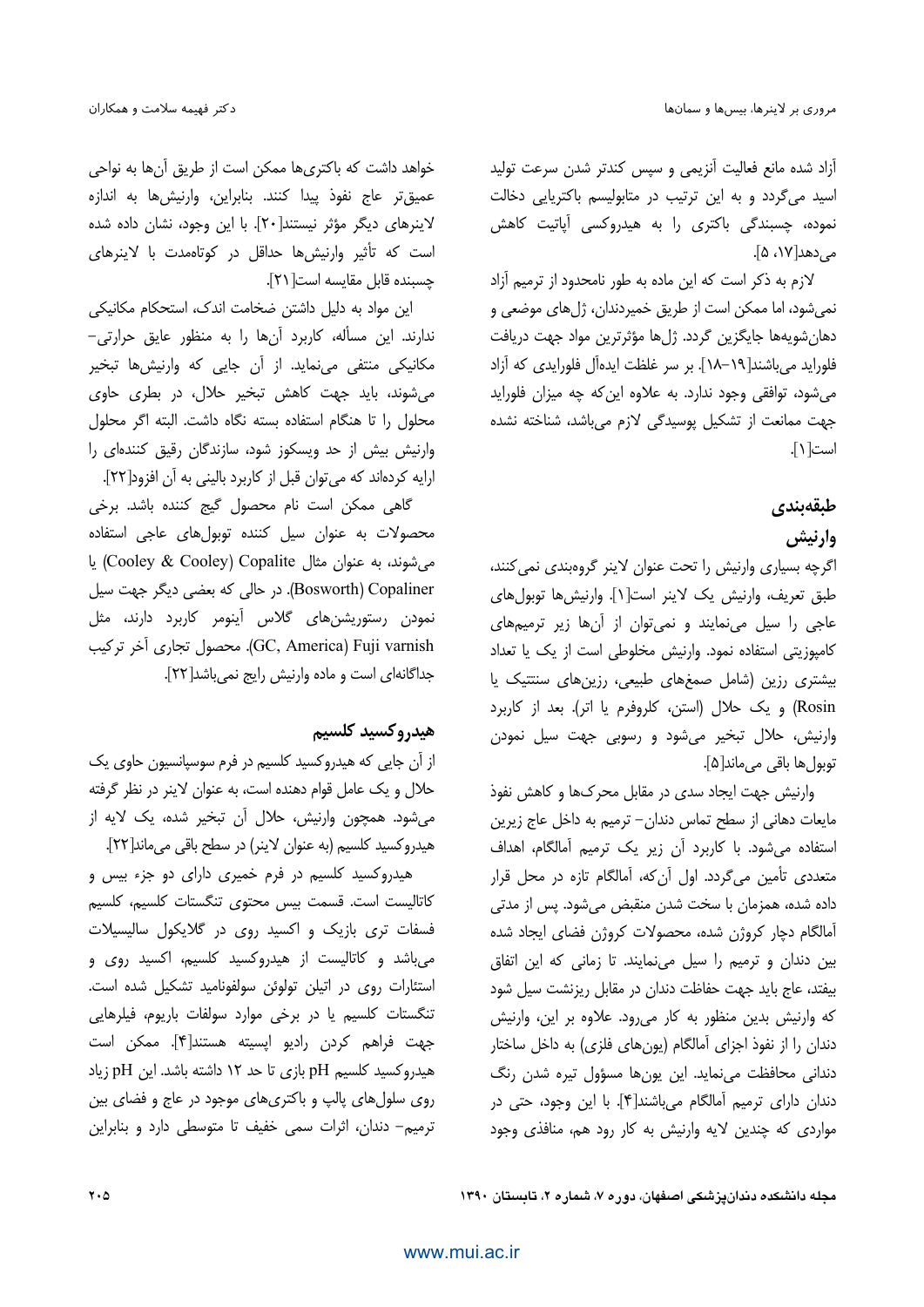آزاد شده مانع فعالیت آنزیمی و سپس کندتر شدن سرعت تولید اسید می‌گردد و به این ترتیب در متابولیسم باکتریایی دخالت نموده، چسبندگی باکتری را به هیدروکسی آپاتیت کاهش می‌دهد[۱۷، ۵].

لازم به ذکر است که این ماده به طور نامحدود از ترمیم آزاد نمی‌شود، اما ممکن است از طریق خمیردندان، ژل‌های موضعی و دهان‌شویه‌ها جایگزین گردد. ژل‌ها مؤثرترین مواد جهت دریافت فلوراید می‌باشند[۱۹-۱۸]. بر سر غلظت ایده‌آل فلورایدی که آزاد می‌شود، توافقی وجود ندارد. به علاوه این‌که چه میزان فلوراید جهت ممانعت از تشکیل پوسیدگی لازم می‌باشد، شناخته نشده است[۱].

## طبقه‌بندی

### وارنیش

اگرچه بسیاری وارنیش را تحت عنوان لاینر گروه‌بندی نمی‌کنند، طبق تعریف، وارنیش یک لاینر است[۱]. وارنیش‌ها توبول‌های عاجی را سیل می‌نمایند و نمی‌توان از آن‌ها زیر ترمیم‌های کامپوزیتی استفاده نمود. وارنیش مخلوطی است از یک یا تعداد بیشتری رزین (شامل صمغ‌های طبیعی، رزین‌های سنتتیک یا Rosin) و یک حلال (استن، کلروفرم یا اتر). بعد از کاربرد وارنیش، حلال تبخیر می‌شود و رسوبی جهت سیل نمودن توبول‌ها باقی می‌ماند[۵].

وارنیش جهت ایجاد سدی در مقابل محرک‌ها و کاهش نفوذ مایعات دهانی از سطح تماس دندان- ترمیم به داخل عاج زیرین استفاده می‌شود. با کاربرد آن زیر یک ترمیم آمالگام، اهداف متعددی تأمین می‌گردد. اول آن‌که، آمالگام تازه در محل قرار داده شده، همزمان با سخت شدن منقبض می‌شود. پس از مدتی آمالگام دچار کروژن شده، محصولات کروژن فضای ایجاد شده بین دندان و ترمیم را سیل می‌نمایند. تا زمانی که این اتفاق بیفتد، عاج باید جهت حفاظت دندان در مقابل ریزنشت سیل شود که وارنیش بدین منظور به کار می‌رود. علاوه بر این، وارنیش دندان را از نفوذ اجزای آمالگام (یون‌های فلزی) به داخل ساختار دندانی محافظت می‌نماید. این یون‌ها مسؤول تیره شدن رنگ دندان دارای ترمیم آمالگام می‌باشند[۴]. با این وجود، حتی در مواردی که چندین لایه وارنیش به کار رود هم، منافذی وجود خواهد داشت که باکتری‌ها ممکن است از طریق آن‌ها به نواحی عمیق‌تر عاج نفوذ پیدا کنند. بنابراین، وارنیش‌ها به اندازه لاینرهای دیگر مؤثر نیستند[۲۰]. با این وجود، نشان داده شده است که تأثیر وارنیش‌ها حداقل در کوتاه‌مدت با لاینرهای چسبنده قابل مقایسه است[۲۱].

این مواد به دلیل داشتن ضخامت اندک، استحکام مکانیکی ندارند. این مسأله، کاربرد آن‌ها را به منظور عایق حرارتی- مکانیکی منتفی می‌نماید. از آن جایی که وارنیش‌ها تبخیر می‌شوند، باید جهت کاهش تبخیر حلال، در بطری حاوی محلول را تا هنگام استفاده بسته نگاه داشت. البته اگر محلول وارنیش بیش از حد ویسکوز شود، سازندگان رقیق کننده‌ای را ارایه کرده‌اند که می‌توان قبل از کاربرد بالینی به آن افزود[۲۲].

گاهی ممکن است نام محصول گیج کننده باشد. برخی محصولات به عنوان سیل کننده توبول‌های عاجی استفاده می‌شوند، به عنوان مثال Copalite (Cooley & Cooley) یا Copaliner (Bosworth). در حالی که بعضی دیگر جهت سیل نمودن رستوریشن‌های گلاس آینومر کاربرد دارند، مثل Fuji varnish (GC, America). محصول تجاری آخر ترکیب جداگانه‌ای است و ماده وارنیش رایج نمی‌باشد[۲۲].

### هیدروکسید کلسیم

از آن جایی که هیدروکسید کلسیم در فرم سوسپانسیون حاوی یک حلال و یک عامل قوام دهنده است، به عنوان لاینر در نظر گرفته می‌شود. همچون وارنیش، حلال آن تبخیر شده، یک لایه از هیدروکسید کلسیم (به عنوان لاینر) در سطح باقی می‌ماند[۲۲].

هیدروکسید کلسیم در فرم خمیری دارای دو جزء بیس و کاتالیست است. قسمت بیس محتوی تنگستات کلسیم، کلسیم فسفات تری بازیک و اکسید روی در گلایکول سالیسیلات می‌باشد و کاتالیست از هیدروکسید کلسیم، اکسید روی و استئارات روی در اتیلن تولوئن سولفونامید تشکیل شده است. تنگستات کلسیم یا در برخی موارد سولفات باریوم، فیلرهایی جهت فراهم کردن رادیو اپسیته هستند[۴]. ممکن است هیدروکسید کلسیم pH بازی تا حد ۱۲ داشته باشد. این pH زیاد روی سلول‌های پالپ و باکتری‌های موجود در عاج و فضای بین ترمیم- دندان، اثرات سمی خفیف تا متوسطی دارد و بنابراین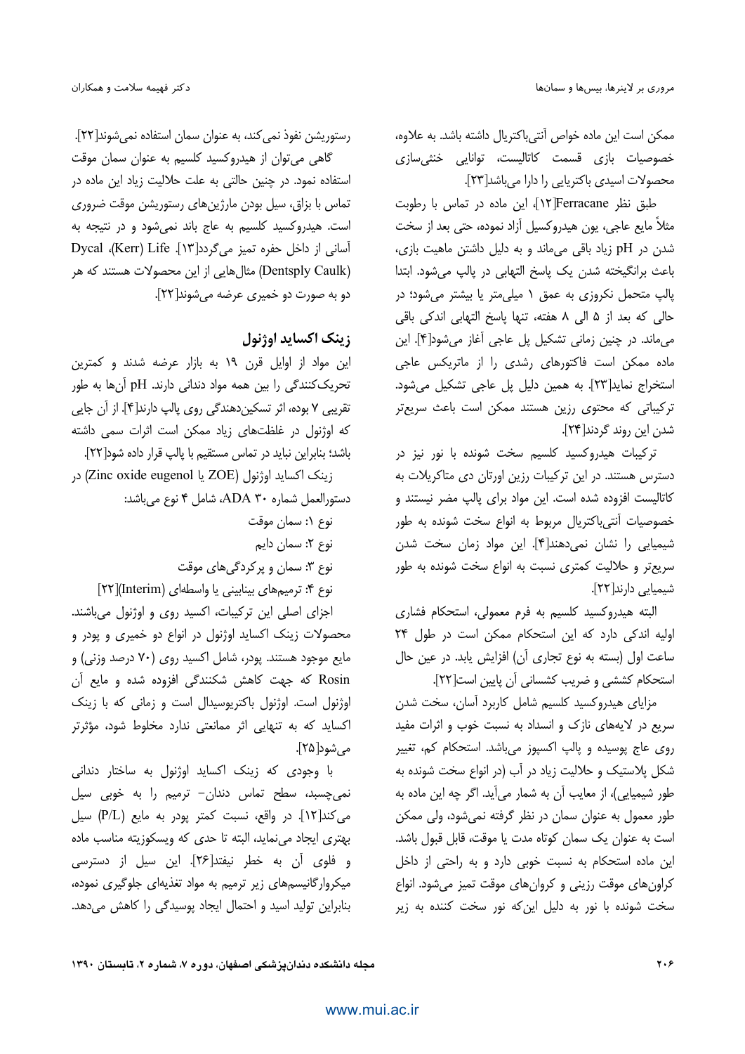ممکن است این ماده خواص آنتی‌باکتریال داشته باشد. به علاوه، خصوصیات بازی قسمت کاتالیست، توانایی خنثی‌سازی محصولات اسیدی باکتریایی را دارا می‌باشد[۲۳].

طبق نظر Ferracane[۱۲]، این ماده در تماس با رطوبت مثلاً مایع عاجی، یون هیدروکسیل آزاد نموده، حتی بعد از سخت شدن در pH زیاد باقی می‌ماند و به دلیل داشتن ماهیت بازی، باعث برانگیخته شدن یک پاسخ التهابی در پالپ می‌شود. ابتدا پالپ متحمل نکروزی به عمق ۱ میلی‌متر یا بیشتر می‌شود؛ در حالی که بعد از ۵ الی ۸ هفته، تنها پاسخ التهابی اندکی باقی می‌ماند. در چنین زمانی تشکیل پل عاجی آغاز می‌شود[۴]. این ماده ممکن است فاکتورهای رشدی را از ماتریکس عاجی استخراج نماید[۲۳]. به همین دلیل پل عاجی تشکیل می‌شود. ترکیباتی که محتوی رزین هستند ممکن است باعث سریع‌تر شدن این روند گردند[۲۴].

ترکیبات هیدروکسید کلسیم سخت شونده با نور نیز در دسترس هستند. در این ترکیبات رزین اورتان دی متاکریلات به کاتالیست افزوده شده است. این مواد برای پالپ مضر نیستند و خصوصیات آنتی‌باکتریال مربوط به انواع سخت شونده به طور شیمیایی را نشان نمی‌دهند[۴]. این مواد زمان سخت شدن سریع‌تر و حلالیت کمتری نسبت به انواع سخت شونده به طور شیمیایی دارند[۲۲].

البته هیدروکسید کلسیم به فرم معمولی، استحکام فشاری اولیه اندکی دارد که این استحکام ممکن است در طول ۲۴ ساعت اول (بسته به نوع تجاری آن) افزایش یابد. در عین حال استحکام کششی و ضریب کشسانی آن پایین است[۲۲].

مزایای هیدروکسید کلسیم شامل کاربرد آسان، سخت شدن سریع در لایه‌های نازک و انسداد به نسبت خوب و اثرات مفید روی عاج پوسیده و پالپ اکسپوز می‌باشد. استحکام کم، تغییر شکل پلاستیک و حلالیت زیاد در آب (در انواع سخت شونده به طور شیمیایی)، از معایب آن به شمار می‌آید. اگر چه این ماده به طور معمول به عنوان سمان در نظر گرفته نمی‌شود، ولی ممکن است به عنوان یک سمان کوتاه مدت یا موقت، قابل قبول باشد. این ماده استحکام به نسبت خوبی دارد و به راحتی از داخل کراون‌های موقت رزینی و کروان‌های موقت تمیز می‌شود. انواع سخت شونده با نور به دلیل این‌که نور سخت کننده به زیر رستوریشن نفوذ نمی‌کند، به عنوان سمان استفاده نمی‌شوند[۲۲].

گاهی می‌توان از هیدروکسید کلسیم به عنوان سمان موقت استفاده نمود. در چنین حالتی به علت حلالیت زیاد این ماده در تماس با بزاق، سیل بودن مارژین‌های رستوریشن موقت ضروری است. هیدروکسید کلسیم به عاج باند نمی‌شود و در نتیجه به آسانی از داخل حفره تمیز می‌گردد[۱۳]. Life (Kerr)، Dycal (Dentsply Caulk) مثال‌هایی از این محصولات هستند که هر دو به صورت دو خمیری عرضه می‌شوند[۲۲].

## زینک اکساید اوژنول

این مواد از اوایل قرن ۱۹ به بازار عرضه شدند و کمترین تحریک‌کنندگی را بین همه مواد دندانی دارند. pH آن‌ها به طور تقریبی ۷ بوده، اثر تسکین‌دهندگی روی پالپ دارند[۴]. از آن جایی که اوژنول در غلظت‌های زیاد ممکن است اثرات سمی داشته باشد؛ بنابراین نباید در تماس مستقیم با پالپ قرار داده شود[۲۲].

زینک اکساید اوژنول (ZOE یا Zinc oxide eugenol) در دستورالعمل شماره ۳۰ ADA، شامل ۴ نوع می‌باشد:

نوع ۱: سمان موقت

نوع ۲: سمان دایم

نوع ۳: سمان و پرکردگی‌های موقت

نوع ۴: ترمیم‌های بینابینی یا واسطه‌ای (Interim)[۲۲]

اجزای اصلی این ترکیبات، اکسید روی و اوژنول می‌باشند. محصولات زینک اکساید اوژنول در انواع دو خمیری و پودر و مایع موجود هستند. پودر، شامل اکسید روی (۷۰ درصد وزنی) و Rosin که جهت کاهش شکنندگی افزوده شده و مایع آن اوژنول است. اوژنول باکتریوسیدال است و زمانی که با زینک اکساید که به تنهایی اثر ممانعتی ندارد مخلوط شود، مؤثرتر می‌شود[۲۵].

با وجودی که زینک اکساید اوژنول به ساختار دندانی نمی‌چسبد، سطح تماس دندان- ترمیم را به خوبی سیل می‌کند[۱۲]. در واقع، نسبت کمتر پودر به مایع (P/L) سیل بهتری ایجاد می‌نماید، البته تا حدی که ویسکوزیته مناسب ماده و فلوی آن به خطر نیفتد[۲۶]. این سیل از دسترسی میکروارگانیسم‌های زیر ترمیم به مواد تغذیه‌ای جلوگیری نموده، بنابراین تولید اسید و احتمال ایجاد پوسیدگی را کاهش می‌دهد.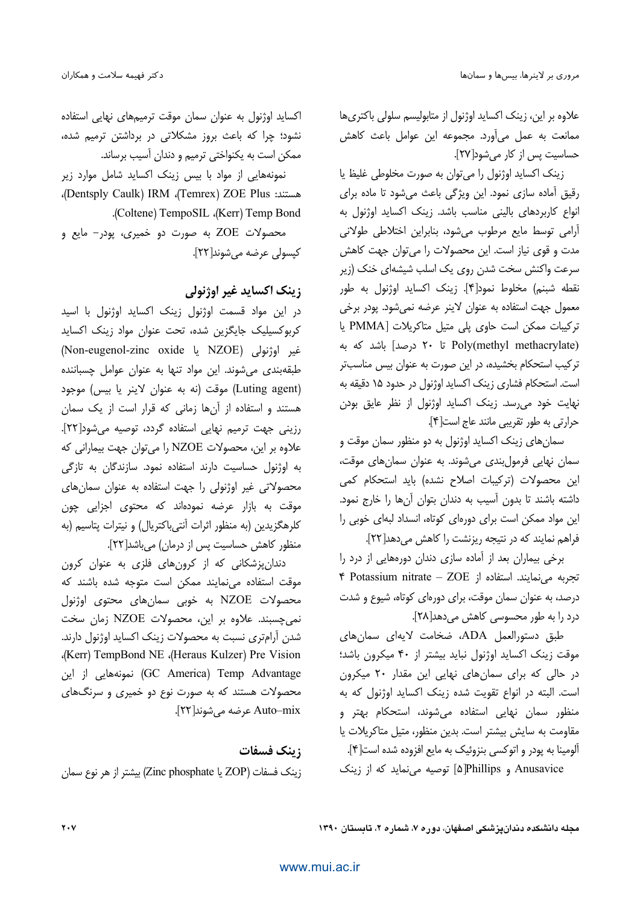علاوه بر این، زینک اکساید اوژنول از متابولیسم سلولی باکتری‌ها ممانعت به عمل می‌آورد. مجموعه این عوامل باعث کاهش حساسیت پس از کار می‌شود[۲۷].

زینک اکساید اوژنول را می‌توان به صورت مخلوطی غلیظ یا رقیق آماده سازی نمود. این ویژگی باعث می‌شود تا ماده برای انواع کاربردهای بالینی مناسب باشد. زینک اکساید اوژنول به آرامی توسط مایع مرطوب می‌شود، بنابراین اختلاطی طولانی مدت و قوی نیاز است. این محصولات را می‌توان جهت کاهش سرعت واکنش سخت شدن روی یک اسلب شیشه‌ای خنک (زیر نقطه شبنم) مخلوط نمود[۴]. زینک اکساید اوژنول به طور معمول جهت استفاده به عنوان لاینر عرضه نمی‌شود. پودر برخی ترکیبات ممکن است حاوی پلی متیل متاکریلات [PMMA یا Poly(methyl methacrylate) تا ۲۰ درصد] باشد که به ترکیب استحکام بخشیده، در این صورت به عنوان بیس مناسب‌تر است. استحکام فشاری زینک اکساید اوژنول در حدود ۱۵ دقیقه به نهایت خود می‌رسد. زینک اکساید اوژنول از نظر عایق بودن حرارتی به طور تقریبی مانند عاج است[۴].

سمان‌های زینک اکساید اوژنول به دو منظور سمان موقت و سمان نهایی فرمول‌بندی می‌شوند. به عنوان سمان‌های موقت، این محصولات (ترکیبات اصلاح نشده) باید استحکام کمی داشته باشند تا بدون آسیب به دندان بتوان آن‌ها را خارج نمود. این مواد ممکن است برای دوره‌ای کوتاه، انسداد لبه‌ای خوبی را فراهم نمایند که در نتیجه ریزنشت را کاهش می‌دهد[۲۲].

برخی بیماران بعد از آماده سازی دندان دوره‌هایی از درد را تجربه می‌نمایند. استفاده از Potassium nitrate – ZOE ۴ درصد، به عنوان سمان موقت، برای دوره‌ای کوتاه، شیوع و شدت درد را به طور محسوسی کاهش می‌دهد[۲۸].

طبق دستورالعمل ADA، ضخامت لایه‌ای سمان‌های موقت زینک اکساید اوژنول نباید بیشتر از ۴۰ میکرون باشد؛ در حالی که برای سمان‌های نهایی این مقدار ۲۰ میکرون است. البته در انواع تقویت شده زینک اکساید اوژنول که به منظور سمان نهایی استفاده می‌شوند، استحکام بهتر و مقاومت به سایش بیشتر است. بدین منظور، متیل متاکریلات یا آلومینا به پودر و اتوکسی بنزوئیک به مایع افزوده شده است[۴].

Anusavice و Phillips[۵] توصیه می‌نماید که از زینک اکساید اوژنول به عنوان سمان موقت ترمیم‌های نهایی استفاده نشود؛ چرا که باعث بروز مشکلاتی در برداشتن ترمیم شده، ممکن است به یکنواختی ترمیم و دندان آسیب برساند.

نمونه‌هایی از مواد با بیس زینک اکساید شامل موارد زیر هستند: ZOE Plus (Temrex)، IRM (Dentsply Caulk)، Temp Bond (Kerr)، TempoSIL (Coltene).

محصولات ZOE به صورت دو خمیری، پودر- مایع و کپسولی عرضه می‌شوند[۲۲].

## زینک اکساید غیر اوژنولی

در این مواد قسمت اوژنول زینک اکساید اوژنول با اسید کربوکسیلیک جایگزین شده، تحت عنوان مواد زینک اکساید غیر اوژنولی (NZOE یا Non-eugenol-zinc oxide) طبقه‌بندی می‌شوند. این مواد تنها به عنوان عوامل چسباننده (Luting agent) موقت (نه به عنوان لاینر یا بیس) موجود هستند و استفاده از آن‌ها زمانی که قرار است از یک سمان رزینی جهت ترمیم نهایی استفاده گردد، توصیه می‌شود[۲۲]. علاوه بر این، محصولات NZOE را می‌توان جهت بیمارانی که به اوژنول حساسیت دارند استفاده نمود. سازندگان به تازگی محصولاتی غیر اوژنولی را جهت استفاده به عنوان سمان‌های موقت به بازار عرضه نموده‌اند که محتوی اجزایی چون کلرهگزیدین (به منظور اثرات آنتی‌باکتریال) و نیترات پتاسیم (به منظور کاهش حساسیت پس از درمان) می‌باشد[۲۲].

دندان‌پزشکانی که از کرون‌های فلزی به عنوان کرون موقت استفاده می‌نمایند ممکن است متوجه شده باشند که محصولات NZOE به خوبی سمان‌های محتوی اوژنول نمی‌چسبند. علاوه بر این، محصولات NZOE زمان سخت شدن آرام‌تری نسبت به محصولات زینک اکساید اوژنول دارند. TempBond NE (Kerr)، Pre Vision (Heraus Kulzer)، Temp Advantage (GC America) نمونه‌هایی از این محصولات هستند که به صورت نوع دو خمیری و سرنگ‌های Auto–mix عرضه می‌شوند[۲۲].

## زینک فسفات

زینک فسفات (ZOP یا Zinc phosphate) بیشتر از هر نوع سمان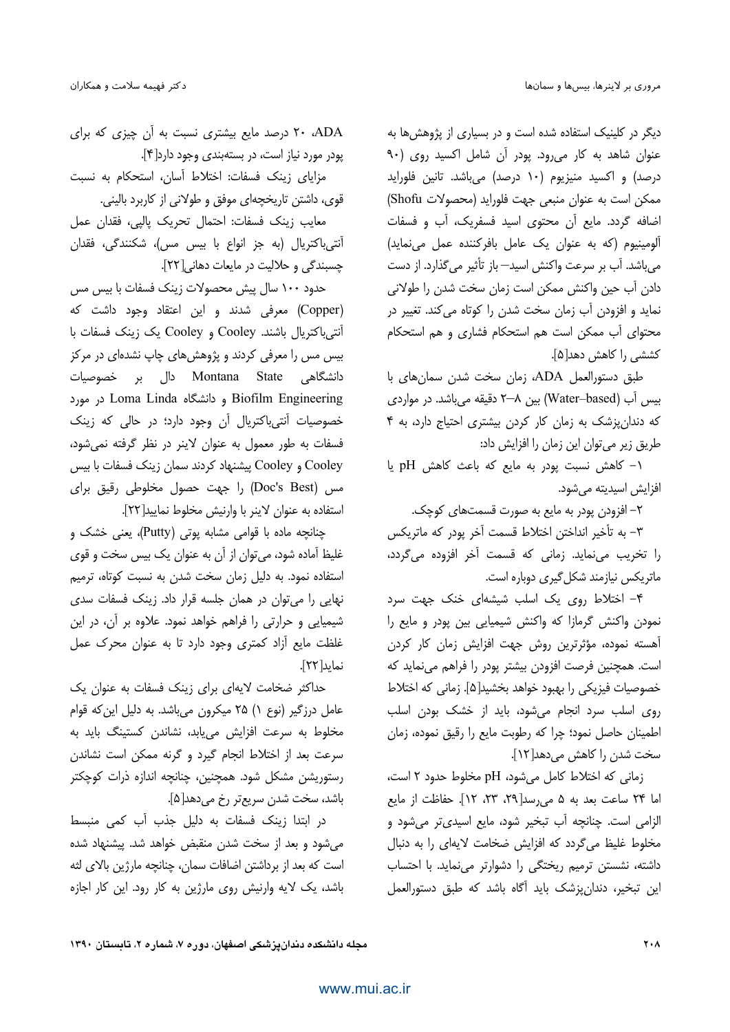دیگر در کلینیک استفاده شده است و در بسیاری از پژوهش‌ها به عنوان شاهد به کار می‌رود. پودر آن شامل اکسید روی (۹۰ درصد) و اکسید منیزیوم (۱۰ درصد) می‌باشد. تانین فلوراید ممکن است به عنوان منبعی جهت فلوراید (محصولات Shofu) اضافه گردد. مایع آن محتوی اسید فسفریک، آب و فسفات آلومینیوم (که به عنوان یک عامل بافرکننده عمل می‌نماید) می‌باشد. آب بر سرعت واکنش اسید– باز تأثیر می‌گذارد. از دست دادن آب حین واکنش ممکن است زمان سخت شدن را طولانی نماید و افزودن آب زمان سخت شدن را کوتاه می‌کند. تغییر در محتوای آب ممکن است هم استحکام فشاری و هم استحکام کششی را کاهش دهد[۵].

طبق دستورالعمل ADA، زمان سخت شدن سمان‌های با بیس آب (Water–based) بین ۸–۲ دقیقه می‌باشد. در مواردی که دندان‌پزشک به زمان کار کردن بیشتری احتیاج دارد، به ۴ طریق زیر می‌توان این زمان را افزایش داد:

۱- کاهش نسبت پودر به مایع که باعث کاهش pH یا افزایش اسیدیته می‌شود.

۲- افزودن پودر به مایع به صورت قسمت‌های کوچک.

۳- به تأخیر انداختن اختلاط قسمت آخر پودر که ماتریکس را تخریب می‌نماید. زمانی که قسمت آخر افزوده می‌گردد، ماتریکس نیازمند شکل‌گیری دوباره است.

۴- اختلاط روی یک اسلب شیشه‌ای خنک جهت سرد نمودن واکنش گرمازا که واکنش شیمیایی بین پودر و مایع را آهسته نموده، مؤثرترین روش جهت افزایش زمان کار کردن است. همچنین فرصت افزودن بیشتر پودر را فراهم می‌نماید که خصوصیات فیزیکی را بهبود خواهد بخشید[۵]. زمانی که اختلاط روی اسلب سرد انجام می‌شود، باید از خشک بودن اسلب اطمینان حاصل نمود؛ چرا که رطوبت مایع را رقیق نموده، زمان سخت شدن را کاهش می‌دهد[۱۲].

زمانی که اختلاط کامل می‌شود، pH مخلوط حدود ۲ است، اما ۲۴ ساعت بعد به ۵ می‌رسد[۲۹، ۲۳، ۱۲]. حفاظت از مایع الزامی است. چنانچه آب تبخیر شود، مایع اسیدی‌تر می‌شود و مخلوط غلیظ می‌گردد که افزایش ضخامت لایه‌ای را به دنبال داشته، نشستن ترمیم ریختگی را دشوارتر می‌نماید. با احتساب این تبخیر، دندان‌پزشک باید آگاه باشد که طبق دستورالعمل ADA، ۲۰ درصد مایع بیشتری نسبت به آن چیزی که برای پودر مورد نیاز است، در بسته‌بندی وجود دارد[۴].

مزایای زینک فسفات: اختلاط آسان، استحکام به نسبت قوی، داشتن تاریخچه‌ای موفق و طولانی از کاربرد بالینی.

معایب زینک فسفات: احتمال تحریک پالپی، فقدان عمل آنتی‌باکتریال (به جز انواع با بیس مس)، شکنندگی، فقدان چسبندگی و حلالیت در مایعات دهانی[۲۲].

حدود ۱۰۰ سال پیش محصولات زینک فسفات با بیس مس (Copper) معرفی شدند و این اعتقاد وجود داشت که آنتی‌باکتریال باشند. Cooley و Cooley یک زینک فسفات با بیس مس را معرفی کردند و پژوهش‌های چاپ شده‌ای در مرکز دانشگاهی Montana State دال بر خصوصیات Biofilm Engineering و دانشگاه Loma Linda در مورد خصوصیات آنتی‌باکتریال آن وجود دارد؛ در حالی که زینک فسفات به طور معمول به عنوان لاینر در نظر گرفته نمی‌شود، Cooley و Cooley پیشنهاد کردند سمان زینک فسفات با بیس مس (Doc's Best) را جهت حصول مخلوطی رقیق برای استفاده به عنوان لاینر با وارنیش مخلوط نمایید[۲۲].

چنانچه ماده با قوامی مشابه پوتی (Putty)، یعنی خشک و غلیظ آماده شود، می‌توان از آن به عنوان یک بیس سخت و قوی استفاده نمود. به دلیل زمان سخت شدن به نسبت کوتاه، ترمیم نهایی را می‌توان در همان جلسه قرار داد. زینک فسفات سدی شیمیایی و حرارتی را فراهم خواهد نمود. علاوه بر آن، در این غلظت مایع آزاد کمتری وجود دارد تا به عنوان محرک عمل نماید[۲۲].

حداکثر ضخامت لایه‌ای برای زینک فسفات به عنوان یک عامل درزگیر (نوع ۱) ۲۵ میکرون می‌باشد. به دلیل این‌که قوام مخلوط به سرعت افزایش می‌یابد، نشاندن کستینگ باید به سرعت بعد از اختلاط انجام گیرد و گرنه ممکن است نشاندن رستوریشن مشکل شود. همچنین، چنانچه اندازه ذرات کوچکتر باشد، سخت شدن سریع‌تر رخ می‌دهد[۵].

در ابتدا زینک فسفات به دلیل جذب آب کمی منبسط می‌شود و بعد از سخت شدن منقبض خواهد شد. پیشنهاد شده است که بعد از برداشتن اضافات سمان، چنانچه مارژین بالای لثه باشد، یک لایه وارنیش روی مارژین به کار رود. این کار اجازه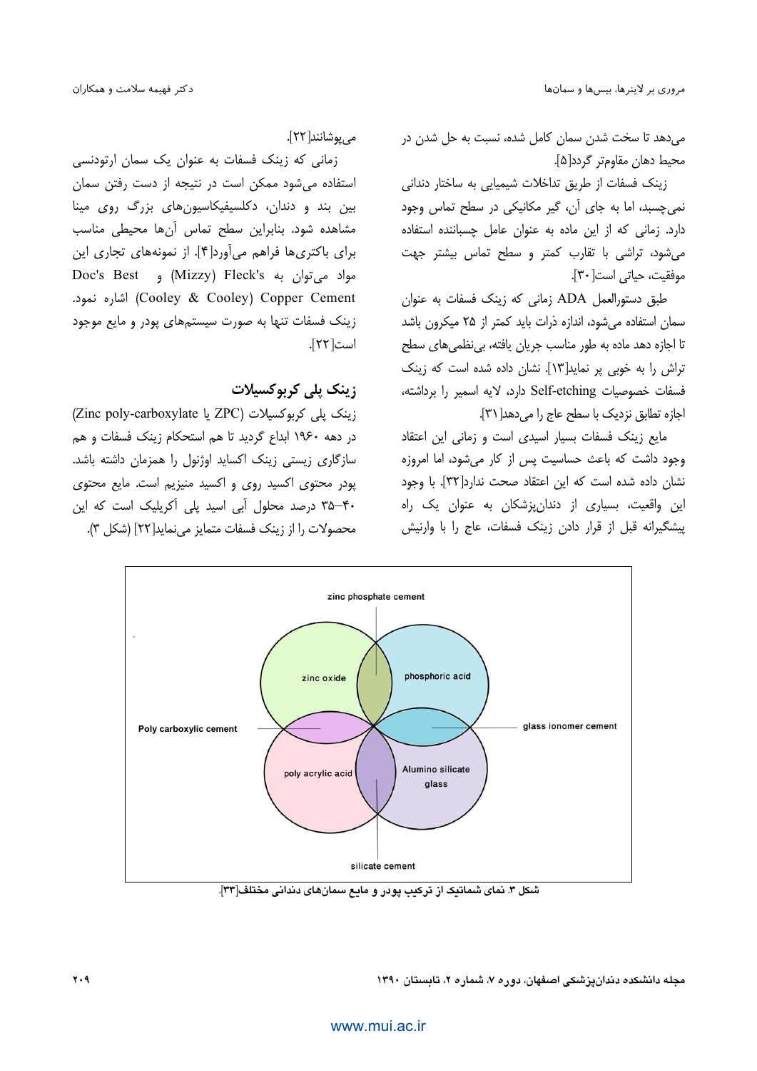می‌دهد تا سخت شدن سمان کامل شده، نسبت به حل شدن در محیط دهان مقاوم‌تر گردد[۵].

زینک فسفات از طریق تداخلات شیمیایی به ساختار دندانی نمی‌چسبد، اما به جای آن، گیر مکانیکی در سطح تماس وجود دارد. زمانی که از این ماده به عنوان عامل چسباننده استفاده می‌شود، تراشی با تقارب کمتر و سطح تماس بیشتر جهت موفقیت، حیاتی است[۳۰].

طبق دستورالعمل ADA زمانی که زینک فسفات به عنوان سمان استفاده می‌شود، اندازه ذرات باید کمتر از ۲۵ میکرون باشد تا اجازه دهد ماده به طور مناسب جریان یافته، بی‌نظمی‌های سطح تراش را به خوبی پر نماید[۱۳]. نشان داده شده است که زینک فسفات خصوصیات Self-etching دارد، لایه اسمیر را برداشته، اجازه تطابق نزدیک با سطح عاج را می‌دهد[۳۱].

مایع زینک فسفات بسیار اسیدی است و زمانی این اعتقاد وجود داشت که باعث حساسیت پس از کار می‌شود، اما امروزه نشان داده شده است که این اعتقاد صحت ندارد[۳۲]. با وجود این واقعیت، بسیاری از دندان‌پزشکان به عنوان یک راه پیشگیرانه قبل از قرار دادن زینک فسفات، عاج را با وارنیش می‌پوشانند[۲۲].

زمانی که زینک فسفات به عنوان یک سمان ارتودنسی استفاده می‌شود ممکن است در نتیجه از دست رفتن سمان بین بند و دندان، دکلسیفیکاسیون‌های بزرگ روی مینا مشاهده شود. بنابراین سطح تماس آن‌ها محیطی مناسب برای باکتری‌ها فراهم می‌آورد[۴]. از نمونه‌های تجاری این مواد می‌توان به Fleck's (Mizzy) و Doc's Best Copper Cement (Cooley & Cooley) اشاره نمود. زینک فسفات تنها به صورت سیستم‌های پودر و مایع موجود است[۲۲].

## زینک پلی کربوکسیلات

زینک پلی کربوکسیلات (Zinc poly-carboxylate یا ZPC) در دهه ۱۹۶۰ ابداع گردید تا هم استحکام زینک فسفات و هم سازگاری زیستی زینک اکساید اوژنول را همزمان داشته باشد. پودر محتوی اکسید روی و اکسید منیزیم است. مایع محتوی ۴۰–۳۵ درصد محلول آبی اسید پلی آکریلیک است که این محصولات را از زینک فسفات متمایز می‌نماید[۲۲] (شکل ۳).

**شکل ۳.** نمای شماتیک از ترکیب پودر و مایع سمان‌های دندانی مختلف[۳۳].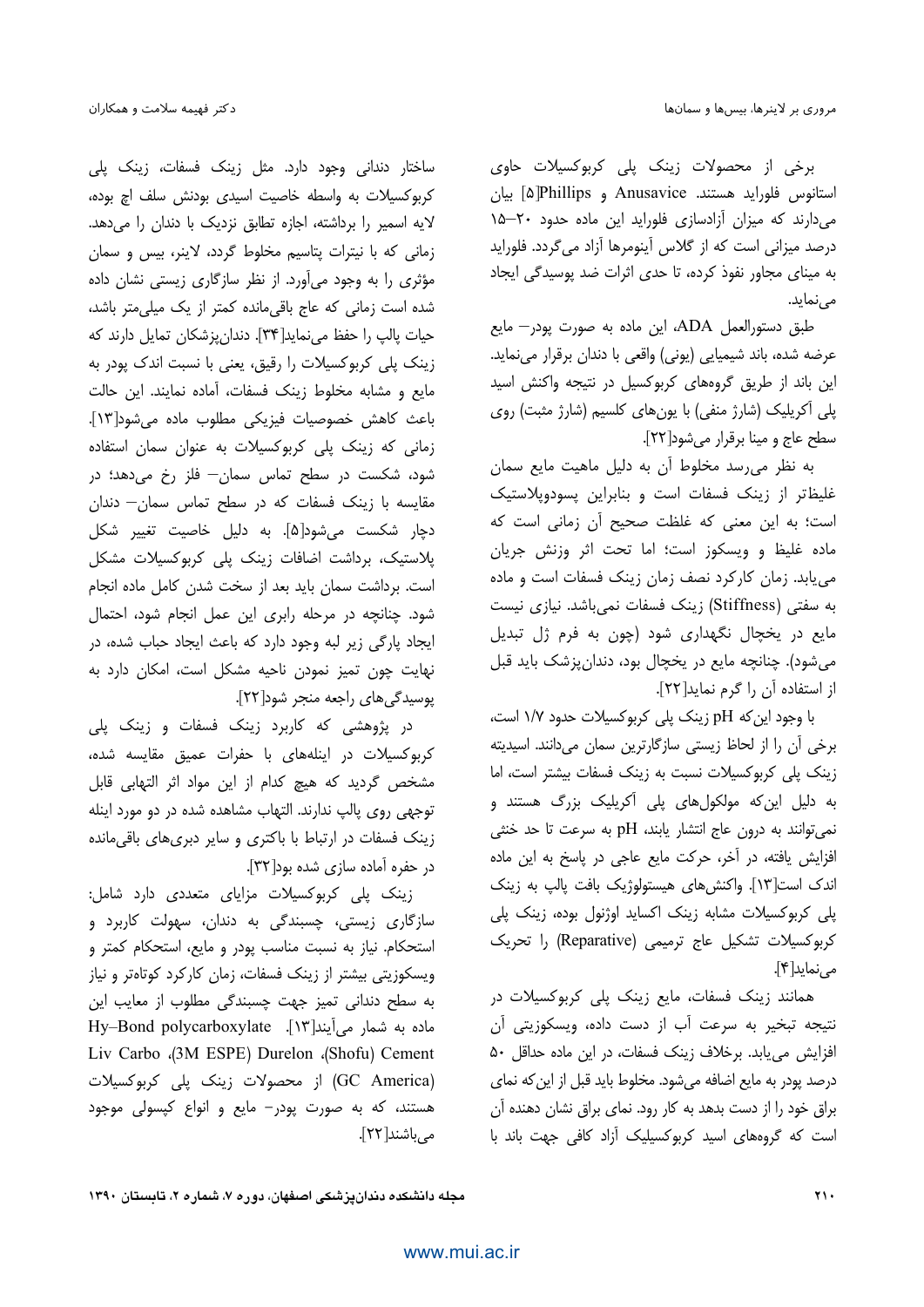برخی از محصولات زینک پلی کربوکسیلات حاوی استانوس فلوراید هستند. Anusavice و Phillips[۵] بیان می‌دارند که میزان آزادسازی فلوراید این ماده حدود ۲۰–۱۵ درصد میزانی است که از گلاس آینومرها آزاد می‌گردد. فلوراید به مینای مجاور نفوذ کرده، تا حدی اثرات ضد پوسیدگی ایجاد می‌نماید.

طبق دستورالعمل ADA، این ماده به صورت پودر– مایع عرضه شده، باند شیمیایی (یونی) واقعی با دندان برقرار می‌نماید. این باند از طریق گروه‌های کربوکسیل در نتیجه واکنش اسید پلی آکریلیک (شارژ منفی) با یون‌های کلسیم (شارژ مثبت) روی سطح عاج و مینا برقرار می‌شود[۲۲].

به نظر می‌رسد مخلوط آن به دلیل ماهیت مایع سمان غلیظ‌تر از زینک فسفات است و بنابراین پسودوپلاستیک است؛ به این معنی که غلظت صحیح آن زمانی است که ماده غلیظ و ویسکوز است؛ اما تحت اثر وزنش جریان می‌یابد. زمان کارکرد نصف زمان زینک فسفات است و ماده به سفتی (Stiffness) زینک فسفات نمی‌باشد. نیازی نیست مایع در یخچال نگهداری شود (چون به فرم ژل تبدیل می‌شود). چنانچه مایع در یخچال بود، دندان‌پزشک باید قبل از استفاده آن را گرم نماید[۲۲].

با وجود این‌که pH زینک پلی کربوکسیلات حدود ۱/۷ است، برخی آن را از لحاظ زیستی سازگارترین سمان می‌دانند. اسیدیته زینک پلی کربوکسیلات نسبت به زینک فسفات بیشتر است، اما به دلیل این‌که مولکول‌های پلی آکریلیک بزرگ هستند و نمی‌توانند به درون عاج انتشار یابند، pH به سرعت تا حد خنثی افزایش یافته، در آخر، حرکت مایع عاجی در پاسخ به این ماده اندک است[۱۳]. واکنش‌های هیستولوژیک بافت پالپ به زینک پلی کربوکسیلات مشابه زینک اکساید اوژنول بوده، زینک پلی کربوکسیلات تشکیل عاج ترمیمی (Reparative) را تحریک می‌نماید[۴].

همانند زینک فسفات، مایع زینک پلی کربوکسیلات در نتیجه تبخیر به سرعت آب از دست داده، ویسکوزیتی آن افزایش می‌یابد. برخلاف زینک فسفات، در این ماده حداقل ۵۰ درصد پودر به مایع اضافه می‌شود. مخلوط باید قبل از این‌که نمای براق خود را از دست بدهد به کار رود. نمای براق نشان دهنده آن است که گروه‌های اسید کربوکسیلیک آزاد کافی جهت باند با ساختار دندانی وجود دارد. مثل زینک فسفات، زینک پلی کربوکسیلات به واسطه خاصیت اسیدی بودنش سلف اچ بوده، لایه اسمیر را برداشته، اجازه تطابق نزدیک با دندان را می‌دهد. زمانی که با نیترات پتاسیم مخلوط گردد، لاینر، بیس و سمان مؤثری را به وجود می‌آورد. از نظر سازگاری زیستی نشان داده شده است زمانی که عاج باقی‌مانده کمتر از یک میلی‌متر باشد، حیات پالپ را حفظ می‌نماید[۳۴]. دندان‌پزشکان تمایل دارند که زینک پلی کربوکسیلات را رقیق، یعنی با نسبت اندک پودر به مایع و مشابه مخلوط زینک فسفات، آماده نمایند. این حالت باعث کاهش خصوصیات فیزیکی مطلوب ماده می‌شود[۱۳]. زمانی که زینک پلی کربوکسیلات به عنوان سمان استفاده شود، شکست در سطح تماس سمان– فلز رخ می‌دهد؛ در مقایسه با زینک فسفات که در سطح تماس سمان– دندان دچار شکست می‌شود[۵]. به دلیل خاصیت تغییر شکل پلاستیک، برداشت اضافات زینک پلی کربوکسیلات مشکل است. برداشت سمان باید بعد از سخت شدن کامل ماده انجام شود. چنانچه در مرحله رابری این عمل انجام شود، احتمال ایجاد پارگی زیر لبه وجود دارد که باعث ایجاد حباب شده، در نهایت چون تمیز نمودن ناحیه مشکل است، امکان دارد به پوسیدگی‌های راجعه منجر شود[۲۲].

در پژوهشی که کاربرد زینک فسفات و زینک پلی کربوکسیلات در اینله‌های با حفرات عمیق مقایسه شده، مشخص گردید که هیچ کدام از این مواد اثر التهابی قابل توجهی روی پالپ ندارند. التهاب مشاهده شده در دو مورد اینله زینک فسفات در ارتباط با باکتری و سایر دبری‌های باقی‌مانده در حفره آماده سازی شده بود[۳۲].

زینک پلی کربوکسیلات مزایای متعددی دارد شامل: سازگاری زیستی، چسبندگی به دندان، سهولت کاربرد و استحکام. نیاز به نسبت مناسب پودر و مایع، استحکام کمتر و ویسکوزیتی بیشتر از زینک فسفات، زمان کارکرد کوتاه‌تر و نیاز به سطح دندانی تمیز جهت چسبندگی مطلوب از معایب این ماده به شمار می‌آیند[۱۳]. Hy–Bond polycarboxylate Cement (Shofu)، Durelon (3M ESPE)، Liv Carbo (GC America) از محصولات زینک پلی کربوکسیلات هستند، که به صورت پودر– مایع و انواع کپسولی موجود می‌باشند[۲۲].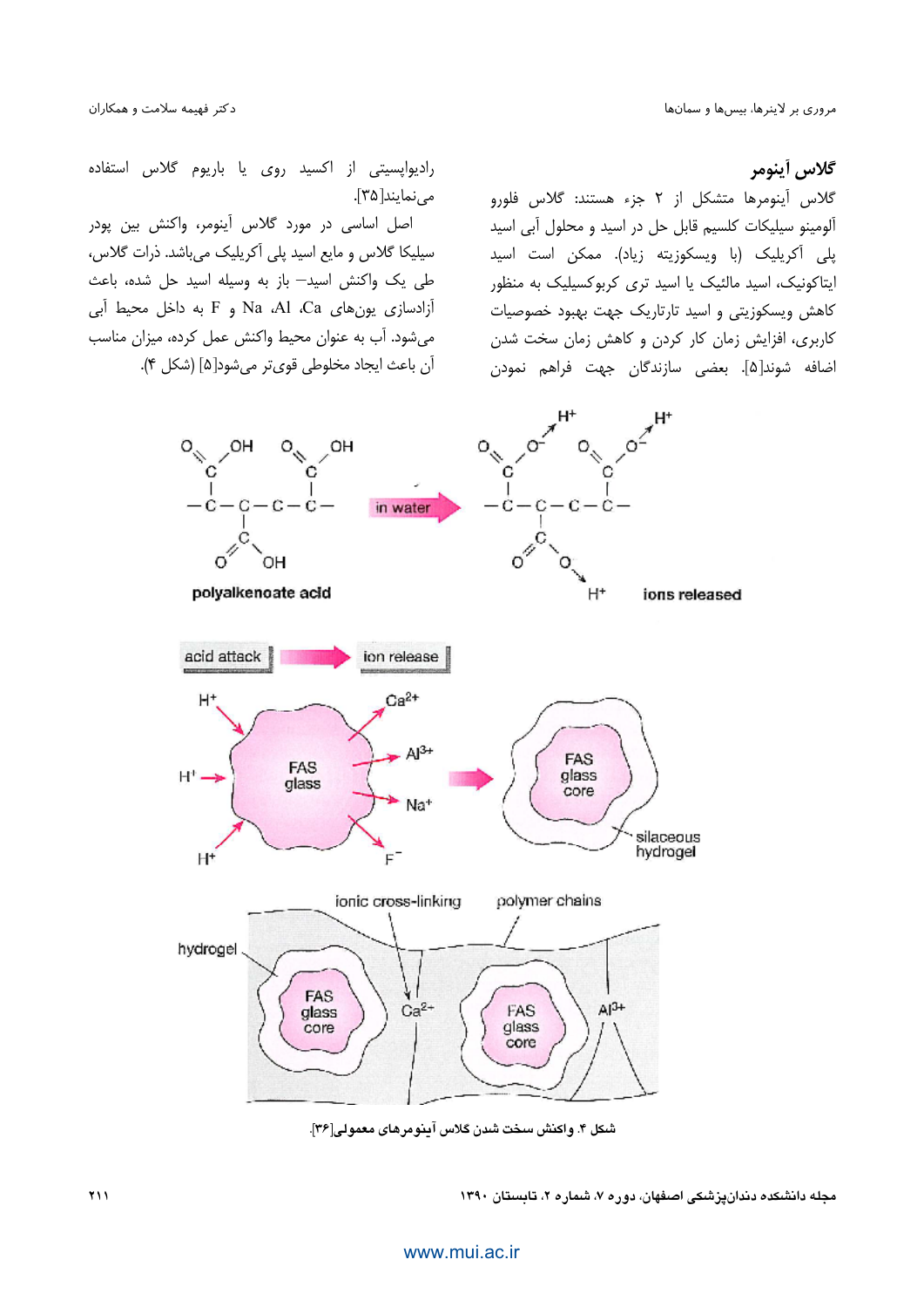## گلاس آینومر

گلاس آینومرها متشکل از ۲ جزء هستند: گلاس فلورو آلومینو سیلیکات کلسیم قابل حل در اسید و محلول آبی اسید پلی آکریلیک (با ویسکوزیته زیاد). ممکن است اسید ایتاکونیک، اسید مالئیک یا اسید تری کربوکسیلیک به منظور کاهش ویسکوزیتی و اسید تارتاریک جهت بهبود خصوصیات کاربری، افزایش زمان کار کردن و کاهش زمان سخت شدن اضافه شوند[۵]. بعضی سازندگان جهت فراهم نمودن رادیواپسیتی از اکسید روی یا باریوم گلاس استفاده می‌نمایند[۳۵].

اصل اساسی در مورد گلاس آینومر، واکنش بین پودر سیلیکا گلاس و مایع اسید پلی آکریلیک می‌باشد. ذرات گلاس، طی یک واکنش اسید– باز به وسیله اسید حل شده، باعث آزادسازی یون‌های Ca، Al، Na و F به داخل محیط آبی می‌شود. آب به عنوان محیط واکنش عمل کرده، میزان مناسب آن باعث ایجاد مخلوطی قوی‌تر می‌شود[۵] (شکل ۴).

شکل ۴. واکنش سخت شدن گلاس آینومرهای معمولی[۳۶].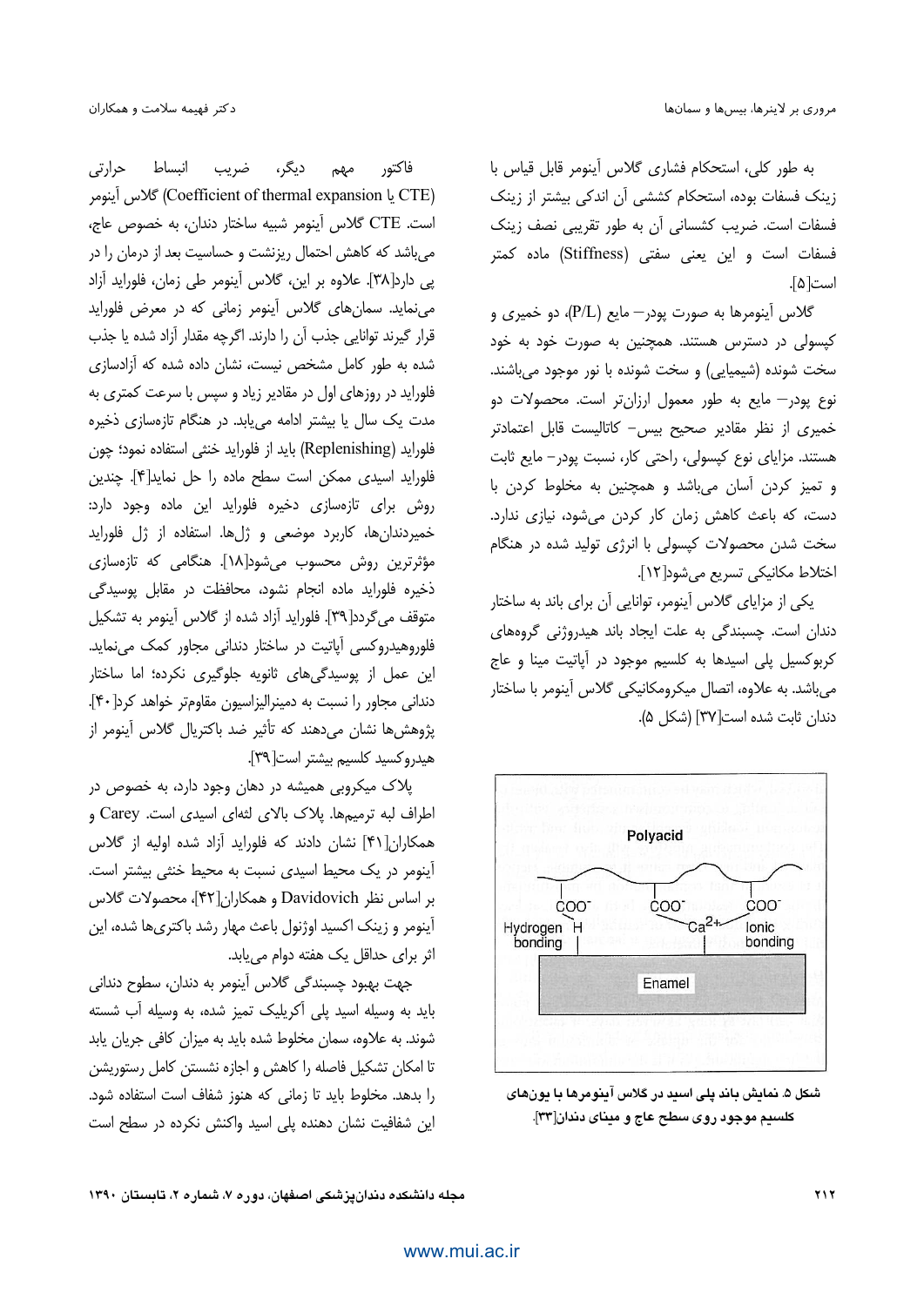به طور کلی، استحکام فشاری گلاس آینومر قابل قیاس با زینک فسفات بوده، استحکام کششی آن اندکی بیشتر از زینک فسفات است. ضریب کشسانی آن به طور تقریبی نصف زینک فسفات است و این یعنی سفتی (Stiffness) ماده کمتر است[۵].

گلاس آینومرها به صورت پودر– مایع (P/L)، دو خمیری و کپسولی در دسترس هستند. همچنین به صورت خود به خود سخت شونده (شیمیایی) و سخت شونده با نور موجود می‌باشند. نوع پودر– مایع به طور معمول ارزان‌تر است. محصولات دو خمیری از نظر مقادیر صحیح بیس– کاتالیست قابل اعتمادتر هستند. مزایای نوع کپسولی، راحتی کار، نسبت پودر– مایع ثابت و تمیز کردن آسان می‌باشد و همچنین به مخلوط کردن با دست، که باعث کاهش زمان کار کردن می‌شود، نیازی ندارد. سخت شدن محصولات کپسولی با انرژی تولید شده در هنگام اختلاط مکانیکی تسریع می‌شود[۱۲].

یکی از مزایای گلاس آینومر، توانایی آن برای باند به ساختار دندان است. چسبندگی به علت ایجاد باند هیدروژنی گروه‌های کربوکسیل پلی اسیدها به کلسیم موجود در آپاتیت مینا و عاج می‌باشد. به علاوه، اتصال میکرومکانیکی گلاس آینومر با ساختار دندان ثابت شده است[۳۷] (شکل ۵).

شکل ۵. نمایش باند پلی اسید در گلاس آینومرها با یون‌های کلسیم موجود روی سطح عاج و مینای دندان[۳۳].

فاکتور مهم دیگر، ضریب انبساط حرارتی (Coefficient of thermal expansion یا CTE) گلاس آینومر است. CTE گلاس آینومر شبیه ساختار دندان، به خصوص عاج، می‌باشد که کاهش احتمال ریزنشت و حساسیت بعد از درمان را در پی دارد[۳۸]. علاوه بر این، گلاس آینومر طی زمان، فلوراید آزاد می‌نماید. سمان‌های گلاس آینومر زمانی که در معرض فلوراید قرار گیرند توانایی جذب آن را دارند. اگرچه مقدار آزاد شده یا جذب شده به طور کامل مشخص نیست، نشان داده شده که آزادسازی فلوراید در روزهای اول در مقادیر زیاد و سپس با سرعت کمتری به مدت یک سال یا بیشتر ادامه می‌یابد. در هنگام تازه‌سازی ذخیره فلوراید (Replenishing) باید از فلوراید خنثی استفاده نمود؛ چون فلوراید اسیدی ممکن است سطح ماده را حل نماید[۴]. چندین روش برای تازه‌سازی ذخیره فلوراید این ماده وجود دارد: خمیردندان‌ها، کاربرد موضعی و ژل‌ها. استفاده از ژل فلوراید مؤثرترین روش محسوب می‌شود[۱۸]. هنگامی که تازه‌سازی ذخیره فلوراید ماده انجام نشود، محافظت در مقابل پوسیدگی متوقف می‌گردد[۳۹]. فلوراید آزاد شده از گلاس آینومر به تشکیل فلوروهیدروکسی آپاتیت در ساختار دندانی مجاور کمک می‌نماید. این عمل از پوسیدگی‌های ثانویه جلوگیری نکرده؛ اما ساختار دندانی مجاور را نسبت به دمینرالیزاسیون مقاوم‌تر خواهد کرد[۴۰]. پژوهش‌ها نشان می‌دهند که تأثیر ضد باکتریال گلاس آینومر از هیدروکسید کلسیم بیشتر است[۳۹].

پلاک میکروبی همیشه در دهان وجود دارد، به خصوص در اطراف لبه ترمیم‌ها. پلاک بالای لثه‌ای اسیدی است. Carey و همکاران[۴۱] نشان دادند که فلوراید آزاد شده اولیه از گلاس آینومر در یک محیط اسیدی نسبت به محیط خنثی بیشتر است. بر اساس نظر Davidovich و همکاران[۴۲]، محصولات گلاس آینومر و زینک اکسید اوژنول باعث مهار رشد باکتری‌ها شده، این اثر برای حداقل یک هفته دوام می‌یابد.

جهت بهبود چسبندگی گلاس آینومر به دندان، سطوح دندانی باید به وسیله اسید پلی آکریلیک تمیز شده، به وسیله آب شسته شوند. به علاوه، سمان مخلوط شده باید به میزان کافی جریان یابد تا امکان تشکیل فاصله را کاهش و اجازه نشستن کامل رستوریشن را بدهد. مخلوط باید تا زمانی که هنوز شفاف است استفاده شود. این شفافیت نشان دهنده پلی اسید واکنش نکرده در سطح است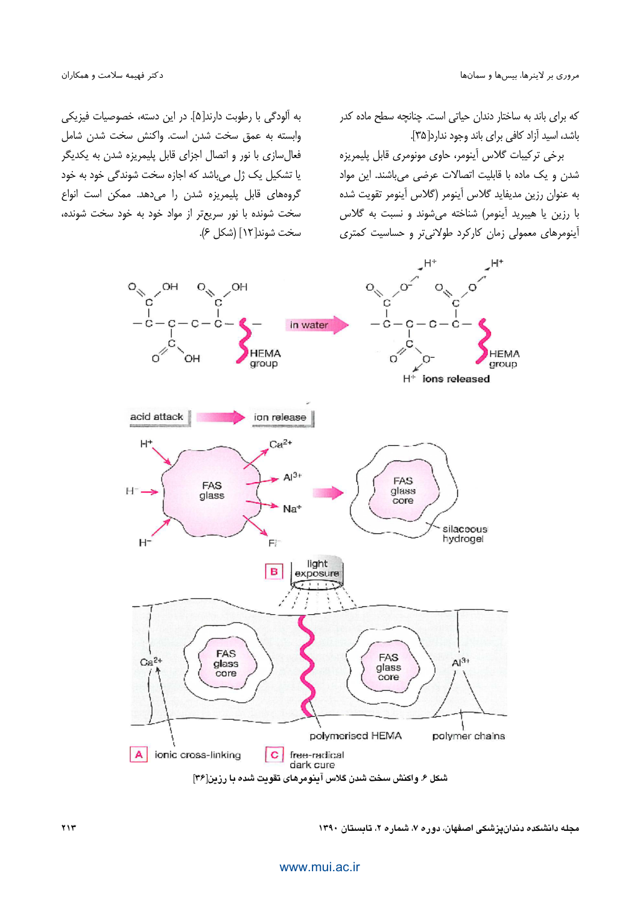که برای باند به ساختار دندان حیاتی است. چنانچه سطح ماده کدر باشد، اسید آزاد کافی برای باند وجود ندارد[۳۵].

برخی ترکیبات گلاس آینومر، حاوی مونومری قابل پلیمریزه شدن و یک ماده با قابلیت اتصالات عرضی می‌باشند. این مواد به عنوان رزین مدیفاید گلاس آینومر (گلاس آینومر تقویت شده با رزین یا هیبرید آینومر) شناخته می‌شوند و نسبت به گلاس آینومرهای معمولی زمان کارکرد طولانی‌تر و حساسیت کمتری به آلودگی با رطوبت دارند[۵]. در این دسته، خصوصیات فیزیکی وابسته به عمق سخت شدن است. واکنش سخت شدن شامل فعال‌سازی با نور و اتصال اجزای قابل پلیمریزه شدن به یکدیگر یا تشکیل یک ژل می‌باشد که اجازه سخت شوندگی خود به خود گروه‌های قابل پلیمریزه شدن را می‌دهد. ممکن است انواع سخت شونده با نور سریع‌تر از مواد خود به خود سخت شونده، سخت شوند[۱۲] (شکل ۶).

شکل ۶. واکنش سخت شدن گلاس آینومرهای تقویت شده با رزین[۳۶]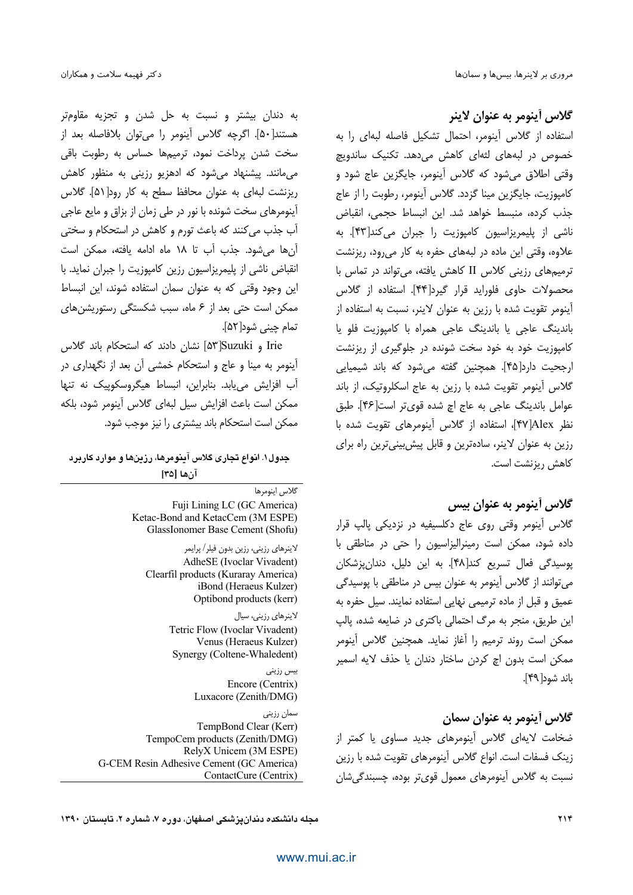## گلاس آینومر به عنوان لاینر

استفاده از گلاس آینومر، احتمال تشکیل فاصله لبه‌ای را به خصوص در لبه‌های لثه‌ای کاهش می‌دهد. تکنیک ساندویچ وقتی اطلاق می‌شود که گلاس آینومر، جایگزین عاج شود و کامپوزیت، جایگزین مینا گردد. گلاس آینومر، رطوبت را از عاج جذب کرده، منبسط خواهد شد. این انبساط حجمی، انقباض ناشی از پلیمریزاسیون کامپوزیت را جبران می‌کند[۴۳]. به علاوه، وقتی این ماده در لبه‌های حفره به کار می‌رود، ریزنشت ترمیم‌های رزینی کلاس II کاهش یافته، می‌تواند در تماس با محصولات حاوی فلوراید قرار گیرد[۴۴]. استفاده از گلاس آینومر تقویت شده با رزین به عنوان لاینر، نسبت به استفاده از باندینگ عاجی یا باندینگ عاجی همراه با کامپوزیت فلو یا کامپوزیت خود به خود سخت شونده در جلوگیری از ریزنشت ارجحیت دارد[۴۵]. همچنین گفته می‌شود که باند شیمیایی گلاس آینومر تقویت شده با رزین به عاج اسکلروتیک، از باند عوامل باندینگ عاجی به عاج اچ شده قوی‌تر است[۴۶]. طبق نظر Alex[۴۷]، استفاده از گلاس آینومرهای تقویت شده با رزین به عنوان لاینر، ساده‌ترین و قابل پیش‌بینی‌ترین راه برای کاهش ریزنشت است.

## گلاس آینومر به عنوان بیس

گلاس آینومر وقتی روی عاج دکلسیفیه در نزدیکی پالپ قرار داده شود، ممکن است رمینرالیزاسیون را حتی در مناطقی با پوسیدگی فعال تسریع کند[۴۸]. به این دلیل، دندان‌پزشکان می‌توانند از گلاس آینومر به عنوان بیس در مناطقی با پوسیدگی عمیق و قبل از ماده ترمیمی نهایی استفاده نمایند. سیل حفره به این طریق، منجر به مرگ احتمالی باکتری در ضایعه شده، پالپ ممکن است روند ترمیم را آغاز نماید. همچنین گلاس آینومر ممکن است بدون اچ کردن ساختار دندان یا حذف لایه اسمیر باند شود[۴۹].

## گلاس آینومر به عنوان سمان

ضخامت لایه‌ای گلاس آینومرهای جدید مساوی یا کمتر از زینک فسفات است. انواع گلاس آینومرهای تقویت شده با رزین نسبت به گلاس آینومرهای معمول قوی‌تر بوده، چسبندگی‌شان به دندان بیشتر و نسبت به حل شدن و تجزیه مقاوم‌تر هستند[۵۰]. اگرچه گلاس آینومر را می‌توان بلافاصله بعد از سخت شدن پرداخت نمود، ترمیم‌ها حساس به رطوبت باقی می‌مانند. پیشنهاد می‌شود که ادهزیو رزینی به منظور کاهش ریزنشت لبه‌ای به عنوان محافظ سطح به کار رود[۵۱]. گلاس آینومرهای سخت شونده با نور در طی زمان از بزاق و مایع عاجی آب جذب می‌کنند که باعث تورم و کاهش در استحکام و سختی آن‌ها می‌شود. جذب آب تا ۱۸ ماه ادامه یافته، ممکن است انقباض ناشی از پلیمریزاسیون رزین کامپوزیت را جبران نماید. با این وجود وقتی که به عنوان سمان استفاده شوند، این انبساط ممکن است حتی بعد از ۶ ماه، سبب شکستگی رستوریشن‌های تمام چینی شود[۵۲].

Irie و Suzuki[۵۳] نشان دادند که استحکام باند گلاس آینومر به مینا و عاج و استحکام خمشی آن بعد از نگهداری در آب افزایش می‌یابد. بنابراین، انبساط هیگروسکوپیک نه تنها ممکن است باعث افزایش سیل لبه‌ای گلاس آینومر شود، بلکه ممکن است استحکام باند بیشتری را نیز موجب شود.

**جدول ۱. انواع تجاری گلاس آینومرها، رزین‌ها و موارد کاربرد آن‌ها [۳۵]**

| |
|---|
| گلاس اینومرها |
| Fuji Lining LC (GC America) |
| Ketac-Bond and KetacCem (3M ESPE) |
| GlassIonomer Base Cement (Shofu) |
| لاینرهای رزینی، رزین بدون فیلر/ پرایمر |
| AdheSE (Ivoclar Vivadent) |
| Clearfil products (Kuraray America) |
| iBond (Heraeus Kulzer) |
| Optibond products (kerr) |
| لاینرهای رزینی، سیال |
| Tetric Flow (Ivoclar Vivadent) |
| Venus (Heraeus Kulzer) |
| Synergy (Coltene-Whaledent) |
| بیس رزینی |
| Encore (Centrix) |
| Luxacore (Zenith/DMG) |
| سمان رزینی |
| TempBond Clear (Kerr) |
| TempoCem products (Zenith/DMG) |
| RelyX Unicem (3M ESPE) |
| G-CEM Resin Adhesive Cement (GC America) |
| ContactCure (Centrix) |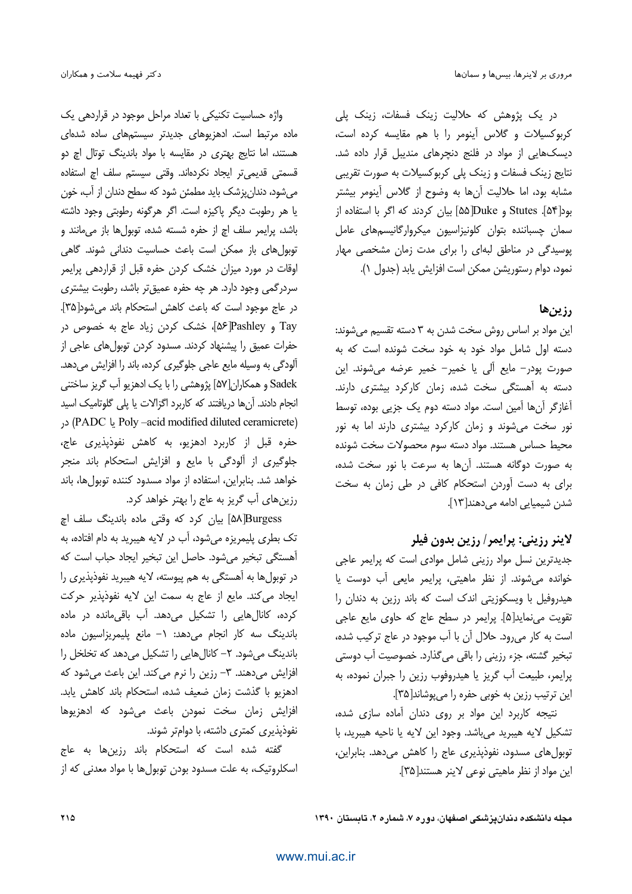در یک پژوهش که حلالیت زینک فسفات، زینک پلی کربوکسیلات و گلاس آینومر را با هم مقایسه کرده است، دیسک‌هایی از مواد در فلنج دنچرهای مندیبل قرار داده شد. نتایج زینک فسفات و زینک پلی کربوکسیلات به صورت تقریبی مشابه بود، اما حلالیت آن‌ها به وضوح از گلاس آینومر بیشتر بود[۵۴]. Stutes و Duke[۵۵] بیان کردند که اگر با استفاده از سمان چسباننده بتوان کلونیزاسیون میکروارگانیسم‌های عامل پوسیدگی در مناطق لبه‌ای را برای مدت زمان مشخصی مهار نمود، دوام رستوریشن ممکن است افزایش یابد (جدول ۱).

## رزین‌ها

این مواد بر اساس روش سخت شدن به ۳ دسته تقسیم می‌شوند: دسته اول شامل مواد خود به خود سخت شونده است که به صورت پودر- مایع آلی یا خمیر- خمیر عرضه می‌شوند. این دسته به آهستگی سخت شده، زمان کارکرد بیشتری دارند. آغازگر آن‌ها آمین است. مواد دسته دوم یک جزیی بوده، توسط نور سخت می‌شوند و زمان کارکرد بیشتری دارند اما به نور محیط حساس هستند. مواد دسته سوم محصولات سخت شونده به صورت دوگانه هستند. آن‌ها به سرعت با نور سخت شده، برای به دست آوردن استحکام کافی در طی زمان به سخت شدن شیمیایی ادامه می‌دهند[۱۳].

## لاینر رزینی: پرایمر/ رزین بدون فیلر

جدیدترین نسل مواد رزینی شامل موادی است که پرایمر عاجی خوانده می‌شوند. از نظر ماهیتی، پرایمر مایعی آب دوست یا هیدروفیل با ویسکوزیتی اندک است که باند رزین به دندان را تقویت می‌نماید[۵]. پرایمر در سطح عاج که حاوی مایع عاجی است به کار می‌رود. حلال آن با آب موجود در عاج ترکیب شده، تبخیر گشته، جزء رزینی را باقی می‌گذارد. خصوصیت آب دوستی پرایمر، طبیعت آب گریز یا هیدروفوب رزین را جبران نموده، به این ترتیب رزین به خوبی حفره را می‌پوشاند[۳۵].

نتیجه کاربرد این مواد بر روی دندان آماده سازی شده، تشکیل لایه هیبرید می‌باشد. وجود این لایه یا ناحیه هیبرید، با توبول‌های مسدود، نفوذپذیری عاج را کاهش می‌دهد. بنابراین، این مواد از نظر ماهیتی نوعی لاینر هستند[۳۵].

واژه حساسیت تکنیکی با تعداد مراحل موجود در قراردهی یک ماده مرتبط است. ادهزیوهای جدیدتر سیستم‌های ساده شده‌ای هستند، اما نتایج بهتری در مقایسه با مواد باندینگ توتال اچ دو قسمتی قدیمی‌تر ایجاد نکرده‌اند. وقتی سیستم سلف اچ استفاده می‌شود، دندان‌پزشک باید مطمئن شود که سطح دندان از آب، خون یا هر رطوبت دیگر پاکیزه است. اگر هرگونه رطوبتی وجود داشته باشد، پرایمر سلف اچ از حفره شسته شده، توبول‌ها باز می‌مانند و توبول‌های باز ممکن است باعث حساسیت دندانی شوند. گاهی اوقات در مورد میزان خشک کردن حفره قبل از قراردهی پرایمر سردرگمی وجود دارد. هر چه حفره عمیق‌تر باشد، رطوبت بیشتری در عاج موجود است که باعث کاهش استحکام باند می‌شود[۳۵]. Tay و Pashley[۵۶]، خشک کردن زیاد عاج به خصوص در حفرات عمیق را پیشنهاد کردند. مسدود کردن توبول‌های عاجی از آلودگی به وسیله مایع عاجی جلوگیری کرده، باند را افزایش می‌دهد. Sadek و همکاران[۵۷] پژوهشی را با یک ادهزیو آب گریز ساختنی انجام دادند. آن‌ها دریافتند که کاربرد اگزالات یا پلی گلوتامیک اسید (Poly –acid modified diluted ceramicrete یا PADC) در حفره قبل از کاربرد ادهزیو، به کاهش نفوذپذیری عاج، جلوگیری از آلودگی با مایع و افزایش استحکام باند منجر خواهد شد. بنابراین، استفاده از مواد مسدود کننده توبول‌ها، باند رزین‌های آب گریز به عاج را بهتر خواهد کرد.

Burgess[۵۸] بیان کرد که وقتی ماده باندینگ سلف اچ تک بطری پلیمریزه می‌شود، آب در لایه هیبرید به دام افتاده، به آهستگی تبخیر می‌شود. حاصل این تبخیر ایجاد حباب است که در توبول‌ها به آهستگی به هم پیوسته، لایه هیبرید نفوذپذیری را ایجاد می‌کند. مایع از عاج به سمت این لایه نفوذپذیر حرکت کرده، کانال‌هایی را تشکیل می‌دهد. آب باقی‌مانده در ماده باندینگ سه کار انجام می‌دهد: ۱- مانع پلیمریزاسیون ماده باندینگ می‌شود. ۲- کانال‌هایی را تشکیل می‌دهد که تخلخل را افزایش می‌دهند. ۳- رزین را نرم می‌کند. این باعث می‌شود که ادهزیو با گذشت زمان ضعیف شده، استحکام باند کاهش یابد. افزایش زمان سخت نمودن باعث می‌شود که ادهزیوها نفوذپذیری کمتری داشته، با دوام‌تر شوند.

گفته شده است که استحکام باند رزین‌ها به عاج اسکلروتیک، به علت مسدود بودن توبول‌ها با مواد معدنی که از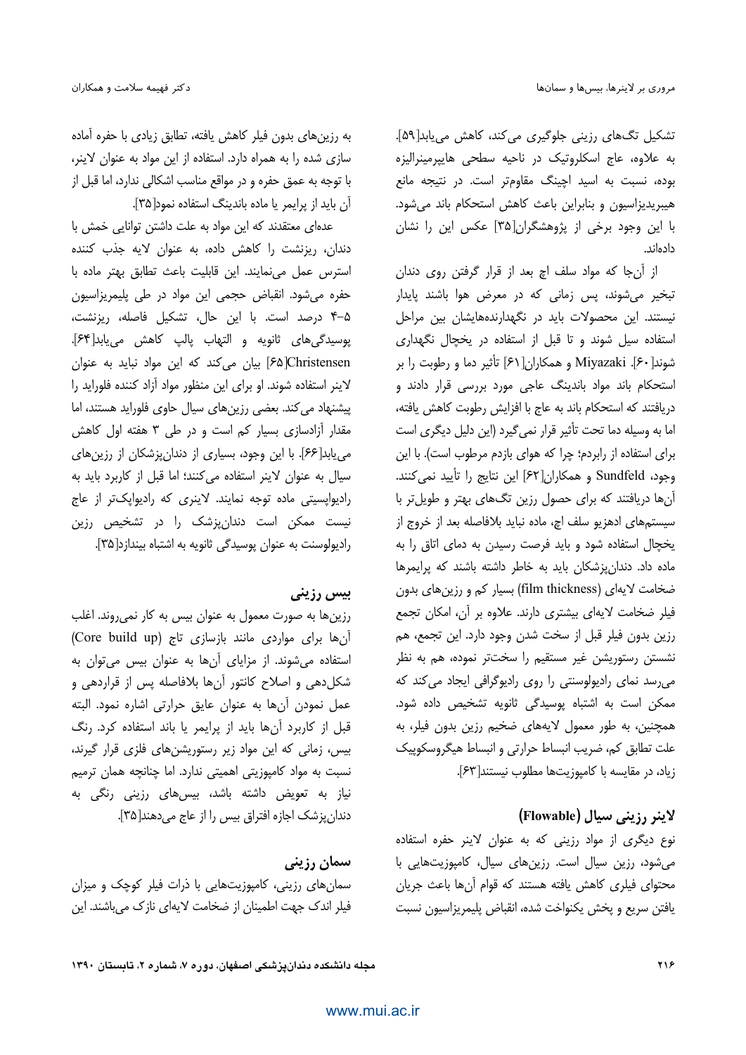تشکیل تگ‌های رزینی جلوگیری می‌کند، کاهش می‌یابد[۵۹]. به علاوه، عاج اسکلروتیک در ناحیه سطحی هایپرمینرالیزه بوده، نسبت به اسید اچینگ مقاوم‌تر است. در نتیجه مانع هیبریدیزاسیون و بنابراین باعث کاهش استحکام باند می‌شود. با این وجود برخی از پژوهشگران[۳۵] عکس این را نشان داده‌اند.

از آن‌جا که مواد سلف اچ بعد از قرار گرفتن روی دندان تبخیر می‌شوند، پس زمانی که در معرض هوا باشند پایدار نیستند. این محصولات باید در نگهدارنده‌هایشان بین مراحل استفاده سیل شوند و تا قبل از استفاده در یخچال نگهداری شوند[۶۰]. Miyazaki و همکاران[۶۱] تأثیر دما و رطوبت را بر استحکام باند مواد باندینگ عاجی مورد بررسی قرار دادند و دریافتند که استحکام باند به عاج با افزایش رطوبت کاهش یافته، اما به وسیله دما تحت تأثیر قرار نمی‌گیرد (این دلیل دیگری است برای استفاده از رابردم؛ چرا که هوای بازدم مرطوب است). با این وجود، Sundfeld و همکاران[۶۲] این نتایج را تأیید نمی‌کنند. آن‌ها دریافتند که برای حصول رزین تگ‌های بهتر و طویل‌تر با سیستم‌های ادهزیو سلف اچ، ماده نباید بلافاصله بعد از خروج از یخچال استفاده شود و باید فرصت رسیدن به دمای اتاق را به ماده داد. دندان‌پزشکان باید به خاطر داشته باشند که پرایمرها ضخامت لایه‌ای (film thickness) بسیار کم و رزین‌های بدون فیلر ضخامت لایه‌ای بیشتری دارند. علاوه بر آن، امکان تجمع رزین بدون فیلر قبل از سخت شدن وجود دارد. این تجمع، هم نشستن رستوریشن غیر مستقیم را سخت‌تر نموده، هم به نظر می‌رسد نمای رادیولوسنتی را روی رادیوگرافی ایجاد می‌کند که ممکن است به اشتباه پوسیدگی ثانویه تشخیص داده شود. همچنین، به طور معمول لایه‌های ضخیم رزین بدون فیلر، به علت تطابق کم، ضریب انبساط حرارتی و انبساط هیگروسکوپیک زیاد، در مقایسه با کامپوزیت‌ها مطلوب نیستند[۶۳].

## لاینر رزینی سیال (Flowable)

نوع دیگری از مواد رزینی که به عنوان لاینر حفره استفاده می‌شود، رزین سیال است. رزین‌های سیال، کامپوزیت‌هایی با محتوای فیلری کاهش یافته هستند که قوام آن‌ها باعث جریان یافتن سریع و پخش یکنواخت شده، انقباض پلیمریزاسیون نسبت به رزین‌های بدون فیلر کاهش یافته، تطابق زیادی با حفره آماده سازی شده را به همراه دارد. استفاده از این مواد به عنوان لاینر، با توجه به عمق حفره و در مواقع مناسب اشکالی ندارد، اما قبل از آن باید از پرایمر یا ماده باندینگ استفاده نمود[۳۵].

عده‌ای معتقدند که این مواد به علت داشتن توانایی خمش با دندان، ریزنشت را کاهش داده، به عنوان لایه جذب کننده استرس عمل می‌نمایند. این قابلیت باعث تطابق بهتر ماده با حفره می‌شود. انقباض حجمی این مواد در طی پلیمریزاسیون ۵-۴ درصد است. با این حال، تشکیل فاصله، ریزنشت، پوسیدگی‌های ثانویه و التهاب پالپ کاهش می‌یابد[۶۴]. Christensen[۶۵] بیان می‌کند که این مواد نباید به عنوان لاینر استفاده شوند. او برای این منظور مواد آزاد کننده فلوراید را پیشنهاد می‌کند. بعضی رزین‌های سیال حاوی فلوراید هستند، اما مقدار آزادسازی بسیار کم است و در طی ۳ هفته اول کاهش می‌یابد[۶۶]. با این وجود، بسیاری از دندان‌پزشکان از رزین‌های سیال به عنوان لاینر استفاده می‌کنند؛ اما قبل از کاربرد باید به رادیواپسیتی ماده توجه نمایند. لاینری که رادیواپک‌تر از عاج نیست ممکن است دندان‌پزشک را در تشخیص رزین رادیولوسنت به عنوان پوسیدگی ثانویه به اشتباه بیندازد[۳۵].

## بیس رزینی

رزین‌ها به صورت معمول به عنوان بیس به کار نمی‌روند. اغلب آن‌ها برای مواردی مانند بازسازی تاج (Core build up) استفاده می‌شوند. از مزایای آن‌ها به عنوان بیس می‌توان به شکل‌دهی و اصلاح کانتور آن‌ها بلافاصله پس از قراردهی و عمل نمودن آن‌ها به عنوان عایق حرارتی اشاره نمود. البته قبل از کاربرد آن‌ها باید از پرایمر یا باند استفاده کرد. رنگ بیس، زمانی که این مواد زیر رستوریشن‌های فلزی قرار گیرند، نسبت به مواد کامپوزیتی اهمیتی ندارد. اما چنانچه همان ترمیم نیاز به تعویض داشته باشد، بیس‌های رزینی رنگی به دندان‌پزشک اجازه افتراق بیس را از عاج می‌دهند[۳۵].

## سمان رزینی

سمان‌های رزینی، کامپوزیت‌هایی با ذرات فیلر کوچک و میزان فیلر اندک جهت اطمینان از ضخامت لایه‌ای نازک می‌باشند. این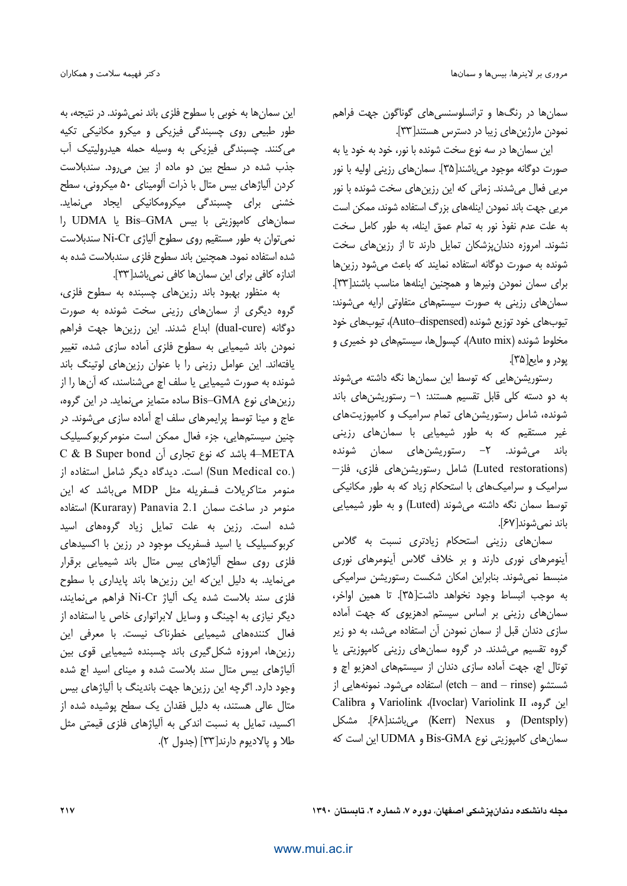سمان‌ها در رنگ‌ها و ترانسلوسنسی‌های گوناگون جهت فراهم نمودن مارژین‌های زیبا در دسترس هستند[۳۳].

این سمان‌ها در سه نوع سخت شونده با نور، خود به خود یا به صورت دوگانه موجود می‌باشند[۳۵]. سمان‌های رزینی اولیه با نور مریی فعال می‌شدند. زمانی که این رزین‌های سخت شونده با نور مریی جهت باند نمودن اینله‌های بزرگ استفاده شوند، ممکن است به علت عدم نفوذ نور به تمام عمق اینله، به طور کامل سخت نشوند. امروزه دندان‌پزشکان تمایل دارند تا از رزین‌های سخت شونده به صورت دوگانه استفاده نمایند که باعث می‌شود رزین‌ها برای سمان نمودن ونیرها و همچنین اینله‌ها مناسب باشند[۳۳]. سمان‌های رزینی به صورت سیستم‌های متفاوتی ارایه می‌شوند: تیوب‌های خود توزیع شونده (Auto–dispensed)، تیوب‌های خود مخلوط شونده (Auto mix)، کپسول‌ها، سیستم‌های دو خمیری و پودر و مایع[۳۵].

رستوریشن‌هایی که توسط این سمان‌ها نگه داشته می‌شوند به دو دسته کلی قابل تقسیم هستند: ۱- رستوریشن‌های باند شونده، شامل رستوریشن‌های تمام سرامیک و کامپوزیت‌های غیر مستقیم که به طور شیمیایی با سمان‌های رزینی باند می‌شوند. ۲- رستوریشن‌های سمان شونده (Luted restorations) شامل رستوریشن‌های فلزی، فلز–سرامیک و سرامیک‌های با استحکام زیاد که به طور مکانیکی توسط سمان نگه داشته می‌شوند (Luted) و به طور شیمیایی باند نمی‌شوند[۶۷].

سمان‌های رزینی استحکام زیادتری نسبت به گلاس آینومرهای نوری دارند و بر خلاف گلاس آینومرهای نوری منبسط نمی‌شوند. بنابراین امکان شکست رستوریشن سرامیکی به موجب انبساط وجود نخواهد داشت[۳۵]. تا همین اواخر، سمان‌های رزینی بر اساس سیستم ادهزیوی که جهت آماده سازی دندان قبل از سمان نمودن آن استفاده می‌شد، به دو زیر گروه تقسیم می‌شدند. در گروه سمان‌های رزینی کامپوزیتی یا توتال اچ، جهت آماده سازی دندان از سیستم‌های ادهزیو اچ و شستشو (etch – and – rinse) استفاده می‌شود. نمونه‌هایی از این گروه، Variolink II (Ivoclar)، Variolink و Calibra (Dentsply) و Nexus (Kerr) می‌باشند[۶۸]. مشکل سمان‌های کامپوزیتی نوع Bis-GMA و UDMA این است که این سمان‌ها به خوبی با سطوح فلزی باند نمی‌شوند. در نتیجه، به طور طبیعی روی چسبندگی فیزیکی و میکرو مکانیکی تکیه می‌کنند. چسبندگی فیزیکی به وسیله حمله هیدرولیتیک آب جذب شده در سطح بین دو ماده از بین می‌رود. سندبلاست کردن آلیاژهای بیس متال با ذرات آلومینای ۵۰ میکرونی، سطح خشنی برای چسبندگی میکرومکانیکی ایجاد می‌نماید. سمان‌های کامپوزیتی با بیس Bis–GMA یا UDMA را نمی‌توان به طور مستقیم روی سطوح آلیاژی Ni-Cr سندبلاست شده استفاده نمود. همچنین باند سطوح فلزی سندبلاست شده به اندازه کافی برای این سمان‌ها کافی نمی‌باشد[۳۳].

به منظور بهبود باند رزین‌های چسبنده به سطوح فلزی، گروه دیگری از سمان‌های رزینی سخت شونده به صورت دوگانه (dual-cure) ابداع شدند. این رزین‌ها جهت فراهم نمودن باند شیمیایی به سطوح فلزی آماده سازی شده، تغییر یافته‌اند. این عوامل رزینی را با عنوان رزین‌های لوتینگ باند شونده به صورت شیمیایی یا سلف اچ می‌شناسند، که آن‌ها را از رزین‌های نوع Bis–GMA ساده متمایز می‌نماید. در این گروه، عاج و مینا توسط پرایمرهای سلف اچ آماده سازی می‌شوند. در چنین سیستم‌هایی، جزء فعال ممکن است منومرکربوکسیلیک 4–META باشد که نوع تجاری آن C & B Super bond (Sun Medical co.) است. دیدگاه دیگر شامل استفاده از منومر متاکریلات فسفریله مثل MDP می‌باشد که این منومر در ساخت سمان Panavia 2.1 (Kuraray) استفاده شده است. رزین به علت تمایل زیاد گروه‌های اسید کربوکسیلیک یا اسید فسفریک موجود در رزین با اکسیدهای فلزی روی سطح آلیاژهای بیس متال باند شیمیایی برقرار می‌نماید. به دلیل این‌که این رزین‌ها باند پایداری با سطوح فلزی سند بلاست شده یک آلیاژ Ni-Cr فراهم می‌نمایند، دیگر نیازی به اچینگ و وسایل لابراتواری خاص یا استفاده از فعال کننده‌های شیمیایی خطرناک نیست. با معرفی این رزین‌ها، امروزه شکل‌گیری باند چسبنده شیمیایی قوی بین آلیاژهای بیس متال سند بلاست شده و مینای اسید اچ شده وجود دارد. اگرچه این رزین‌ها جهت باندینگ با آلیاژهای بیس متال عالی هستند، به دلیل فقدان یک سطح پوشیده شده از اکسید، تمایل به نسبت اندکی به آلیاژهای فلزی قیمتی مثل طلا و پالادیوم دارند[۳۳] (جدول ۲).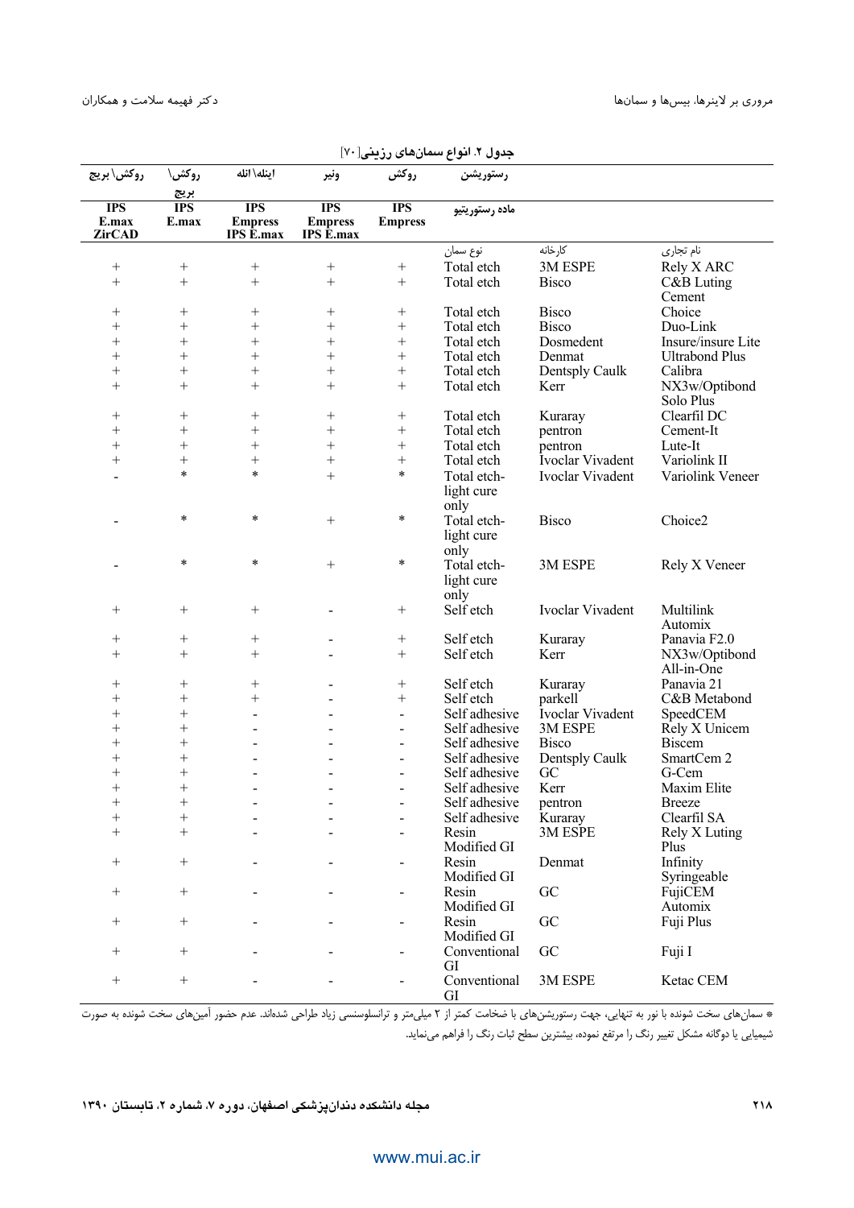جدول ۲. انواع سمان‌های رزینی[۷۰]

| نام تجاری | کارخانه | نوع سمان | رستوریشن: روکش / ماده رستوریتیو: IPS Empress | ونیر / IPS Empress IPS E.max | اینله\ انله / IPS Empress IPS E.max | روکش\ بریج / IPS E.max | روکش\ بریج / IPS E.max ZirCAD |
|---|---|---|---|---|---|---|---|
| Rely X ARC | 3M ESPE | Total etch | + | + | + | + | + |
| C&B Luting Cement | Bisco | Total etch | + | + | + | + | + |
| Choice | Bisco | Total etch | + | + | + | + | + |
| Duo-Link | Bisco | Total etch | + | + | + | + | + |
| Insure/insure Lite | Dosmedent | Total etch | + | + | + | + | + |
| Ultrabond Plus | Denmat | Total etch | + | + | + | + | + |
| Calibra | Dentsply Caulk | Total etch | + | + | + | + | + |
| NX3w/Optibond Solo Plus | Kerr | Total etch | + | + | + | + | + |
| Clearfil DC | Kuraray | Total etch | + | + | + | + | + |
| Cement-It | pentron | Total etch | + | + | + | + | + |
| Lute-It | pentron | Total etch | + | + | + | + | + |
| Variolink II | Ivoclar Vivadent | Total etch | + | + | + | + | + |
| Variolink Veneer | Ivoclar Vivadent | Total etch-light cure only | * | + | * | * | - |
| Choice2 | Bisco | Total etch-light cure only | * | + | * | * | - |
| Rely X Veneer | 3M ESPE | Total etch-light cure only | * | + | * | * | - |
| Multilink Automix | Ivoclar Vivadent | Self etch | + | - | + | + | + |
| Panavia F2.0 | Kuraray | Self etch | + | - | + | + | + |
| NX3w/Optibond All-in-One | Kerr | Self etch | + | - | + | + | + |
| Panavia 21 | Kuraray | Self etch | + | - | + | + | + |
| C&B Metabond | parkell | Self etch | + | - | + | + | + |
| SpeedCEM | Ivoclar Vivadent | Self adhesive | - | - | - | + | + |
| Rely X Unicem | 3M ESPE | Self adhesive | - | - | - | + | + |
| Biscem | Bisco | Self adhesive | - | - | - | + | + |
| SmartCem 2 | Dentsply Caulk | Self adhesive | - | - | - | + | + |
| G-Cem | GC | Self adhesive | - | - | - | + | + |
| Maxim Elite | Kerr | Self adhesive | - | - | - | + | + |
| Breeze | pentron | Self adhesive | - | - | - | + | + |
| Clearfil SA | Kuraray | Self adhesive | - | - | - | + | + |
| Rely X Luting Plus | 3M ESPE | Resin Modified GI | - | - | - | + | + |
| Infinity Syringeable | Denmat | Resin Modified GI | - | - | - | + | + |
| FujiCEM Automix | GC | Resin Modified GI | - | - | - | + | + |
| Fuji Plus | GC | Resin Modified GI | - | - | - | + | + |
| Fuji I | GC | Conventional GI | - | - | - | + | + |
| Ketac CEM | 3M ESPE | Conventional GI | - | - | - | + | + |

* سمان‌های سخت شونده با نور به تنهایی، جهت رستوریشن‌های با ضخامت کمتر از ۲ میلی‌متر و ترانسلوسنسی زیاد طراحی شده‌اند. عدم حضور آمین‌های سخت شونده به صورت شیمیایی یا دوگانه مشکل تغییر رنگ را مرتفع نموده، بیشترین سطح ثبات رنگ را فراهم می‌نماید.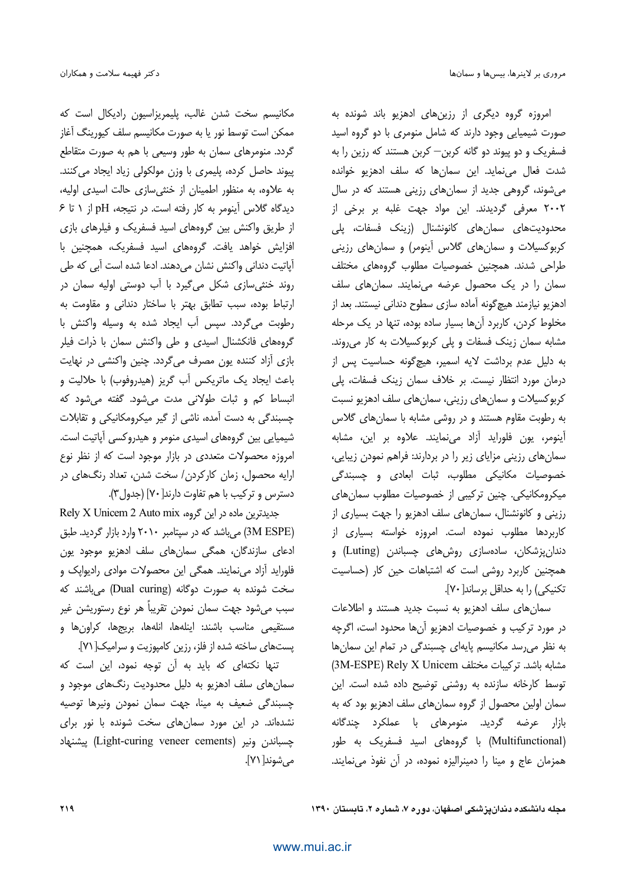امروزه گروه دیگری از رزین‌های ادهزیو باند شونده به صورت شیمیایی وجود دارند که شامل منومری با دو گروه اسید فسفریک و دو پیوند دو گانه کربن– کربن هستند که رزین را به شدت فعال می‌نماید. این سمان‌ها که سلف ادهزیو خوانده می‌شوند، گروهی جدید از سمان‌های رزینی هستند که در سال ۲۰۰۲ معرفی گردیدند. این مواد جهت غلبه بر برخی از محدودیت‌های سمان‌های کانونشنال (زینک فسفات، پلی کربوکسیلات و سمان‌های گلاس آینومر) و سمان‌های رزینی طراحی شدند. همچنین خصوصیات مطلوب گروه‌های مختلف سمان را در یک محصول عرضه می‌نمایند. سمان‌های سلف ادهزیو نیازمند هیچ‌گونه آماده سازی سطوح دندانی نیستند. بعد از مخلوط کردن، کاربرد آن‌ها بسیار ساده بوده، تنها در یک مرحله مشابه سمان زینک فسفات و پلی کربوکسیلات به کار می‌روند. به دلیل عدم برداشت لایه اسمیر، هیچ‌گونه حساسیت پس از درمان مورد انتظار نیست. بر خلاف سمان زینک فسفات، پلی کربوکسیلات و سمان‌های رزینی، سمان‌های سلف ادهزیو نسبت به رطوبت مقاوم هستند و در روشی مشابه با سمان‌های گلاس آینومر، یون فلوراید آزاد می‌نمایند. علاوه بر این، مشابه سمان‌های رزینی مزایای زیر را در بردارند: فراهم نمودن زیبایی، خصوصیات مکانیکی مطلوب، ثبات ابعادی و چسبندگی میکرومکانیکی. چنین ترکیبی از خصوصیات مطلوب سمان‌های رزینی و کانونشنال، سمان‌های سلف ادهزیو را جهت بسیاری از کاربردها مطلوب نموده است. امروزه خواسته بسیاری از دندان‌پزشکان، ساده‌سازی روش‌های چسباندن (Luting) و همچنین کاربرد روشی است که اشتباهات حین کار (حساسیت تکنیکی) را به حداقل برساند[۷۰].

سمان‌های سلف ادهزیو به نسبت جدید هستند و اطلاعات در مورد ترکیب و خصوصیات ادهزیو آن‌ها محدود است، اگرچه به نظر می‌رسد مکانیسم پایه‌ای چسبندگی در تمام این سمان‌ها مشابه باشد. ترکیبات مختلف Rely X Unicem (3M-ESPE) توسط کارخانه سازنده به روشنی توضیح داده شده است. این سمان اولین محصول از گروه سمان‌های سلف ادهزیو بود که به بازار عرضه گردید. منومرهای با عملکرد چندگانه (Multifunctional) با گروه‌های اسید فسفریک به طور همزمان عاج و مینا را دمینرالیزه نموده، در آن نفوذ می‌نمایند. مکانیسم سخت شدن غالب، پلیمریزاسیون رادیکال است که ممکن است توسط نور یا به صورت مکانیسم سلف کیورینگ آغاز گردد. منومرهای سمان به طور وسیعی با هم به صورت متقاطع پیوند حاصل کرده، پلیمری با وزن مولکولی زیاد ایجاد می‌کنند. به علاوه، به منظور اطمینان از خنثی‌سازی حالت اسیدی اولیه، دیدگاه گلاس آینومر به کار رفته است. در نتیجه، pH از ۱ تا ۶ از طریق واکنش بین گروه‌های اسید فسفریک و فیلرهای بازی افزایش خواهد یافت. گروه‌های اسید فسفریک، همچنین با آپاتیت دندانی واکنش نشان می‌دهند. ادعا شده است آبی که طی روند خنثی‌سازی شکل می‌گیرد با آب دوستی اولیه سمان در ارتباط بوده، سبب تطابق بهتر با ساختار دندانی و مقاومت به رطوبت می‌گردد. سپس آب ایجاد شده به وسیله واکنش با گروه‌های فانکشنال اسیدی و طی واکنش سمان با ذرات فیلر بازی آزاد کننده یون مصرف می‌گردد. چنین واکنشی در نهایت باعث ایجاد یک ماتریکس آب گریز (هیدروفوب) با حلالیت و انبساط کم و ثبات طولانی مدت می‌شود. گفته می‌شود که چسبندگی به دست آمده، ناشی از گیر میکرومکانیکی و تقابلات شیمیایی بین گروه‌های اسیدی منومر و هیدروکسی آپاتیت است. امروزه محصولات متعددی در بازار موجود است که از نظر نوع ارایه محصول، زمان کارکردن/ سخت شدن، تعداد رنگ‌های در دسترس و ترکیب با هم تفاوت دارند[۷۰] (جدول۳).

جدیدترین ماده در این گروه، Rely X Unicem 2 Auto mix (3M ESPE) می‌باشد که در سپتامبر ۲۰۱۰ وارد بازار گردید. طبق ادعای سازندگان، همگی سمان‌های سلف ادهزیو موجود یون فلوراید آزاد می‌نمایند. همگی این محصولات موادی رادیواپک و سخت شونده به صورت دوگانه (Dual curing) می‌باشند که سبب می‌شود جهت سمان نمودن تقریباً هر نوع رستوریشن غیر مستقیمی مناسب باشند: اینله‌ها، انله‌ها، بریج‌ها، کراون‌ها و پست‌های ساخته شده از فلز، رزین کامپوزیت و سرامیک[۷۱].

تنها نکته‌ای که باید به آن توجه نمود، این است که سمان‌های سلف ادهزیو به دلیل محدودیت رنگ‌های موجود و چسبندگی ضعیف به مینا، جهت سمان نمودن ونیرها توصیه نشده‌اند. در این مورد سمان‌های سخت شونده با نور برای چسباندن ونیر (Light-curing veneer cements) پیشنهاد می‌شوند[۷۱].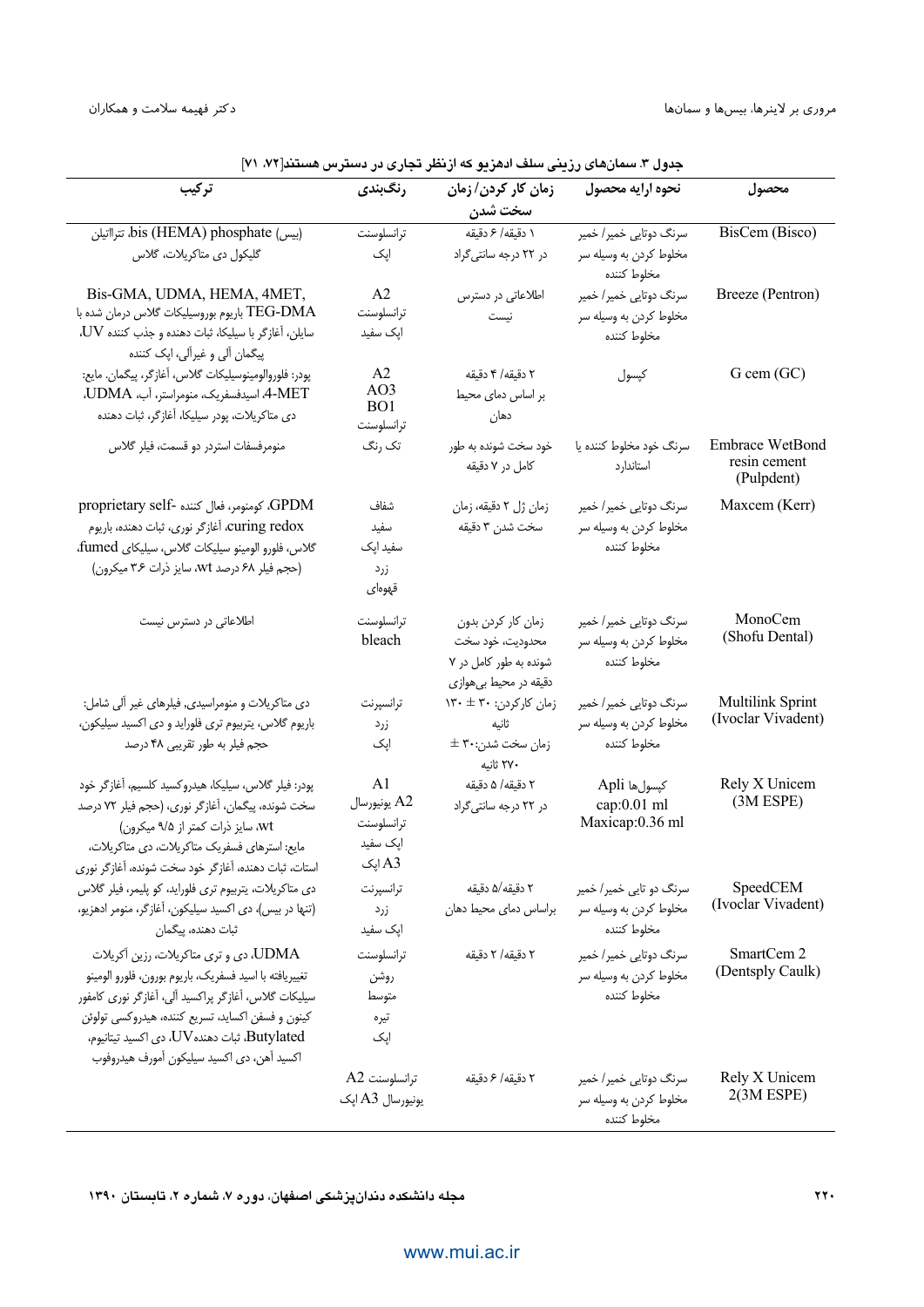جدول ۳. سمان‌های رزینی سلف ادهزیو که ازنظر تجاری در دسترس هستند[۷۲، ۷۱]

| محصول | نحوه ارایه محصول | زمان کار کردن/ زمان سخت شدن | رنگ‌بندی | ترکیب |
|---|---|---|---|---|
| BisCem (Bisco) | سرنگ دوتایی خمیر/ خمیر مخلوط کردن به وسیله سر مخلوط کننده | ۱ دقیقه/ ۶ دقیقه در ۲۲ درجه سانتی‌گراد | ترانسلوسنت اپک | bis (HEMA) phosphate (بیس)، تترااتیلن گلیکول دی متاکریلات، گلاس |
| Breeze (Pentron) | سرنگ دوتایی خمیر/ خمیر مخلوط کردن به وسیله سر مخلوط کننده | اطلاعاتی در دسترس نیست | A2 ترانسلوسنت اپک سفید | Bis-GMA, UDMA, HEMA, 4MET, TEG-DMA باریوم بوروسیلیکات گلاس درمان شده با سایلن، آغازگر با سیلیکا، ثبات دهنده و جذب کننده UV، پیگمان آلی و غیرآلی، اپک کننده |
| G cem (GC) | کپسول | ۲ دقیقه/ ۴ دقیقه بر اساس دمای محیط دهان | A2 AO3 BO1 ترانسلوسنت | پودر: فلورو‌آلومینوسیلیکات گلاس، آغازگر، پیگمان. مایع: 4-MET، اسیدفسفریک، منومراستر، آب، UDMA، دی متاکریلات، پودر سیلیکا، آغازگر، ثبات دهنده |
| Embrace WetBond resin cement (Pulpdent) | سرنگ خود مخلوط کننده یا استاندارد | خود سخت شونده به طور کامل در ۷ دقیقه | تک رنگ | منومرفسفات استردر دو قسمت، فیلر گلاس |
| Maxcem (Kerr) | سرنگ دوتایی خمیر/ خمیر مخلوط کردن به وسیله سر مخلوط کننده | زمان ژل ۲ دقیقه، زمان سخت شدن ۳ دقیقه | شفاف سفید سفید اپک زرد قهوه‌ای | GPDM، کومنومر، فعال کننده proprietary self-curing redox، آغازگر نوری، ثبات دهنده، باریوم گلاس، فلورو الومینو سیلیکات گلاس، سیلیکای fumed (حجم فیلر ۶۸ درصد wt، سایز ذرات ۳.۶ میکرون) |
| MonoCem (Shofu Dental) | سرنگ دوتایی خمیر/ خمیر مخلوط کردن به وسیله سر مخلوط کننده | زمان کار کردن بدون محدودیت، خود سخت شونده به طور کامل در ۷ دقیقه در محیط بی‌هوازی | ترانسلوسنت bleach | اطلاعاتی در دسترس نیست |
| Multilink Sprint (Ivoclar Vivadent) | سرنگ دوتایی خمیر/ خمیر مخلوط کردن به وسیله سر مخلوط کننده | زمان کارکردن: ۳۰ ± ۱۳۰ ثانیه زمان سخت شدن: ۳۰ ± ۲۷۰ ثانیه | ترانسپرنت زرد اپک | دی متاکریلات و منومراسیدی، فیلرهای غیر آلی شامل: باریوم گلاس، یتریبوم تری فلوراید و دی اکسید سیلیکون، حجم فیلر به طور تقریبی ۴۸ درصد |
| Rely X Unicem (3M ESPE) | کپسول‌ها Apli cap:0.01 ml Maxicap:0.36 ml | ۲ دقیقه/ ۵ دقیقه در ۲۲ درجه سانتی‌گراد | A1 A2 یونیورسال ترانسلوسنت اپک سفید A3 اپک | پودر: فیلر گلاس، سیلیکا، هیدروکسید کلسیم، آغازگر خود سخت شونده، پیگمان، آغازگر نوری، (حجم فیلر ۷۲ درصد wt، سایز ذرات کمتر از ۹/۵ میکرون) مایع: استرهای فسفریک متاکریلات، دی متاکریلات، استات، ثبات دهنده، آغازگر خود سخت شونده، آغازگر نوری |
| SpeedCEM (Ivoclar Vivadent) | سرنگ دو تایی خمیر/ خمیر مخلوط کردن به وسیله سر مخلوط کننده | ۲ دقیقه/۵ دقیقه براساس دمای محیط دهان | ترانسپرنت زرد اپک سفید | دی متاکریلات، یتریبوم تری فلوراید، کو پلیمر، فیلر گلاس (تنها در بیس)، دی اکسید سیلیکون، آغازگر، منومر ادهزیو، ثبات دهنده، پیگمان |
| SmartCem 2 (Dentsply Caulk) | سرنگ دوتایی خمیر/ خمیر مخلوط کردن به وسیله سر مخلوط کننده | ۲ دقیقه/ ۲ دقیقه | ترانسلوسنت روشن متوسط تیره اپک | UDMA، دی و تری متاکریلات، رزین آکریلات تغییریافته با اسید فسفریک، باریوم بورون، فلورو الومینو سیلیکات گلاس، آغازگر پراکسید آلی، آغازگر نوری کامفور کینون و فسفن اکساید، تسریع کننده، هیدروکسی تولوئن Butylated، ثبات دهنده UV، دی اکسید تیتانیوم، اکسید آهن، دی اکسید سیلیکون آمورف هیدروفوب |
| Rely X Unicem 2(3M ESPE) | سرنگ دوتایی خمیر/ خمیر مخلوط کردن به وسیله سر مخلوط کننده | ۲ دقیقه/ ۶ دقیقه | ترانسلوسنت A2 یونیورسال A3 اپک | |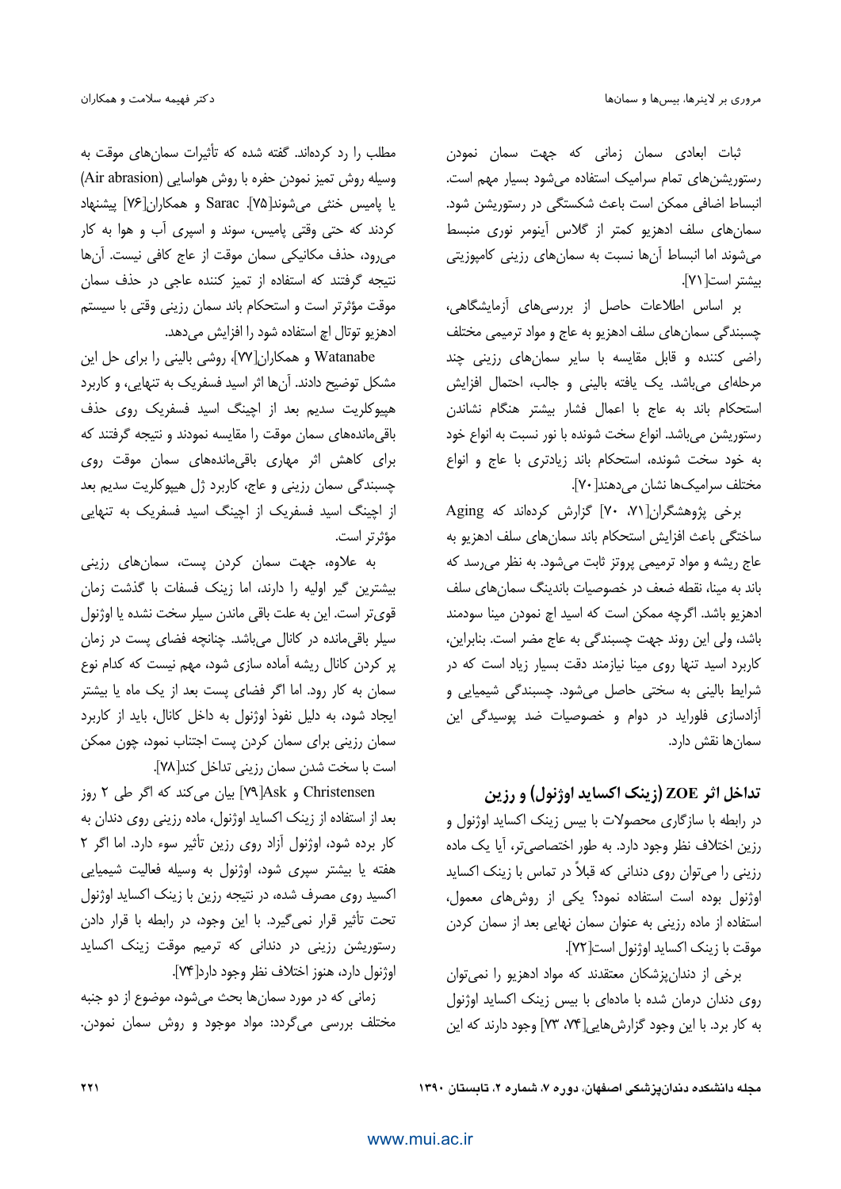ثبات ابعادی سمان زمانی که جهت سمان نمودن رستوریشن‌های تمام سرامیک استفاده می‌شود بسیار مهم است. انبساط اضافی ممکن است باعث شکستگی در رستوریشن شود. سمان‌های سلف ادهزیو کمتر از گلاس آینومر نوری منبسط می‌شوند اما انبساط آن‌ها نسبت به سمان‌های رزینی کامپوزیتی بیشتر است[۷۱].

بر اساس اطلاعات حاصل از بررسی‌های آزمایشگاهی، چسبندگی سمان‌های سلف ادهزیو به عاج و مواد ترمیمی مختلف راضی کننده و قابل مقایسه با سایر سمان‌های رزینی چند مرحله‌ای می‌باشد. یک یافته بالینی و جالب، احتمال افزایش استحکام باند به عاج با اعمال فشار بیشتر هنگام نشاندن رستوریشن می‌باشد. انواع سخت شونده با نور نسبت به انواع خود به خود سخت شونده، استحکام باند زیادتری با عاج و انواع مختلف سرامیک‌ها نشان می‌دهند[۷۰].

برخی پژوهشگران[۷۱، ۷۰] گزارش کرده‌اند که Aging ساختگی باعث افزایش استحکام باند سمان‌های سلف ادهزیو به عاج ریشه و مواد ترمیمی پروتز ثابت می‌شود. به نظر می‌رسد که باند به مینا، نقطه ضعف در خصوصیات باندینگ سمان‌های سلف ادهزیو باشد. اگرچه ممکن است که اسید اچ نمودن مینا سودمند باشد، ولی این روند جهت چسبندگی به عاج مضر است. بنابراین، کاربرد اسید تنها روی مینا نیازمند دقت بسیار زیاد است که در شرایط بالینی به سختی حاصل می‌شود. چسبندگی شیمیایی و آزادسازی فلوراید در دوام و خصوصیات ضد پوسیدگی این سمان‌ها نقش دارد.

## تداخل اثر ZOE (زینک اکساید اوژنول) و رزین

در رابطه با سازگاری محصولات با بیس زینک اکساید اوژنول و رزین اختلاف نظر وجود دارد. به طور اختصاصی‌تر، آیا یک ماده رزینی را می‌توان روی دندانی که قبلاً در تماس با زینک اکساید اوژنول بوده است استفاده نمود؟ یکی از روش‌های معمول، استفاده از ماده رزینی به عنوان سمان نهایی بعد از سمان کردن موقت با زینک اکساید اوژنول است[۷۲].

برخی از دندان‌پزشکان معتقدند که مواد ادهزیو را نمی‌توان روی دندان درمان شده با ماده‌ای با بیس زینک اکساید اوژنول به کار برد. با این وجود گزارش‌هایی[۷۴، ۷۳] وجود دارند که این مطلب را رد کرده‌اند. گفته شده که تأثیرات سمان‌های موقت به وسیله روش تمیز نمودن حفره با روش هواسایی (Air abrasion) یا پامیس خنثی می‌شوند[۷۵]. Sarac و همکاران[۷۶] پیشنهاد کردند که حتی وقتی پامیس، سوند و اسپری آب و هوا به کار می‌رود، حذف مکانیکی سمان موقت از عاج کافی نیست. آن‌ها نتیجه گرفتند که استفاده از تمیز کننده عاجی در حذف سمان موقت مؤثرتر است و استحکام باند سمان رزینی وقتی با سیستم ادهزیو توتال اچ استفاده شود را افزایش می‌دهد.

Watanabe و همکاران[۷۷]، روشی بالینی را برای حل این مشکل توضیح دادند. آن‌ها اثر اسید فسفریک به تنهایی، و کاربرد هیپوکلریت سدیم بعد از اچینگ اسید فسفریک روی حذف باقی‌مانده‌های سمان موقت را مقایسه نمودند و نتیجه گرفتند که برای کاهش اثر مهاری باقی‌مانده‌های سمان موقت روی چسبندگی سمان رزینی و عاج، کاربرد ژل هیپوکلریت سدیم بعد از اچینگ اسید فسفریک از اچینگ اسید فسفریک به تنهایی مؤثرتر است.

به علاوه، جهت سمان کردن پست، سمان‌های رزینی بیشترین گیر اولیه را دارند، اما زینک فسفات با گذشت زمان قوی‌تر است. این به علت باقی ماندن سیلر سخت نشده یا اوژنول سیلر باقی‌مانده در کانال می‌باشد. چنانچه فضای پست در زمان پر کردن کانال ریشه آماده سازی شود، مهم نیست که کدام نوع سمان به کار رود. اما اگر فضای پست بعد از یک ماه یا بیشتر ایجاد شود، به دلیل نفوذ اوژنول به داخل کانال، باید از کاربرد سمان رزینی برای سمان کردن پست اجتناب نمود، چون ممکن است با سخت شدن سمان رزینی تداخل کند[۷۸].

Christensen و Ask[۷۹] بیان می‌کند که اگر طی ۲ روز بعد از استفاده از زینک اکساید اوژنول، ماده رزینی روی دندان به کار برده شود، اوژنول آزاد روی رزین تأثیر سوء دارد. اما اگر ۲ هفته یا بیشتر سپری شود، اوژنول به وسیله فعالیت شیمیایی اکسید روی مصرف شده، در نتیجه رزین با زینک اکساید اوژنول تحت تأثیر قرار نمی‌گیرد. با این وجود، در رابطه با قرار دادن رستوریشن رزینی در دندانی که ترمیم موقت زینک اکساید اوژنول دارد، هنوز اختلاف نظر وجود دارد[۷۴].

زمانی که در مورد سمان‌ها بحث می‌شود، موضوع از دو جنبه مختلف بررسی می‌گردد: مواد موجود و روش سمان نمودن.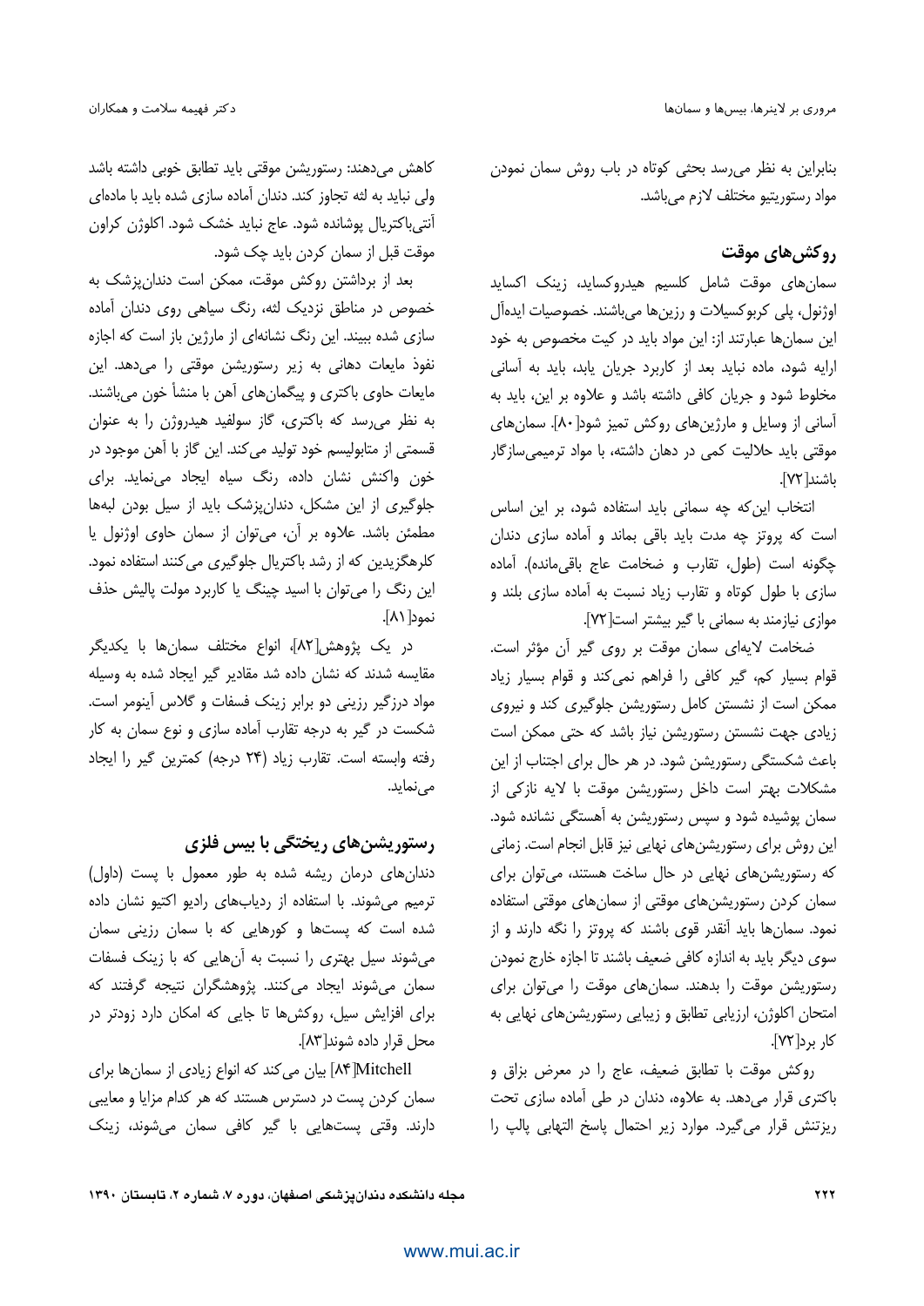بنابراین به نظر می‌رسد بحثی کوتاه در باب روش سمان نمودن مواد رستوریتیو مختلف لازم می‌باشد.

## روکش‌های موقت

سمان‌های موقت شامل کلسیم هیدروکساید، زینک اکساید اوژنول، پلی کربوکسیلات و رزین‌ها می‌باشند. خصوصیات ایده‌آل این سمان‌ها عبارتند از: این مواد باید در کیت مخصوص به خود ارایه شود، ماده نباید بعد از کاربرد جریان یابد، باید به آسانی مخلوط شود و جریان کافی داشته باشد و علاوه بر این، باید به آسانی از وسایل و مارژین‌های روکش تمیز شود[۸۰]. سمان‌های موقتی باید حلالیت کمی در دهان داشته، با مواد ترمیمی‌سازگار باشند[۷۲].

انتخاب این‌که چه سمانی باید استفاده شود، بر این اساس است که پروتز چه مدت باید باقی بماند و آماده سازی دندان چگونه است (طول، تقارب و ضخامت عاج باقی‌مانده). آماده سازی با طول کوتاه و تقارب زیاد نسبت به آماده سازی بلند و موازی نیازمند به سمانی با گیر بیشتر است[۷۲].

ضخامت لایه‌ای سمان موقت بر روی گیر آن مؤثر است. قوام بسیار کم، گیر کافی را فراهم نمی‌کند و قوام بسیار زیاد ممکن است از نشستن کامل رستوریشن جلوگیری کند و نیروی زیادی جهت نشستن رستوریشن نیاز باشد که حتی ممکن است باعث شکستگی رستوریشن شود. در هر حال برای اجتناب از این مشکلات بهتر است داخل رستوریشن موقت با لایه نازکی از سمان پوشیده شود و سپس رستوریشن به آهستگی نشانده شود. این روش برای رستوریشن‌های نهایی نیز قابل انجام است. زمانی که رستوریشن‌های نهایی در حال ساخت هستند، می‌توان برای سمان کردن رستوریشن‌های موقتی از سمان‌های موقتی استفاده نمود. سمان‌ها باید آنقدر قوی باشند که پروتز را نگه دارند و از سوی دیگر باید به اندازه کافی ضعیف باشند تا اجازه خارج نمودن رستوریشن موقت را بدهند. سمان‌های موقت را می‌توان برای امتحان اکلوژن، ارزیابی تطابق و زیبایی رستوریشن‌های نهایی به کار برد[۷۲].

روکش موقت با تطابق ضعیف، عاج را در معرض بزاق و باکتری قرار می‌دهد. به علاوه، دندان در طی آماده سازی تحت ریزتنش قرار می‌گیرد. موارد زیر احتمال پاسخ التهابی پالپ را کاهش می‌دهند: رستوریشن موقتی باید تطابق خوبی داشته باشد ولی نباید به لثه تجاوز کند. دندان آماده سازی شده باید با ماده‌ای آنتی‌باکتریال پوشانده شود. عاج نباید خشک شود. اکلوژن کراون موقت قبل از سمان کردن باید چک شود.

بعد از برداشتن روکش موقت، ممکن است دندان‌پزشک به خصوص در مناطق نزدیک لثه، رنگ سیاهی روی دندان آماده سازی شده ببیند. این رنگ نشانه‌ای از مارژین باز است که اجازه نفوذ مایعات دهانی به زیر رستوریشن موقتی را می‌دهد. این مایعات حاوی باکتری و پیگمان‌های آهن با منشأ خون می‌باشند. به نظر می‌رسد که باکتری، گاز سولفید هیدروژن را به عنوان قسمتی از متابولیسم خود تولید می‌کند. این گاز با آهن موجود در خون واکنش نشان داده، رنگ سیاه ایجاد می‌نماید. برای جلوگیری از این مشکل، دندان‌پزشک باید از سیل بودن لبه‌ها مطمئن باشد. علاوه بر آن، می‌توان از سمان حاوی اوژنول یا کلرهگزیدین که از رشد باکتریال جلوگیری می‌کنند استفاده نمود. این رنگ را می‌توان با اسید چینگ یا کاربرد مولت پالیش حذف نمود[۸۱].

در یک پژوهش[۸۲]، انواع مختلف سمان‌ها با یکدیگر مقایسه شدند که نشان داده شد مقادیر گیر ایجاد شده به وسیله مواد درزگیر رزینی دو برابر زینک فسفات و گلاس آینومر است. شکست در گیر به درجه تقارب آماده سازی و نوع سمان به کار رفته وابسته است. تقارب زیاد (۲۴ درجه) کمترین گیر را ایجاد می‌نماید.

## رستوریشن‌های ریختگی با بیس فلزی

دندان‌های درمان ریشه شده به طور معمول با پست (داول) ترمیم می‌شوند. با استفاده از ردیاب‌های رادیو اکتیو نشان داده شده است که پست‌ها و کورهایی که با سمان رزینی سمان می‌شوند سیل بهتری را نسبت به آن‌هایی که با زینک فسفات سمان می‌شوند ایجاد می‌کنند. پژوهشگران نتیجه گرفتند که برای افزایش سیل، روکش‌ها تا جایی که امکان دارد زودتر در محل قرار داده شوند[۸۳].

Mitchell[۸۴] بیان می‌کند که انواع زیادی از سمان‌ها برای سمان کردن پست در دسترس هستند که هر کدام مزایا و معایبی دارند. وقتی پست‌هایی با گیر کافی سمان می‌شوند، زینک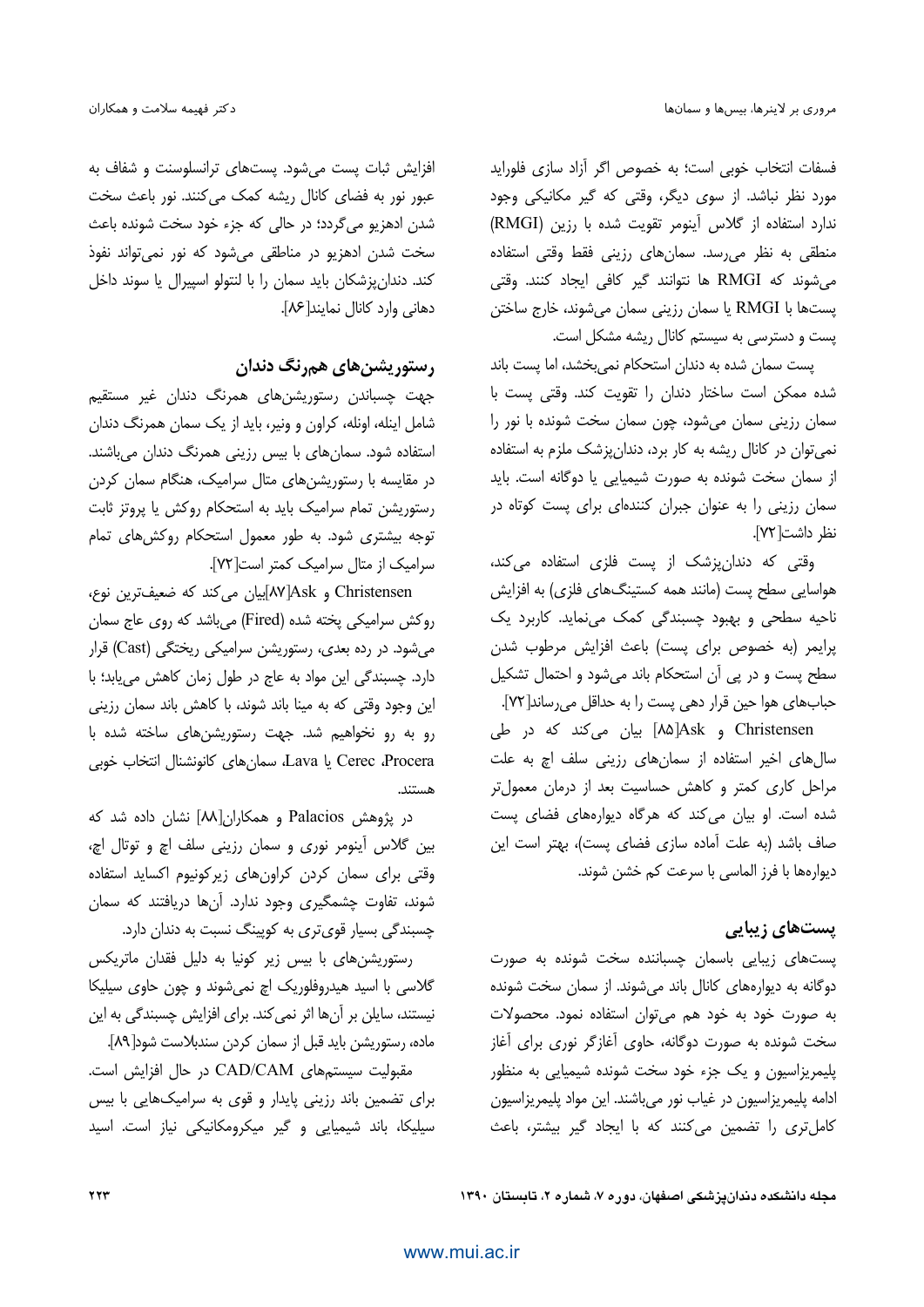فسفات انتخاب خوبی است؛ به خصوص اگر آزاد سازی فلوراید مورد نظر نباشد. از سوی دیگر، وقتی که گیر مکانیکی وجود ندارد استفاده از گلاس آینومر تقویت شده با رزین (RMGI) منطقی به نظر می‌رسد. سمان‌های رزینی فقط وقتی استفاده می‌شوند که RMGI ها نتوانند گیر کافی ایجاد کنند. وقتی پست‌ها با RMGI یا سمان رزینی سمان می‌شوند، خارج ساختن پست و دسترسی به سیستم کانال ریشه مشکل است.

پست سمان شده به دندان استحکام نمی‌بخشد، اما پست باند شده ممکن است ساختار دندان را تقویت کند. وقتی پست با سمان رزینی سمان می‌شود، چون سمان سخت شونده با نور را نمی‌توان در کانال ریشه به کار برد، دندان‌پزشک ملزم به استفاده از سمان سخت شونده به صورت شیمیایی یا دوگانه است. باید سمان رزینی را به عنوان جبران کننده‌ای برای پست کوتاه در نظر داشت[۷۲].

وقتی که دندان‌پزشک از پست فلزی استفاده می‌کند، هواسایی سطح پست (مانند همه کستینگ‌های فلزی) به افزایش ناحیه سطحی و بهبود چسبندگی کمک می‌نماید. کاربرد یک پرایمر (به خصوص برای پست) باعث افزایش مرطوب شدن سطح پست و در پی آن استحکام باند می‌شود و احتمال تشکیل حباب‌های هوا حین قرار دهی پست را به حداقل می‌رساند[۷۲].

Christensen و Ask[۸۵] بیان می‌کند که در طی سال‌های اخیر استفاده از سمان‌های رزینی سلف اچ به علت مراحل کاری کمتر و کاهش حساسیت بعد از درمان معمول‌تر شده است. او بیان می‌کند که هرگاه دیواره‌های فضای پست صاف باشد (به علت آماده سازی فضای پست)، بهتر است این دیواره‌ها با فرز الماسی با سرعت کم خشن شوند.

## پست‌های زیبایی

پست‌های زیبایی باسمان چسباننده سخت شونده به صورت دوگانه به دیواره‌های کانال باند می‌شوند. از سمان سخت شونده به صورت خود به خود هم می‌توان استفاده نمود. محصولات سخت شونده به صورت دوگانه، حاوی آغازگر نوری برای آغاز پلیمریزاسیون و یک جزء خود سخت شونده شیمیایی به منظور ادامه پلیمریزاسیون در غیاب نور می‌باشند. این مواد پلیمریزاسیون کامل‌تری را تضمین می‌کنند که با ایجاد گیر بیشتر، باعث افزایش ثبات پست می‌شود. پست‌های ترانسلوسنت و شفاف به عبور نور به فضای کانال ریشه کمک می‌کنند. نور باعث سخت شدن ادهزیو می‌گردد؛ در حالی که جزء خود سخت شونده باعث سخت شدن ادهزیو در مناطقی می‌شود که نور نمی‌تواند نفوذ کند. دندان‌پزشکان باید سمان را با لنتولو اسپیرال یا سوند داخل دهانی وارد کانال نمایند[۸۶].

## رستوریشن‌های هم‌رنگ دندان

جهت چسباندن رستوریشن‌های همرنگ دندان غیر مستقیم شامل اینله، اونله، کراون و ونیر، باید از یک سمان همرنگ دندان استفاده شود. سمان‌های با بیس رزینی همرنگ دندان می‌باشند. در مقایسه با رستوریشن‌های متال سرامیک، هنگام سمان کردن رستوریشن تمام سرامیک باید به استحکام روکش یا پروتز ثابت توجه بیشتری شود. به طور معمول استحکام روکش‌های تمام سرامیک از متال سرامیک کمتر است[۷۲].

Christensen و Ask[۸۷]بیان می‌کند که ضعیف‌ترین نوع، روکش سرامیکی پخته شده (Fired) می‌باشد که روی عاج سمان می‌شود. در رده بعدی، رستوریشن سرامیکی ریختگی (Cast) قرار دارد. چسبندگی این مواد به عاج در طول زمان کاهش می‌یابد؛ با این وجود وقتی که به مینا باند شوند، با کاهش باند سمان رزینی رو به رو نخواهیم شد. جهت رستوریشن‌های ساخته شده با Procera، Cerec یا Lava، سمان‌های کانونشنال انتخاب خوبی هستند.

در پژوهش Palacios و همکاران[۸۸] نشان داده شد که بین گلاس آینومر نوری و سمان رزینی سلف اچ و توتال اچ، وقتی برای سمان کردن کراون‌های زیرکونیوم اکساید استفاده شوند، تفاوت چشمگیری وجود ندارد. آن‌ها دریافتند که سمان چسبندگی بسیار قوی‌تری به کوپینگ نسبت به دندان دارد.

رستوریشن‌های با بیس زیر کونیا به دلیل فقدان ماتریکس گلاسی با اسید هیدروفلوریک اچ نمی‌شوند و چون حاوی سیلیکا نیستند، سایلن بر آن‌ها اثر نمی‌کند. برای افزایش چسبندگی به این ماده، رستوریشن باید قبل از سمان کردن سندبلاست شود[۸۹].

مقبولیت سیستم‌های CAD/CAM در حال افزایش است. برای تضمین باند رزینی پایدار و قوی به سرامیک‌هایی با بیس سیلیکا، باند شیمیایی و گیر میکرومکانیکی نیاز است. اسید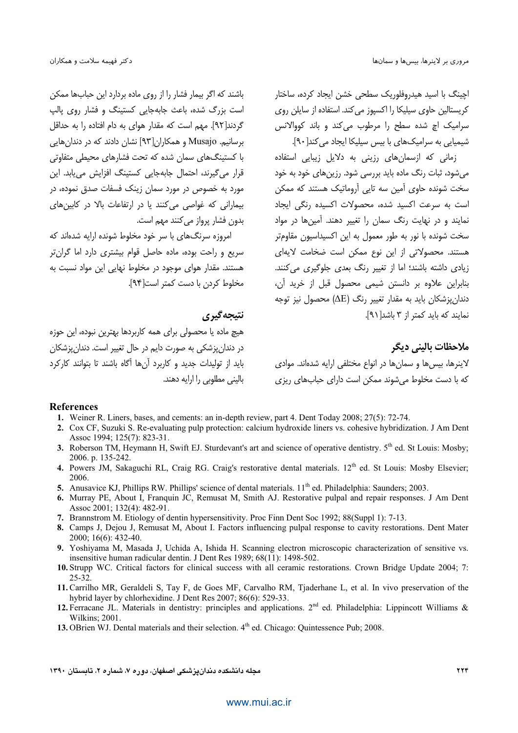اچینگ با اسید هیدروفلوریک سطحی خشن ایجاد کرده، ساختار کریستالین حاوی سیلیکا را اکسپوز می‌کند. استفاده از سایلن روی سرامیک اچ شده سطح را مرطوب می‌کند و باند کووالانس شیمیایی به سرامیک‌های با بیس سیلیکا ایجاد می‌کند[۹۰].

زمانی که ازسمان‌های رزینی به دلایل زیبایی استفاده می‌شود، ثبات رنگ ماده باید بررسی شود. رزین‌های خود به خود سخت شونده حاوی آمین سه تایی آروماتیک هستند که ممکن است به سرعت اکسید شده، محصولات اکسیده رنگی ایجاد نمایند و در نهایت رنگ سمان را تغییر دهند. آمین‌ها در مواد سخت شونده با نور به طور معمول به این اکسیداسیون مقاوم‌تر هستند. محصولاتی از این نوع ممکن است ضخامت لایه‌ای زیادی داشته باشند؛ اما از تغییر رنگ بعدی جلوگیری می‌کنند. بنابراین علاوه بر دانستن شیمی محصول قبل از خرید آن، دندان‌پزشکان باید به مقدار تغییر رنگ (ΔE) محصول نیز توجه نمایند که باید کمتر از ۳ باشد[۹۱].

## ملاحظات بالینی دیگر

لاینرها، بیس‌ها و سمان‌ها در انواع مختلفی ارایه شده‌اند. موادی که با دست مخلوط می‌شوند ممکن است دارای حباب‌های ریزی باشند که اگر بیمار فشار را از روی ماده بردارد این حباب‌ها ممکن است بزرگ شده، باعث جابه‌جایی کستینگ و فشار روی پالپ گردند[۹۲]. مهم است که مقدار هوای به دام افتاده را به حداقل برسانیم. Musajo و همکاران[۹۳] نشان دادند که در دندان‌هایی با کستینگ‌های سمان شده که تحت فشارهای محیطی متفاوتی قرار می‌گیرند، احتمال جابه‌جایی کستینگ افزایش می‌یابد. این مورد به خصوص در مورد سمان زینک فسفات صدق نموده، در بیمارانی که غواصی می‌کنند یا در ارتفاعات بالا در کابین‌های بدون فشار پرواز می‌کنند مهم است.

امروزه سرنگ‌های با سر خود مخلوط شونده ارایه شده‌اند که سریع و راحت بوده، ماده حاصل قوام بیشتری دارد اما گران‌تر هستند. مقدار هوای موجود در مخلوط نهایی این مواد نسبت به مخلوط کردن با دست کمتر است[۹۴].

## نتیجه‌گیری

هیچ ماده یا محصولی برای همه کاربردها بهترین نبوده، این حوزه در دندان‌پزشکی به صورت دایم در حال تغییر است. دندان‌پزشکان باید از تولیدات جدید و کاربرد آن‌ها آگاه باشند تا بتوانند کارکرد بالینی مطلوبی را ارایه دهند.

## References

1. Weiner R. Liners, bases, and cements: an in-depth review, part 4. Dent Today 2008; 27(5): 72-74.
2. Cox CF, Suzuki S. Re-evaluating pulp protection: calcium hydroxide liners vs. cohesive hybridization. J Am Dent Assoc 1994; 125(7): 823-31.
3. Roberson TM, Heymann H, Swift EJ. Sturdevant's art and science of operative dentistry. 5th ed. St Louis: Mosby; 2006. p. 135-242.
4. Powers JM, Sakaguchi RL, Craig RG. Craig's restorative dental materials. 12th ed. St Louis: Mosby Elsevier; 2006.
5. Anusavice KJ, Phillips RW. Phillips' science of dental materials. 11th ed. Philadelphia: Saunders; 2003.
6. Murray PE, About I, Franquin JC, Remusat M, Smith AJ. Restorative pulpal and repair responses. J Am Dent Assoc 2001; 132(4): 482-91.
7. Brannstrom M. Etiology of dentin hypersensitivity. Proc Finn Dent Soc 1992; 88(Suppl 1): 7-13.
8. Camps J, Dejou J, Remusat M, About I. Factors influencing pulpal response to cavity restorations. Dent Mater 2000; 16(6): 432-40.
9. Yoshiyama M, Masada J, Uchida A, Ishida H. Scanning electron microscopic characterization of sensitive vs. insensitive human radicular dentin. J Dent Res 1989; 68(11): 1498-502.
10. Strupp WC. Critical factors for clinical success with all ceramic restorations. Crown Bridge Update 2004; 7: 25-32.
11. Carrilho MR, Geraldeli S, Tay F, de Goes MF, Carvalho RM, Tjaderhane L, et al. In vivo preservation of the hybrid layer by chlorhexidine. J Dent Res 2007; 86(6): 529-33.
12. Ferracane JL. Materials in dentistry: principles and applications. 2nd ed. Philadelphia: Lippincott Williams & Wilkins; 2001.
13. OBrien WJ. Dental materials and their selection. 4th ed. Chicago: Quintessence Pub; 2008.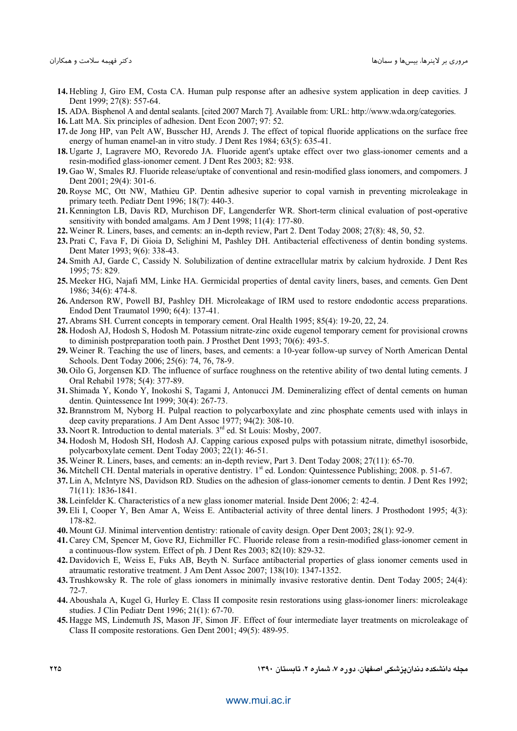14. Hebling J, Giro EM, Costa CA. Human pulp response after an adhesive system application in deep cavities. J Dent 1999; 27(8): 557-64.
15. ADA. Bisphenol A and dental sealants. [cited 2007 March 7]. Available from: URL: http://www.wda.org/categories.
16. Latt MA. Six principles of adhesion. Dent Econ 2007; 97: 52.
17. de Jong HP, van Pelt AW, Busscher HJ, Arends J. The effect of topical fluoride applications on the surface free energy of human enamel-an in vitro study. J Dent Res 1984; 63(5): 635-41.
18. Ugarte J, Lagravere MO, Revoredo JA. Fluoride agent's uptake effect over two glass-ionomer cements and a resin-modified glass-ionomer cement. J Dent Res 2003; 82: 938.
19. Gao W, Smales RJ. Fluoride release/uptake of conventional and resin-modified glass ionomers, and compomers. J Dent 2001; 29(4): 301-6.
20. Royse MC, Ott NW, Mathieu GP. Dentin adhesive superior to copal varnish in preventing microleakage in primary teeth. Pediatr Dent 1996; 18(7): 440-3.
21. Kennington LB, Davis RD, Murchison DF, Langenderfer WR. Short-term clinical evaluation of post-operative sensitivity with bonded amalgams. Am J Dent 1998; 11(4): 177-80.
22. Weiner R. Liners, bases, and cements: an in-depth review, Part 2. Dent Today 2008; 27(8): 48, 50, 52.
23. Prati C, Fava F, Di Gioia D, Selighini M, Pashley DH. Antibacterial effectiveness of dentin bonding systems. Dent Mater 1993; 9(6): 338-43.
24. Smith AJ, Garde C, Cassidy N. Solubilization of dentine extracellular matrix by calcium hydroxide. J Dent Res 1995; 75: 829.
25. Meeker HG, Najafi MM, Linke HA. Germicidal properties of dental cavity liners, bases, and cements. Gen Dent 1986; 34(6): 474-8.
26. Anderson RW, Powell BJ, Pashley DH. Microleakage of IRM used to restore endodontic access preparations. Endod Dent Traumatol 1990; 6(4): 137-41.
27. Abrams SH. Current concepts in temporary cement. Oral Health 1995; 85(4): 19-20, 22, 24.
28. Hodosh AJ, Hodosh S, Hodosh M. Potassium nitrate-zinc oxide eugenol temporary cement for provisional crowns to diminish postpreparation tooth pain. J Prosthet Dent 1993; 70(6): 493-5.
29. Weiner R. Teaching the use of liners, bases, and cements: a 10-year follow-up survey of North American Dental Schools. Dent Today 2006; 25(6): 74, 76, 78-9.
30. Oilo G, Jorgensen KD. The influence of surface roughness on the retentive ability of two dental luting cements. J Oral Rehabil 1978; 5(4): 377-89.
31. Shimada Y, Kondo Y, Inokoshi S, Tagami J, Antonucci JM. Demineralizing effect of dental cements on human dentin. Quintessence Int 1999; 30(4): 267-73.
32. Brannstrom M, Nyborg H. Pulpal reaction to polycarboxylate and zinc phosphate cements used with inlays in deep cavity preparations. J Am Dent Assoc 1977; 94(2): 308-10.
33. Noort R. Introduction to dental materials. 3rd ed. St Louis: Mosby, 2007.
34. Hodosh M, Hodosh SH, Hodosh AJ. Capping carious exposed pulps with potassium nitrate, dimethyl isosorbide, polycarboxylate cement. Dent Today 2003; 22(1): 46-51.
35. Weiner R. Liners, bases, and cements: an in-depth review, Part 3. Dent Today 2008; 27(11): 65-70.
36. Mitchell CH. Dental materials in operative dentistry. 1st ed. London: Quintessence Publishing; 2008. p. 51-67.
37. Lin A, McIntyre NS, Davidson RD. Studies on the adhesion of glass-ionomer cements to dentin. J Dent Res 1992; 71(11): 1836-1841.
38. Leinfelder K. Characteristics of a new glass ionomer material. Inside Dent 2006; 2: 42-4.
39. Eli I, Cooper Y, Ben Amar A, Weiss E. Antibacterial activity of three dental liners. J Prosthodont 1995; 4(3): 178-82.
40. Mount GJ. Minimal intervention dentistry: rationale of cavity design. Oper Dent 2003; 28(1): 92-9.
41. Carey CM, Spencer M, Gove RJ, Eichmiller FC. Fluoride release from a resin-modified glass-ionomer cement in a continuous-flow system. Effect of ph. J Dent Res 2003; 82(10): 829-32.
42. Davidovich E, Weiss E, Fuks AB, Beyth N. Surface antibacterial properties of glass ionomer cements used in atraumatic restorative treatment. J Am Dent Assoc 2007; 138(10): 1347-1352.
43. Trushkowsky R. The role of glass ionomers in minimally invasive restorative dentin. Dent Today 2005; 24(4): 72-7.
44. Aboushala A, Kugel G, Hurley E. Class II composite resin restorations using glass-ionomer liners: microleakage studies. J Clin Pediatr Dent 1996; 21(1): 67-70.
45. Hagge MS, Lindemuth JS, Mason JF, Simon JF. Effect of four intermediate layer treatments on microleakage of Class II composite restorations. Gen Dent 2001; 49(5): 489-95.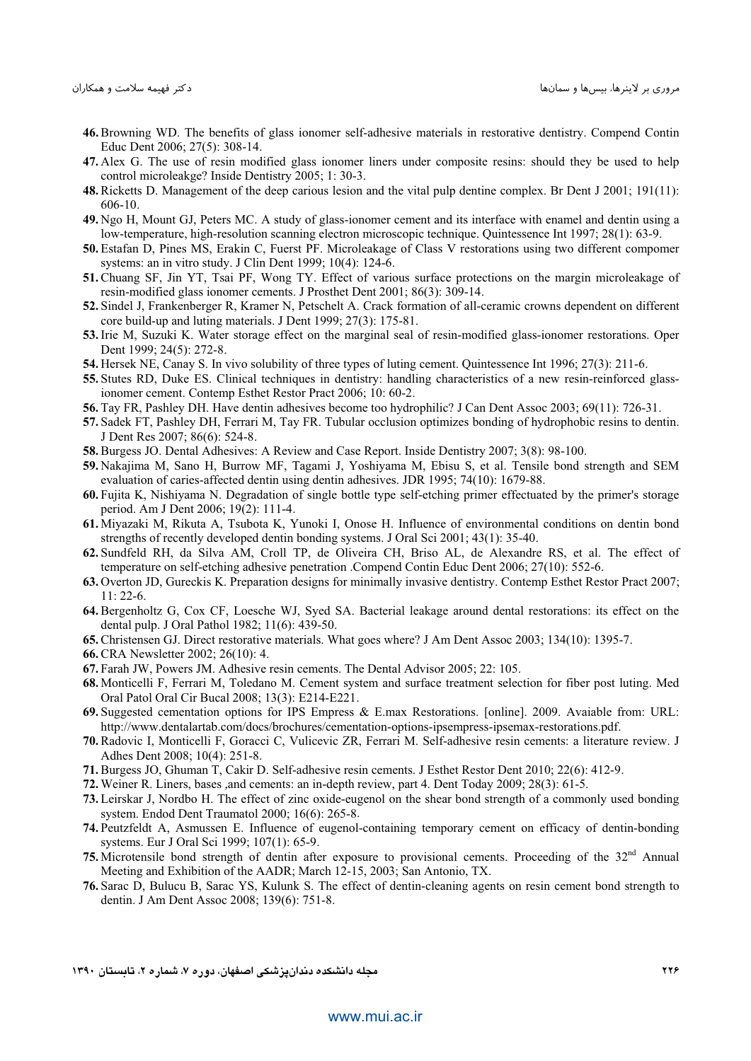46. Browning WD. The benefits of glass ionomer self-adhesive materials in restorative dentistry. Compend Contin Educ Dent 2006; 27(5): 308-14.
47. Alex G. The use of resin modified glass ionomer liners under composite resins: should they be used to help control microleakge? Inside Dentistry 2005; 1: 30-3.
48. Ricketts D. Management of the deep carious lesion and the vital pulp dentine complex. Br Dent J 2001; 191(11): 606-10.
49. Ngo H, Mount GJ, Peters MC. A study of glass-ionomer cement and its interface with enamel and dentin using a low-temperature, high-resolution scanning electron microscopic technique. Quintessence Int 1997; 28(1): 63-9.
50. Estafan D, Pines MS, Erakin C, Fuerst PF. Microleakage of Class V restorations using two different compomer systems: an in vitro study. J Clin Dent 1999; 10(4): 124-6.
51. Chuang SF, Jin YT, Tsai PF, Wong TY. Effect of various surface protections on the margin microleakage of resin-modified glass ionomer cements. J Prosthet Dent 2001; 86(3): 309-14.
52. Sindel J, Frankenberger R, Kramer N, Petschelt A. Crack formation of all-ceramic crowns dependent on different core build-up and luting materials. J Dent 1999; 27(3): 175-81.
53. Irie M, Suzuki K. Water storage effect on the marginal seal of resin-modified glass-ionomer restorations. Oper Dent 1999; 24(5): 272-8.
54. Hersek NE, Canay S. In vivo solubility of three types of luting cement. Quintessence Int 1996; 27(3): 211-6.
55. Stutes RD, Duke ES. Clinical techniques in dentistry: handling characteristics of a new resin-reinforced glass-ionomer cement. Contemp Esthet Restor Pract 2006; 10: 60-2.
56. Tay FR, Pashley DH. Have dentin adhesives become too hydrophilic? J Can Dent Assoc 2003; 69(11): 726-31.
57. Sadek FT, Pashley DH, Ferrari M, Tay FR. Tubular occlusion optimizes bonding of hydrophobic resins to dentin. J Dent Res 2007; 86(6): 524-8.
58. Burgess JO. Dental Adhesives: A Review and Case Report. Inside Dentistry 2007; 3(8): 98-100.
59. Nakajima M, Sano H, Burrow MF, Tagami J, Yoshiyama M, Ebisu S, et al. Tensile bond strength and SEM evaluation of caries-affected dentin using dentin adhesives. JDR 1995; 74(10): 1679-88.
60. Fujita K, Nishiyama N. Degradation of single bottle type self-etching primer effectuated by the primer's storage period. Am J Dent 2006; 19(2): 111-4.
61. Miyazaki M, Rikuta A, Tsubota K, Yunoki I, Onose H. Influence of environmental conditions on dentin bond strengths of recently developed dentin bonding systems. J Oral Sci 2001; 43(1): 35-40.
62. Sundfeld RH, da Silva AM, Croll TP, de Oliveira CH, Briso AL, de Alexandre RS, et al. The effect of temperature on self-etching adhesive penetration .Compend Contin Educ Dent 2006; 27(10): 552-6.
63. Overton JD, Gureckis K. Preparation designs for minimally invasive dentistry. Contemp Esthet Restor Pract 2007; 11: 22-6.
64. Bergenholtz G, Cox CF, Loesche WJ, Syed SA. Bacterial leakage around dental restorations: its effect on the dental pulp. J Oral Pathol 1982; 11(6): 439-50.
65. Christensen GJ. Direct restorative materials. What goes where? J Am Dent Assoc 2003; 134(10): 1395-7.
66. CRA Newsletter 2002; 26(10): 4.
67. Farah JW, Powers JM. Adhesive resin cements. The Dental Advisor 2005; 22: 105.
68. Monticelli F, Ferrari M, Toledano M. Cement system and surface treatment selection for fiber post luting. Med Oral Patol Oral Cir Bucal 2008; 13(3): E214-E221.
69. Suggested cementation options for IPS Empress & E.max Restorations. [online]. 2009. Avaiable from: URL: http://www.dentalartab.com/docs/brochures/cementation-options-ipsempress-ipsemax-restorations.pdf.
70. Radovic I, Monticelli F, Goracci C, Vulicevic ZR, Ferrari M. Self-adhesive resin cements: a literature review. J Adhes Dent 2008; 10(4): 251-8.
71. Burgess JO, Ghuman T, Cakir D. Self-adhesive resin cements. J Esthet Restor Dent 2010; 22(6): 412-9.
72. Weiner R. Liners, bases ,and cements: an in-depth review, part 4. Dent Today 2009; 28(3): 61-5.
73. Leirskar J, Nordbo H. The effect of zinc oxide-eugenol on the shear bond strength of a commonly used bonding system. Endod Dent Traumatol 2000; 16(6): 265-8.
74. Peutzfeldt A, Asmussen E. Influence of eugenol-containing temporary cement on efficacy of dentin-bonding systems. Eur J Oral Sci 1999; 107(1): 65-9.
75. Microtensile bond strength of dentin after exposure to provisional cements. Proceeding of the 32nd Annual Meeting and Exhibition of the AADR; March 12-15, 2003; San Antonio, TX.
76. Sarac D, Bulucu B, Sarac YS, Kulunk S. The effect of dentin-cleaning agents on resin cement bond strength to dentin. J Am Dent Assoc 2008; 139(6): 751-8.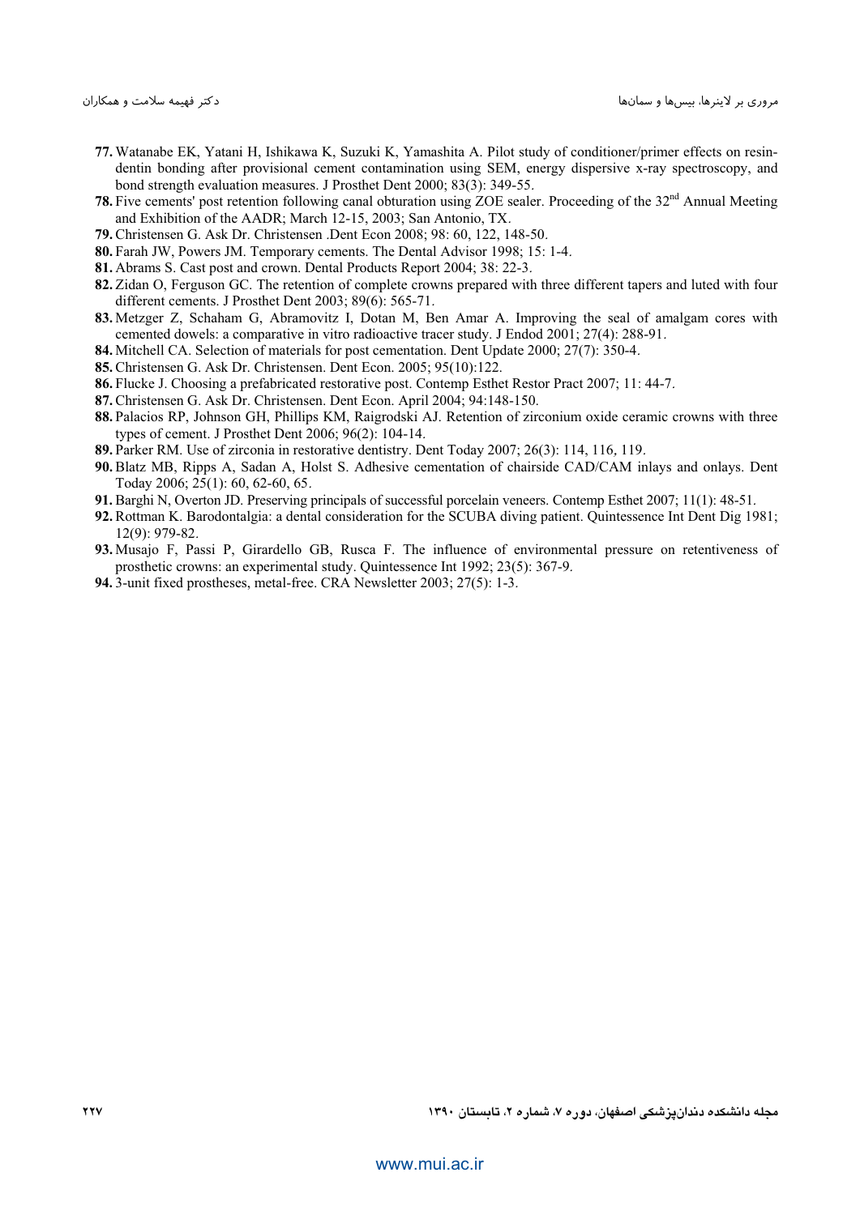77. Watanabe EK, Yatani H, Ishikawa K, Suzuki K, Yamashita A. Pilot study of conditioner/primer effects on resin-dentin bonding after provisional cement contamination using SEM, energy dispersive x-ray spectroscopy, and bond strength evaluation measures. J Prosthet Dent 2000; 83(3): 349-55.
78. Five cements' post retention following canal obturation using ZOE sealer. Proceeding of the 32nd Annual Meeting and Exhibition of the AADR; March 12-15, 2003; San Antonio, TX.
79. Christensen G. Ask Dr. Christensen .Dent Econ 2008; 98: 60, 122, 148-50.
80. Farah JW, Powers JM. Temporary cements. The Dental Advisor 1998; 15: 1-4.
81. Abrams S. Cast post and crown. Dental Products Report 2004; 38: 22-3.
82. Zidan O, Ferguson GC. The retention of complete crowns prepared with three different tapers and luted with four different cements. J Prosthet Dent 2003; 89(6): 565-71.
83. Metzger Z, Schaham G, Abramovitz I, Dotan M, Ben Amar A. Improving the seal of amalgam cores with cemented dowels: a comparative in vitro radioactive tracer study. J Endod 2001; 27(4): 288-91.
84. Mitchell CA. Selection of materials for post cementation. Dent Update 2000; 27(7): 350-4.
85. Christensen G. Ask Dr. Christensen. Dent Econ. 2005; 95(10):122.
86. Flucke J. Choosing a prefabricated restorative post. Contemp Esthet Restor Pract 2007; 11: 44-7.
87. Christensen G. Ask Dr. Christensen. Dent Econ. April 2004; 94:148-150.
88. Palacios RP, Johnson GH, Phillips KM, Raigrodski AJ. Retention of zirconium oxide ceramic crowns with three types of cement. J Prosthet Dent 2006; 96(2): 104-14.
89. Parker RM. Use of zirconia in restorative dentistry. Dent Today 2007; 26(3): 114, 116, 119.
90. Blatz MB, Ripps A, Sadan A, Holst S. Adhesive cementation of chairside CAD/CAM inlays and onlays. Dent Today 2006; 25(1): 60, 62-60, 65.
91. Barghi N, Overton JD. Preserving principals of successful porcelain veneers. Contemp Esthet 2007; 11(1): 48-51.
92. Rottman K. Barodontalgia: a dental consideration for the SCUBA diving patient. Quintessence Int Dent Dig 1981; 12(9): 979-82.
93. Musajo F, Passi P, Girardello GB, Rusca F. The influence of environmental pressure on retentiveness of prosthetic crowns: an experimental study. Quintessence Int 1992; 23(5): 367-9.
94. 3-unit fixed prostheses, metal-free. CRA Newsletter 2003; 27(5): 1-3.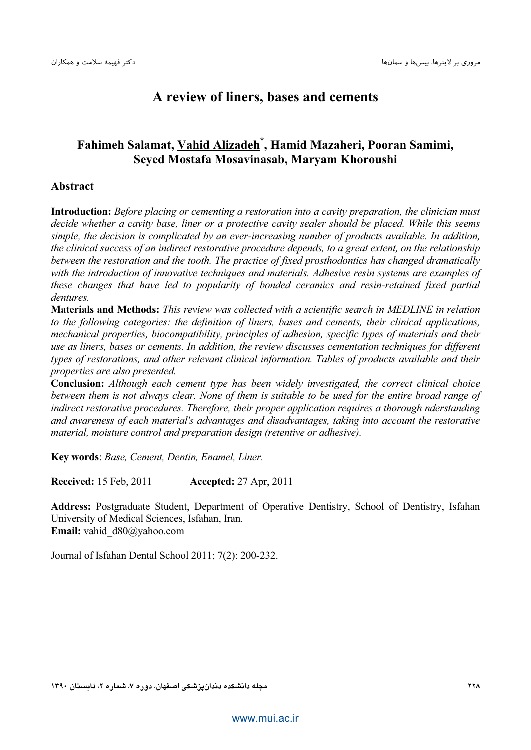# A review of liners, bases and cements

## Fahimeh Salamat, Vahid Alizadeh*, Hamid Mazaheri, Pooran Samimi, Seyed Mostafa Mosavinasab, Maryam Khoroushi

## Abstract

**Introduction:** *Before placing or cementing a restoration into a cavity preparation, the clinician must decide whether a cavity base, liner or a protective cavity sealer should be placed. While this seems simple, the decision is complicated by an ever-increasing number of products available. In addition, the clinical success of an indirect restorative procedure depends, to a great extent, on the relationship between the restoration and the tooth. The practice of fixed prosthodontics has changed dramatically with the introduction of innovative techniques and materials. Adhesive resin systems are examples of these changes that have led to popularity of bonded ceramics and resin-retained fixed partial dentures.*

**Materials and Methods:** *This review was collected with a scientific search in MEDLINE in relation to the following categories: the definition of liners, bases and cements, their clinical applications, mechanical properties, biocompatibility, principles of adhesion, specific types of materials and their use as liners, bases or cements. In addition, the review discusses cementation techniques for different types of restorations, and other relevant clinical information. Tables of products available and their properties are also presented.*

**Conclusion:** *Although each cement type has been widely investigated, the correct clinical choice between them is not always clear. None of them is suitable to be used for the entire broad range of indirect restorative procedures. Therefore, their proper application requires a thorough nderstanding and awareness of each material's advantages and disadvantages, taking into account the restorative material, moisture control and preparation design (retentive or adhesive).*

**Key words**: *Base, Cement, Dentin, Enamel, Liner.*

**Received:** 15 Feb, 2011 **Accepted:** 27 Apr, 2011

**Address:** Postgraduate Student, Department of Operative Dentistry, School of Dentistry, Isfahan University of Medical Sciences, Isfahan, Iran.
**Email:** vahid_d80@yahoo.com

Journal of Isfahan Dental School 2011; 7(2): 200-232.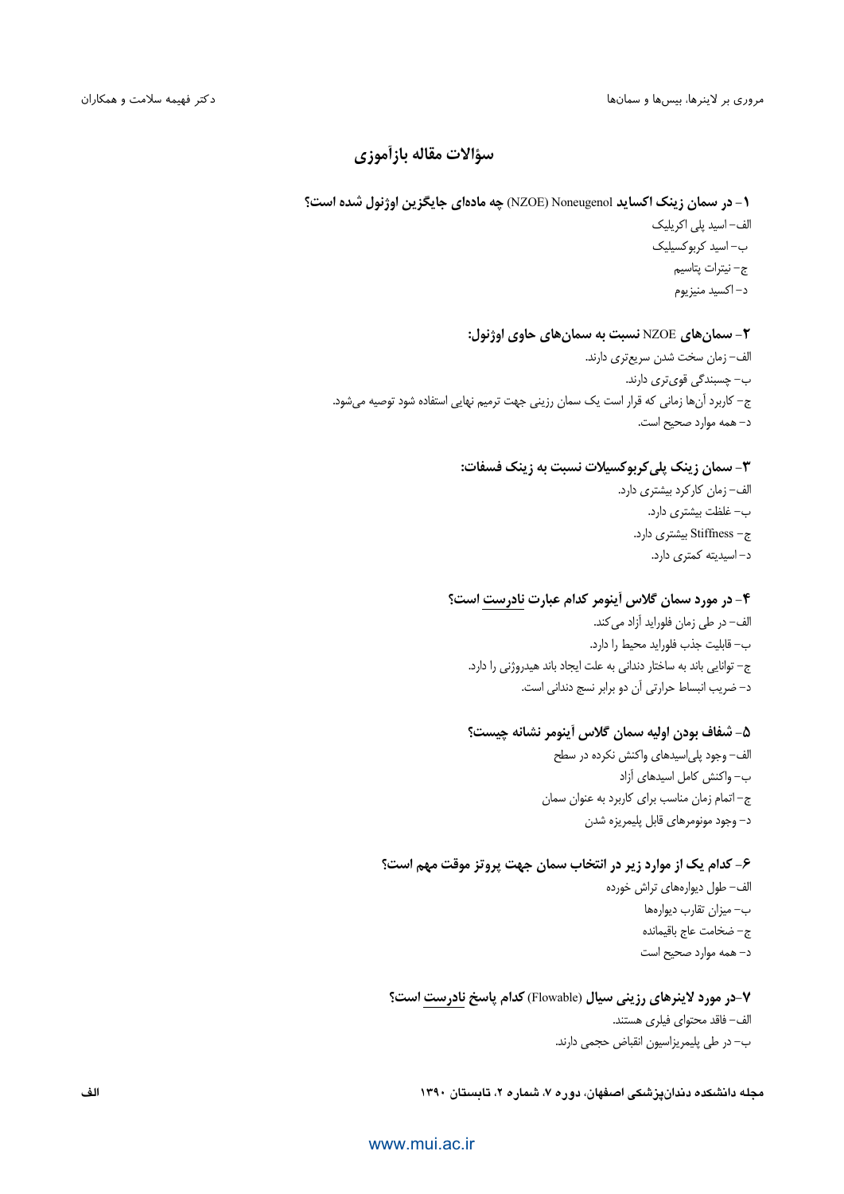## سؤالات مقاله بازآموزی

**۱- در سمان زینک اکساید (NZOE) Noneugenol چه ماده‌ای جایگزین اوژنول شده است؟**

الف- اسید پلی اکریلیک
ب- اسید کربوکسیلیک
ج- نیترات پتاسیم
د- اکسید منیزیوم

**۲- سمان‌های NZOE نسبت به سمان‌های حاوی اوژنول:**

الف- زمان سخت شدن سریع‌تری دارند.
ب- چسبندگی قوی‌تری دارند.
ج- کاربرد آن‌ها زمانی که قرار است یک سمان رزینی جهت ترمیم نهایی استفاده شود توصیه می‌شود.
د- همه موارد صحیح است.

**۳- سمان زینک پلی‌کربوکسیلات نسبت به زینک فسفات:**

الف- زمان کارکرد بیشتری دارد.
ب- غلظت بیشتری دارد.
ج- Stiffness بیشتری دارد.
د- اسیدیته کمتری دارد.

**۴- در مورد سمان گلاس آینومر کدام عبارت نادرست است؟**

الف- در طی زمان فلوراید آزاد می‌کند.
ب- قابلیت جذب فلوراید محیط را دارد.
ج- توانایی باند به ساختار دندانی به علت ایجاد باند هیدروژنی را دارد.
د- ضریب انبساط حرارتی آن دو برابر نسج دندانی است.

**۵- شفاف بودن اولیه سمان گلاس آینومر نشانه چیست؟**

الف- وجود پلی‌اسیدهای واکنش نکرده در سطح
ب- واکنش کامل اسیدهای آزاد
ج- اتمام زمان مناسب برای کاربرد به عنوان سمان
د- وجود مونومرهای قابل پلیمریزه شدن

**۶- کدام یک از موارد زیر در انتخاب سمان جهت پروتز موقت مهم است؟**

الف- طول دیواره‌های تراش خورده
ب- میزان تقارب دیواره‌ها
ج- ضخامت عاج باقیمانده
د- همه موارد صحیح است

**۷-در مورد لاینرهای رزینی سیال (Flowable) کدام پاسخ نادرست است؟**

الف- فاقد محتوای فیلری هستند.
ب- در طی پلیمریزاسیون انقباض حجمی دارند.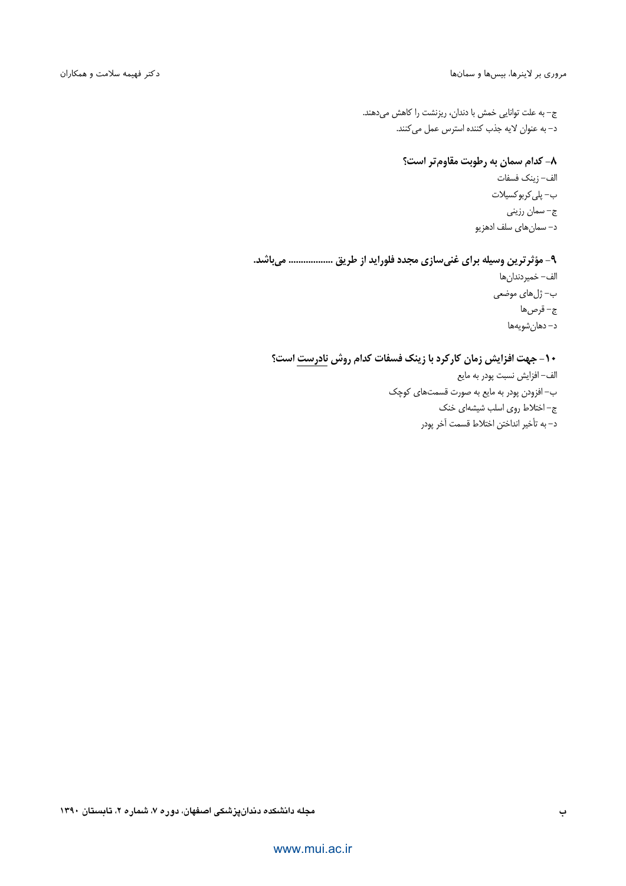ج- به علت توانایی خمش با دندان، ریزنشت را کاهش می‌دهند.

د- به عنوان لایه جذب کننده استرس عمل می‌کنند.

**۸- کدام سمان به رطوبت مقاوم‌تر است؟**

الف- زینک فسفات

ب- پلی‌کربوکسیلات

ج- سمان رزینی

د- سمان‌های سلف ادهزیو

**۹- مؤثرترین وسیله برای غنی‌سازی مجدد فلوراید از طریق ................. می‌باشد.**

الف- خمیردندان‌ها

ب- ژل‌های موضعی

ج- قرص‌ها

د- دهان‌شویه‌ها

**۱۰- جهت افزایش زمان کارکرد با زینک فسفات کدام روش نادرست است؟**

الف- افزایش نسبت پودر به مایع

ب- افزودن پودر به مایع به صورت قسمت‌های کوچک

ج- اختلاط روی اسلب شیشه‌ای خنک

د- به تأخیر انداختن اختلاط قسمت آخر پودر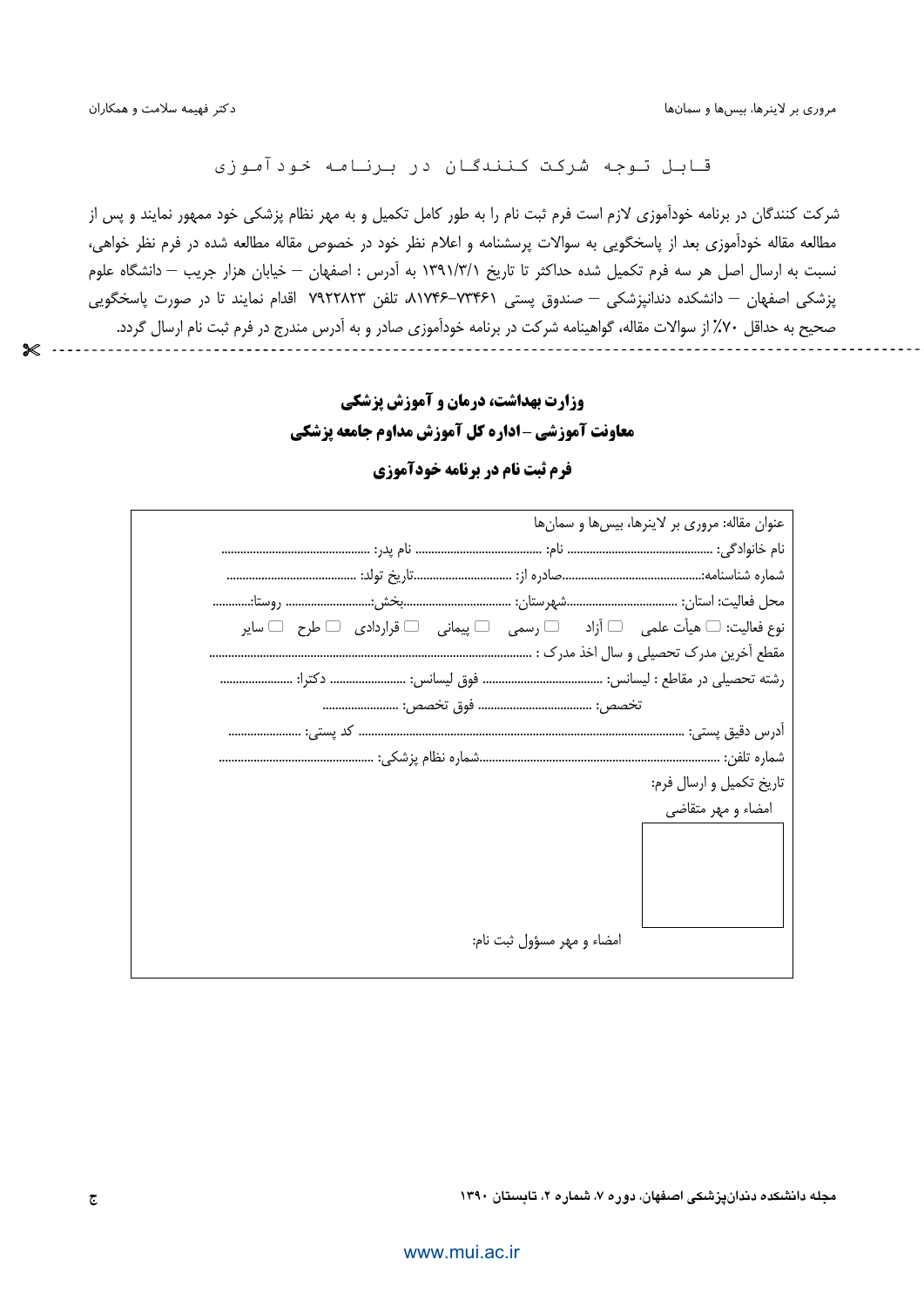## قابل توجه شرکت کنندگان در برنامه خودآموزی

شرکت کنندگان در برنامه خودآموزی لازم است فرم ثبت نام را به طور کامل تکمیل و به مهر نظام پزشکی خود ممهور نمایند و پس از مطالعه مقاله خودآموزی بعد از پاسخگویی به سوالات پرسشنامه و اعلام نظر خود در خصوص مقاله مطالعه شده در فرم نظر خواهی، نسبت به ارسال اصل هر سه فرم تکمیل شده حداکثر تا تاریخ ۱۳۹۱/۳/۱ به آدرس : اصفهان – خیابان هزار جریب – دانشگاه علوم پزشکی اصفهان – دانشکده دندانپزشکی – صندوق پستی ۷۳۴۶۱-۸۱۷۴۶، تلفن ۷۹۲۲۸۲۳ اقدام نمایند تا در صورت پاسخگویی صحیح به حداقل ۷۰٪ از سوالات مقاله، گواهینامه شرکت در برنامه خودآموزی صادر و به آدرس مندرج در فرم ثبت نام ارسال گردد.

---

# وزارت بهداشت، درمان و آموزش پزشکی

## معاونت آموزشی – اداره کل آموزش مداوم جامعه پزشکی

## فرم ثبت نام در برنامه خودآموزی

عنوان مقاله: مروری بر لاینرها، بیس‌ها و سمان‌ها

نام خانوادگی: .............................................. نام: ...................................... نام پدر: ..............................................

شماره شناسنامه:............................................صادره از: ...............................تاریخ تولد: ........................................

محل فعالیت: استان: ...................................شهرستان: ..................................بخش:........................... روستا:...........

نوع فعالیت: ☐ هیأت علمی ☐ آزاد ☐ رسمی ☐ پیمانی ☐ قراردادی ☐ طرح ☐ سایر

مقطع آخرین مدرک تحصیلی و سال اخذ مدرک : ......................................................................................................

رشته تحصیلی در مقاطع : لیسانس: ..................................... فوق لیسانس: ....................... دکترا: .......................

تخصص: .................................. فوق تخصص: .......................

آدرس دقیق پستی: ...................................................................................................... کد پستی: .......................

شماره تلفن: ..........................................................................شماره نظام پزشکی: ................................................

تاریخ تکمیل و ارسال فرم:

امضاء و مهر متقاضی

امضاء و مهر مسؤول ثبت نام: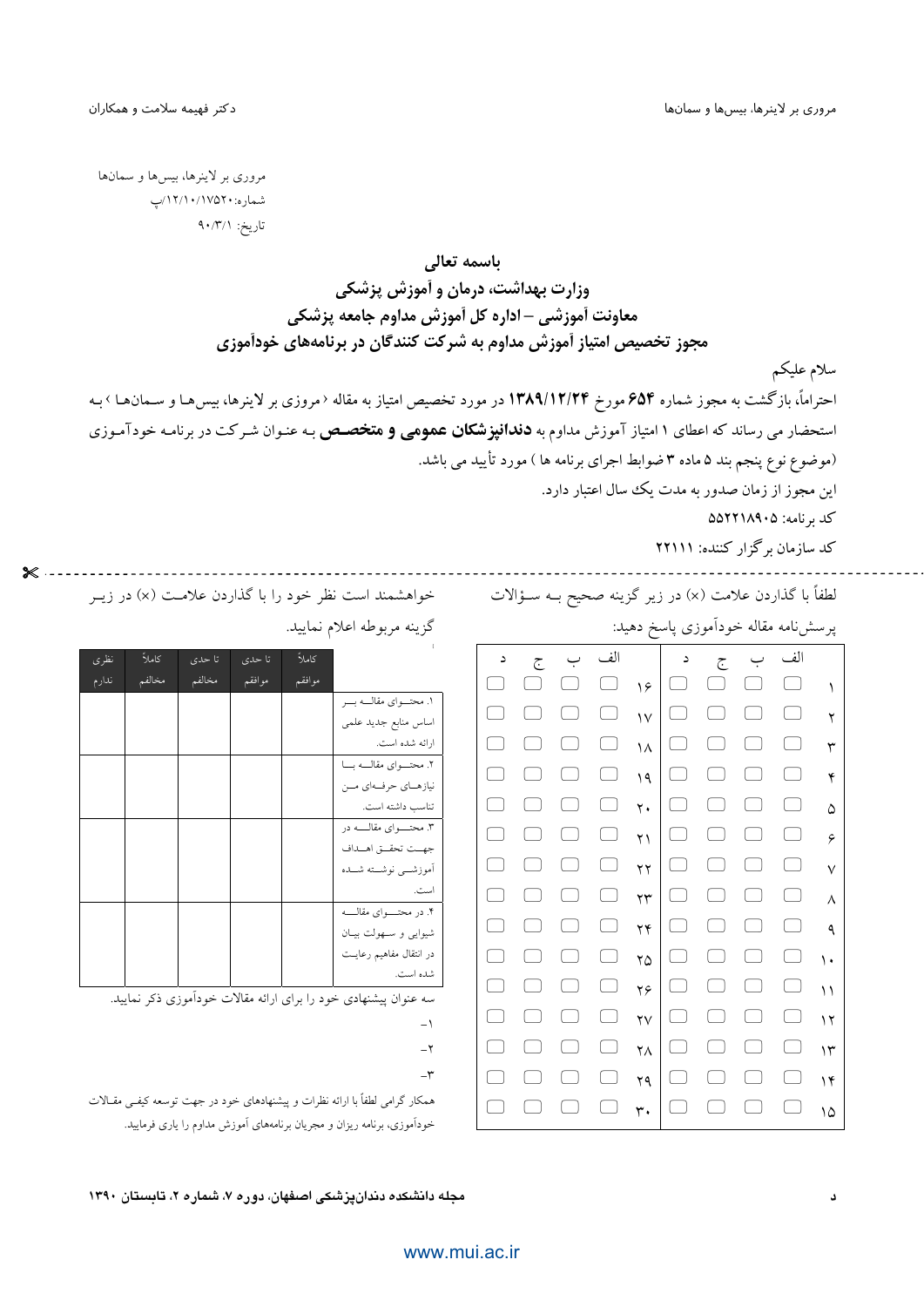مروری بر لاینرها، بیس‌ها و سمان‌ها
شماره: ۱۲/۱۰/۱۷۵۲۰/پ
تاریخ: ۹۰/۳/۱

## باسمه تعالی

## وزارت بهداشت، درمان و آموزش پزشکی

## معاونت آموزشی – اداره کل آموزش مداوم جامعه پزشکی

## مجوز تخصیص امتیاز آموزش مداوم به شرکت کنندگان در برنامه‌های خودآموزی

سلام علیکم

احتراماً، بازگشت به مجوز شماره **۶۵۴** مورخ **۱۳۸۹/۱۲/۲۴** در مورد تخصیص امتیاز به مقاله ‹ مروری بر لاینرها، بیس‌ها و سمان‌ها › به استحضار می رساند که اعطای ۱ امتیاز آموزش مداوم به **دندانپزشکان عمومی و متخصص** به عنوان شرکت در برنامه خودآموزی (موضوع نوع پنجم بند ۵ ماده ۳ ضوابط اجرای برنامه ها ) مورد تأیید می باشد.

این مجوز از زمان صدور به مدت یک سال اعتبار دارد.

کد برنامه: ۵۵۲۲۱۸۹۰۵

کد سازمان برگزار کننده: ۲۲۱۱۱

---

لطفاً با گذاردن علامت (×) در زیر گزینه صحیح به سؤالات پرسش‌نامه مقاله خودآموزی پاسخ دهید:

| | الف | ب | ج | د | | الف | ب | ج | د |
|---|---|---|---|---|---|---|---|---|---|
| ۱ | ☐ | ☐ | ☐ | ☐ | ۱۶ | ☐ | ☐ | ☐ | ☐ |
| ۲ | ☐ | ☐ | ☐ | ☐ | ۱۷ | ☐ | ☐ | ☐ | ☐ |
| ۳ | ☐ | ☐ | ☐ | ☐ | ۱۸ | ☐ | ☐ | ☐ | ☐ |
| ۴ | ☐ | ☐ | ☐ | ☐ | ۱۹ | ☐ | ☐ | ☐ | ☐ |
| ۵ | ☐ | ☐ | ☐ | ☐ | ۲۰ | ☐ | ☐ | ☐ | ☐ |
| ۶ | ☐ | ☐ | ☐ | ☐ | ۲۱ | ☐ | ☐ | ☐ | ☐ |
| ۷ | ☐ | ☐ | ☐ | ☐ | ۲۲ | ☐ | ☐ | ☐ | ☐ |
| ۸ | ☐ | ☐ | ☐ | ☐ | ۲۳ | ☐ | ☐ | ☐ | ☐ |
| ۹ | ☐ | ☐ | ☐ | ☐ | ۲۴ | ☐ | ☐ | ☐ | ☐ |
| ۱۰ | ☐ | ☐ | ☐ | ☐ | ۲۵ | ☐ | ☐ | ☐ | ☐ |
| ۱۱ | ☐ | ☐ | ☐ | ☐ | ۲۶ | ☐ | ☐ | ☐ | ☐ |
| ۱۲ | ☐ | ☐ | ☐ | ☐ | ۲۷ | ☐ | ☐ | ☐ | ☐ |
| ۱۳ | ☐ | ☐ | ☐ | ☐ | ۲۸ | ☐ | ☐ | ☐ | ☐ |
| ۱۴ | ☐ | ☐ | ☐ | ☐ | ۲۹ | ☐ | ☐ | ☐ | ☐ |
| ۱۵ | ☐ | ☐ | ☐ | ☐ | ۳۰ | ☐ | ☐ | ☐ | ☐ |

خواهشمند است نظر خود را با گذاردن علامت (×) در زیر گزینه مربوطه اعلام نمایید.

| | کاملاً موافقم | تا حدی موافقم | تا حدی مخالفم | کاملاً مخالفم | نظری ندارم |
|---|---|---|---|---|---|
| ۱. محتوای مقاله بر اساس منابع جدید علمی ارائه شده است. | | | | | |
| ۲. محتوای مقاله با نیازهای حرفه‌ای من تناسب داشته است. | | | | | |
| ۳. محتوای مقاله در جهت تحقق اهداف آموزشی نوشته شده است. | | | | | |
| ۴. در محتوای مقاله شیوایی و سهولت بیان در انتقال مفاهیم رعایت شده است. | | | | | |

سه عنوان پیشنهادی خود را برای ارائه مقالات خودآموزی ذکر نمایید.

-۱

-۲

-۳

همکار گرامی لطفاً با ارائه نظرات و پیشنهادهای خود در جهت توسعه کیفی مقالات خودآموزی، برنامه ریزان و مجریان برنامه‌های آموزش مداوم را یاری فرمایید.